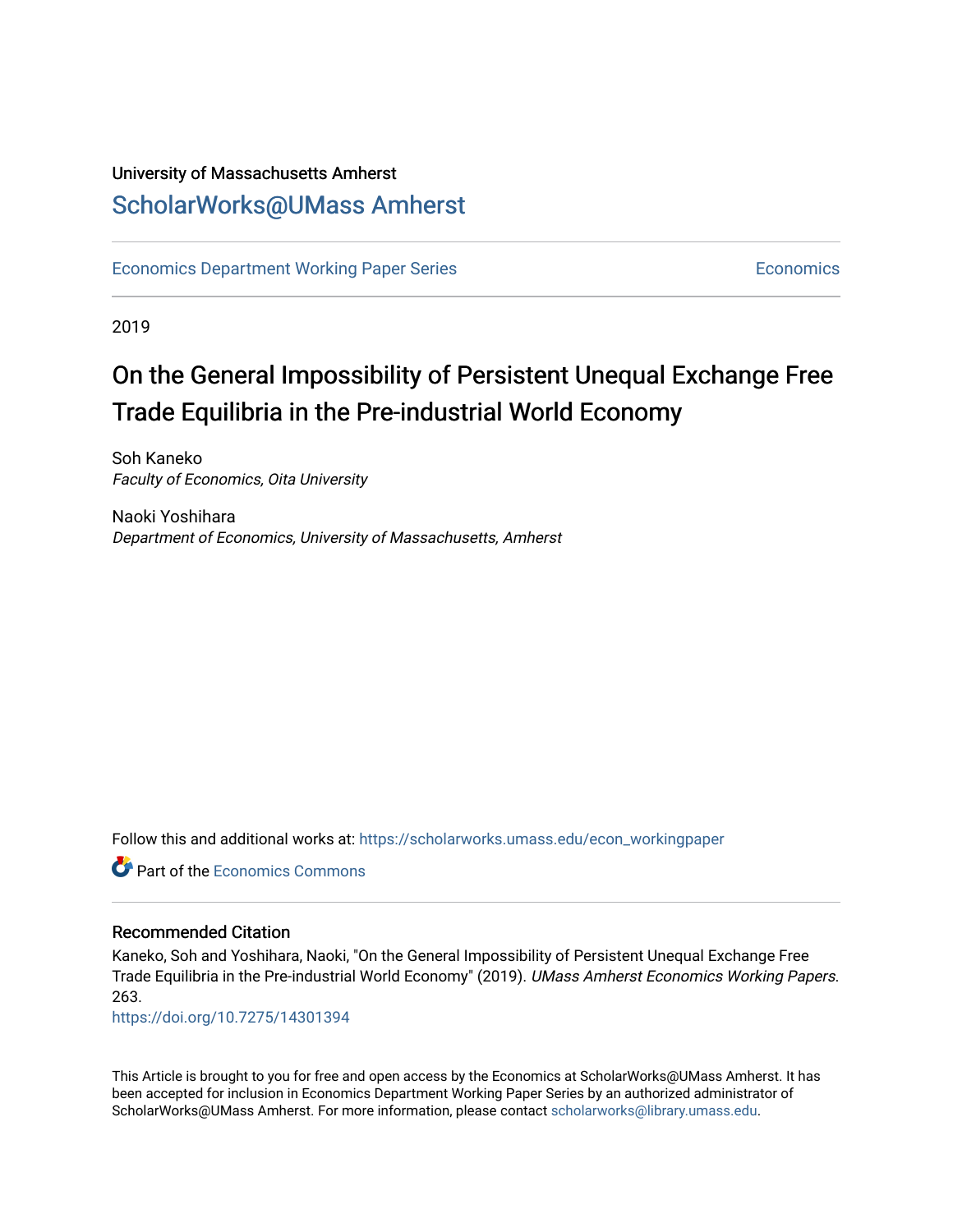University of Massachusetts Amherst

# ScholarWorks@UMass Amherst

Economics Department Working Paper Series | Economics

2019

# On the General Impossibility of Persistent Unequal Exchange Free Trade Equilibria in the Pre-industrial World Economy

Soh Kaneko
*Faculty of Economics, Oita University*

Naoki Yoshihara
*Department of Economics, University of Massachusetts, Amherst*

Follow this and additional works at: https://scholarworks.umass.edu/econ_workingpaper

Part of the Economics Commons

## Recommended Citation

Kaneko, Soh and Yoshihara, Naoki, "On the General Impossibility of Persistent Unequal Exchange Free Trade Equilibria in the Pre-industrial World Economy" (2019). *UMass Amherst Economics Working Papers*. 263.
https://doi.org/10.7275/14301394

This Article is brought to you for free and open access by the Economics at ScholarWorks@UMass Amherst. It has been accepted for inclusion in Economics Department Working Paper Series by an authorized administrator of ScholarWorks@UMass Amherst. For more information, please contact scholarworks@library.umass.edu.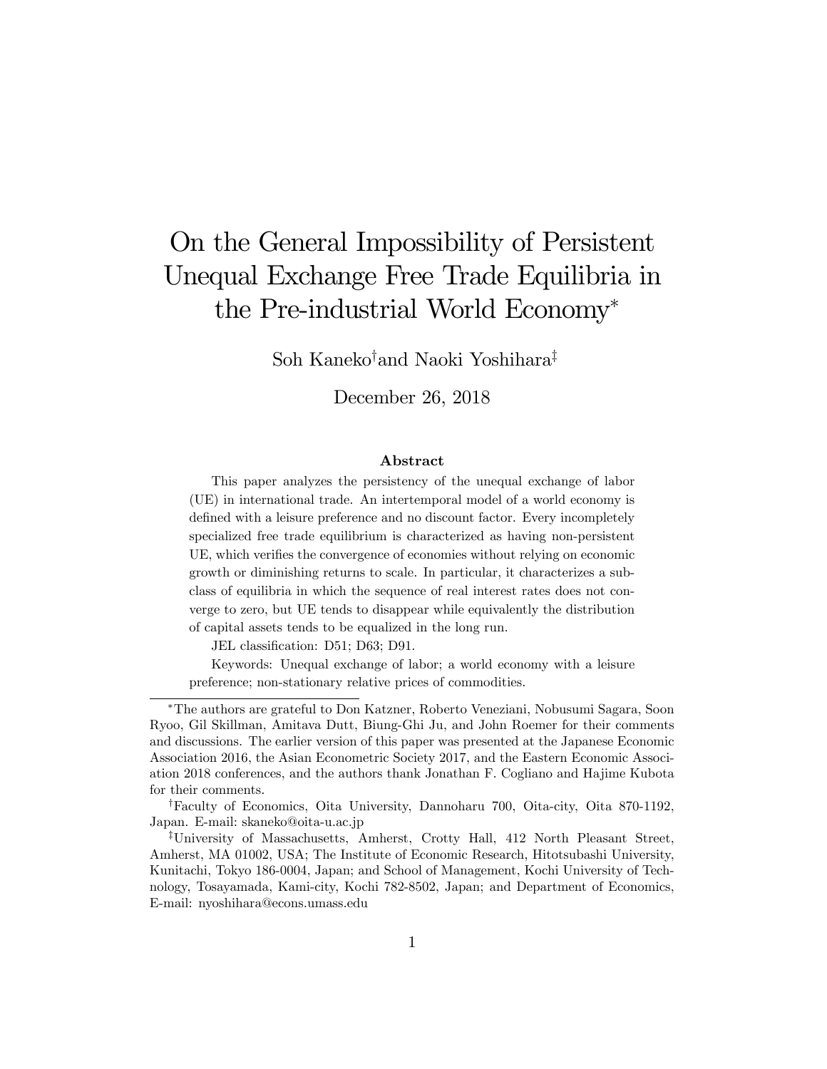# On the General Impossibility of Persistent Unequal Exchange Free Trade Equilibria in the Pre-industrial World Economy*

Soh Kaneko† and Naoki Yoshihara‡

December 26, 2018

### Abstract

This paper analyzes the persistency of the unequal exchange of labor (UE) in international trade. An intertemporal model of a world economy is defined with a leisure preference and no discount factor. Every incompletely specialized free trade equilibrium is characterized as having non-persistent UE, which verifies the convergence of economies without relying on economic growth or diminishing returns to scale. In particular, it characterizes a subclass of equilibria in which the sequence of real interest rates does not converge to zero, but UE tends to disappear while equivalently the distribution of capital assets tends to be equalized in the long run.

JEL classification: D51; D63; D91.

Keywords: Unequal exchange of labor; a world economy with a leisure preference; non-stationary relative prices of commodities.

---

*The authors are grateful to Don Katzner, Roberto Veneziani, Nobusumi Sagara, Soon Ryoo, Gil Skillman, Amitava Dutt, Biung-Ghi Ju, and John Roemer for their comments and discussions. The earlier version of this paper was presented at the Japanese Economic Association 2016, the Asian Econometric Society 2017, and the Eastern Economic Association 2018 conferences, and the authors thank Jonathan F. Cogliano and Hajime Kubota for their comments.

†Faculty of Economics, Oita University, Dannoharu 700, Oita-city, Oita 870-1192, Japan. E-mail: skaneko@oita-u.ac.jp

‡University of Massachusetts, Amherst, Crotty Hall, 412 North Pleasant Street, Amherst, MA 01002, USA; The Institute of Economic Research, Hitotsubashi University, Kunitachi, Tokyo 186-0004, Japan; and School of Management, Kochi University of Technology, Tosayamada, Kami-city, Kochi 782-8502, Japan; and Department of Economics, E-mail: nyoshihara@econs.umass.edu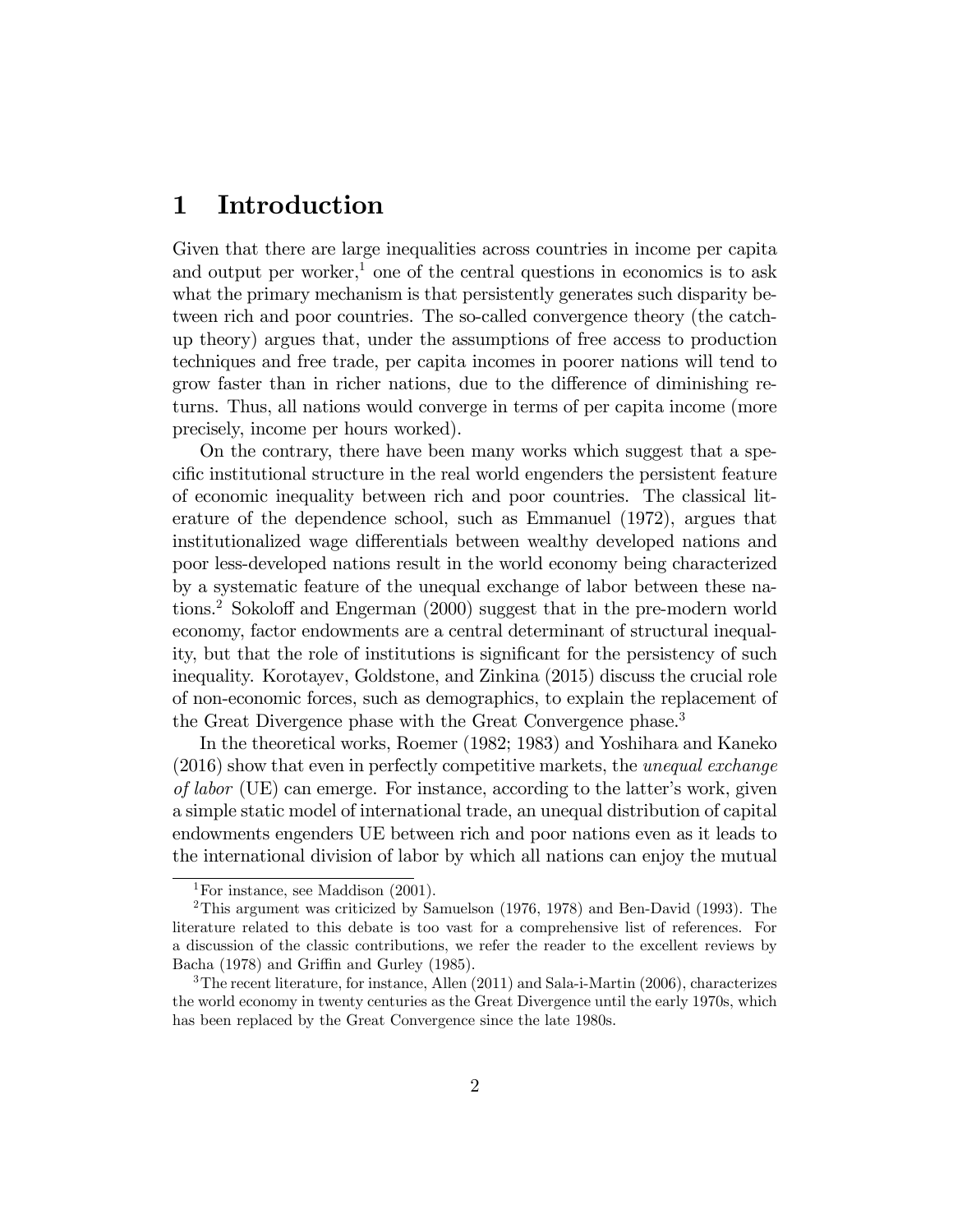# 1 Introduction

Given that there are large inequalities across countries in income per capita and output per worker,[1] one of the central questions in economics is to ask what the primary mechanism is that persistently generates such disparity between rich and poor countries. The so-called convergence theory (the catch-up theory) argues that, under the assumptions of free access to production techniques and free trade, per capita incomes in poorer nations will tend to grow faster than in richer nations, due to the difference of diminishing returns. Thus, all nations would converge in terms of per capita income (more precisely, income per hours worked).

On the contrary, there have been many works which suggest that a specific institutional structure in the real world engenders the persistent feature of economic inequality between rich and poor countries. The classical literature of the dependence school, such as Emmanuel (1972), argues that institutionalized wage differentials between wealthy developed nations and poor less-developed nations result in the world economy being characterized by a systematic feature of the unequal exchange of labor between these nations.[2] Sokoloff and Engerman (2000) suggest that in the pre-modern world economy, factor endowments are a central determinant of structural inequality, but that the role of institutions is significant for the persistency of such inequality. Korotayev, Goldstone, and Zinkina (2015) discuss the crucial role of non-economic forces, such as demographics, to explain the replacement of the Great Divergence phase with the Great Convergence phase.[3]

In the theoretical works, Roemer (1982; 1983) and Yoshihara and Kaneko (2016) show that even in perfectly competitive markets, the *unequal exchange of labor* (UE) can emerge. For instance, according to the latter's work, given a simple static model of international trade, an unequal distribution of capital endowments engenders UE between rich and poor nations even as it leads to the international division of labor by which all nations can enjoy the mutual

[1] For instance, see Maddison (2001).

[2] This argument was criticized by Samuelson (1976, 1978) and Ben-David (1993). The literature related to this debate is too vast for a comprehensive list of references. For a discussion of the classic contributions, we refer the reader to the excellent reviews by Bacha (1978) and Griffin and Gurley (1985).

[3] The recent literature, for instance, Allen (2011) and Sala-i-Martin (2006), characterizes the world economy in twenty centuries as the Great Divergence until the early 1970s, which has been replaced by the Great Convergence since the late 1980s.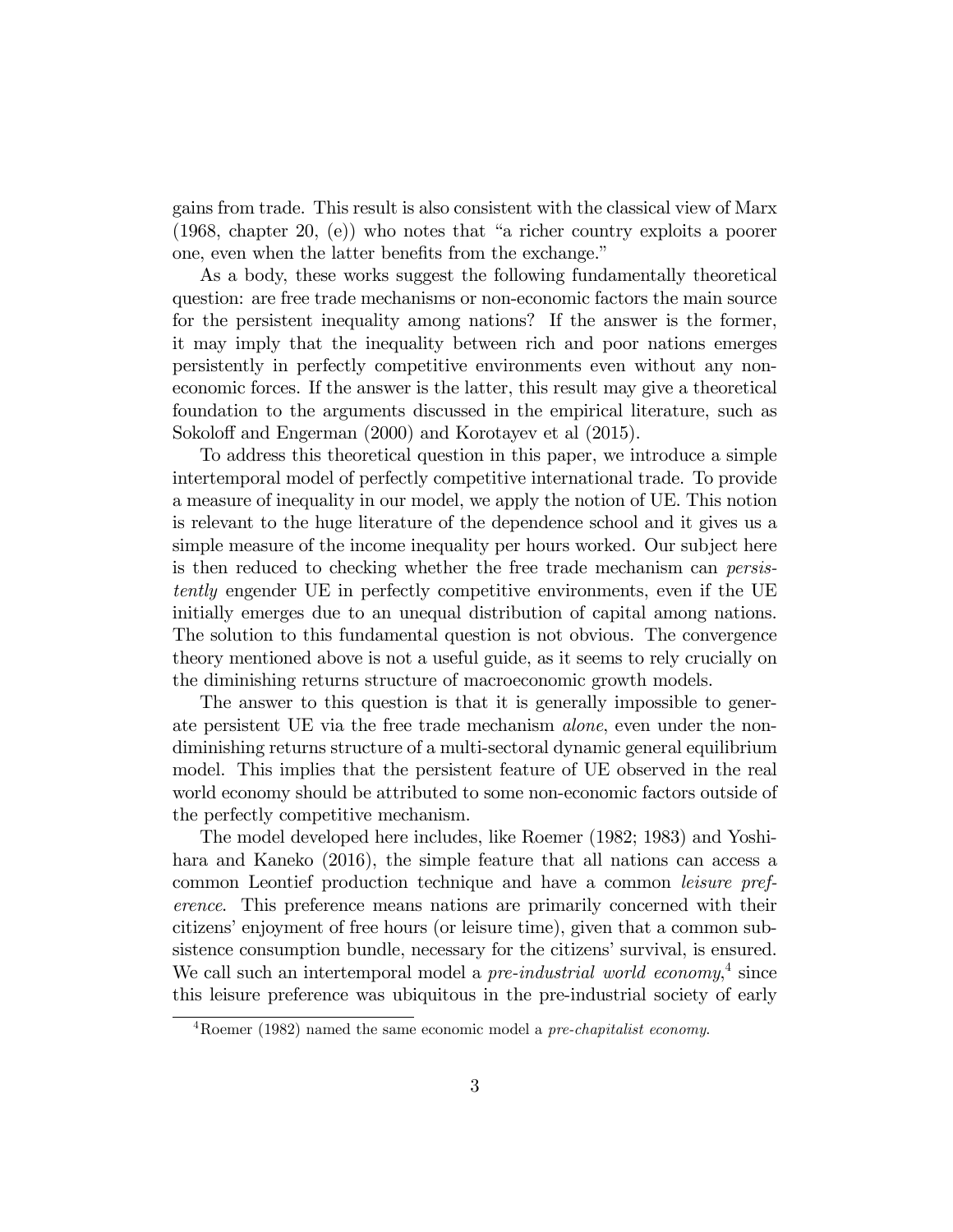gains from trade. This result is also consistent with the classical view of Marx (1968, chapter 20, (e)) who notes that "a richer country exploits a poorer one, even when the latter benefits from the exchange."

As a body, these works suggest the following fundamentally theoretical question: are free trade mechanisms or non-economic factors the main source for the persistent inequality among nations? If the answer is the former, it may imply that the inequality between rich and poor nations emerges persistently in perfectly competitive environments even without any non-economic forces. If the answer is the latter, this result may give a theoretical foundation to the arguments discussed in the empirical literature, such as Sokoloff and Engerman (2000) and Korotayev et al (2015).

To address this theoretical question in this paper, we introduce a simple intertemporal model of perfectly competitive international trade. To provide a measure of inequality in our model, we apply the notion of UE. This notion is relevant to the huge literature of the dependence school and it gives us a simple measure of the income inequality per hours worked. Our subject here is then reduced to checking whether the free trade mechanism can *persistently* engender UE in perfectly competitive environments, even if the UE initially emerges due to an unequal distribution of capital among nations. The solution to this fundamental question is not obvious. The convergence theory mentioned above is not a useful guide, as it seems to rely crucially on the diminishing returns structure of macroeconomic growth models.

The answer to this question is that it is generally impossible to generate persistent UE via the free trade mechanism *alone*, even under the non-diminishing returns structure of a multi-sectoral dynamic general equilibrium model. This implies that the persistent feature of UE observed in the real world economy should be attributed to some non-economic factors outside of the perfectly competitive mechanism.

The model developed here includes, like Roemer (1982; 1983) and Yoshihara and Kaneko (2016), the simple feature that all nations can access a common Leontief production technique and have a common *leisure preference*. This preference means nations are primarily concerned with their citizens' enjoyment of free hours (or leisure time), given that a common subsistence consumption bundle, necessary for the citizens' survival, is ensured. We call such an intertemporal model a *pre-industrial world economy*,[4] since this leisure preference was ubiquitous in the pre-industrial society of early

[4] Roemer (1982) named the same economic model a *pre-chapitalist economy*.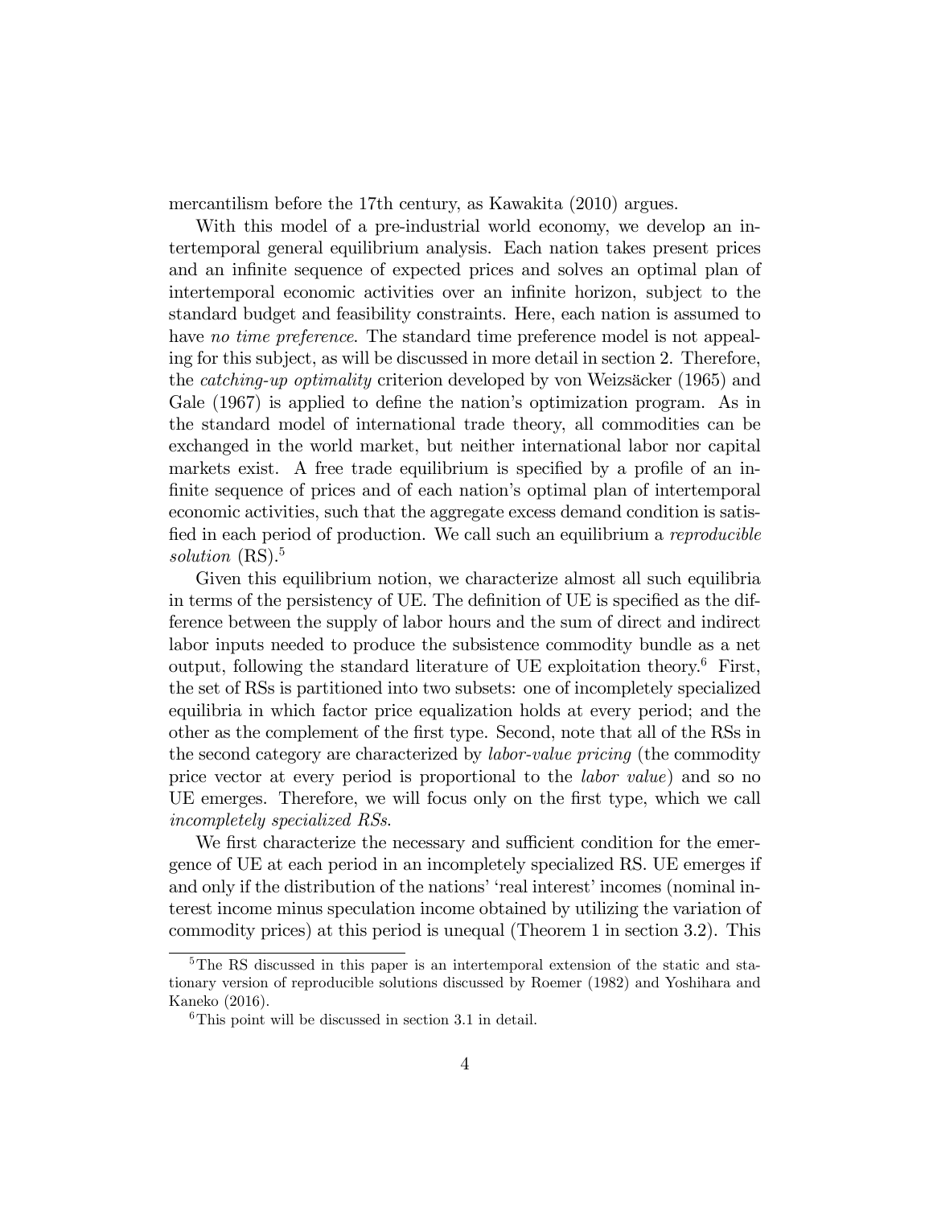mercantilism before the 17th century, as Kawakita (2010) argues.

With this model of a pre-industrial world economy, we develop an intertemporal general equilibrium analysis. Each nation takes present prices and an infinite sequence of expected prices and solves an optimal plan of intertemporal economic activities over an infinite horizon, subject to the standard budget and feasibility constraints. Here, each nation is assumed to have *no time preference*. The standard time preference model is not appealing for this subject, as will be discussed in more detail in section 2. Therefore, the *catching-up optimality* criterion developed by von Weizsäcker (1965) and Gale (1967) is applied to define the nation's optimization program. As in the standard model of international trade theory, all commodities can be exchanged in the world market, but neither international labor nor capital markets exist. A free trade equilibrium is specified by a profile of an infinite sequence of prices and of each nation's optimal plan of intertemporal economic activities, such that the aggregate excess demand condition is satisfied in each period of production. We call such an equilibrium a *reproducible solution* (RS).[5]

Given this equilibrium notion, we characterize almost all such equilibria in terms of the persistency of UE. The definition of UE is specified as the difference between the supply of labor hours and the sum of direct and indirect labor inputs needed to produce the subsistence commodity bundle as a net output, following the standard literature of UE exploitation theory.[6] First, the set of RSs is partitioned into two subsets: one of incompletely specialized equilibria in which factor price equalization holds at every period; and the other as the complement of the first type. Second, note that all of the RSs in the second category are characterized by *labor-value pricing* (the commodity price vector at every period is proportional to the *labor value*) and so no UE emerges. Therefore, we will focus only on the first type, which we call *incompletely specialized RSs*.

We first characterize the necessary and sufficient condition for the emergence of UE at each period in an incompletely specialized RS. UE emerges if and only if the distribution of the nations' 'real interest' incomes (nominal interest income minus speculation income obtained by utilizing the variation of commodity prices) at this period is unequal (Theorem 1 in section 3.2). This

[5] The RS discussed in this paper is an intertemporal extension of the static and stationary version of reproducible solutions discussed by Roemer (1982) and Yoshihara and Kaneko (2016).

[6] This point will be discussed in section 3.1 in detail.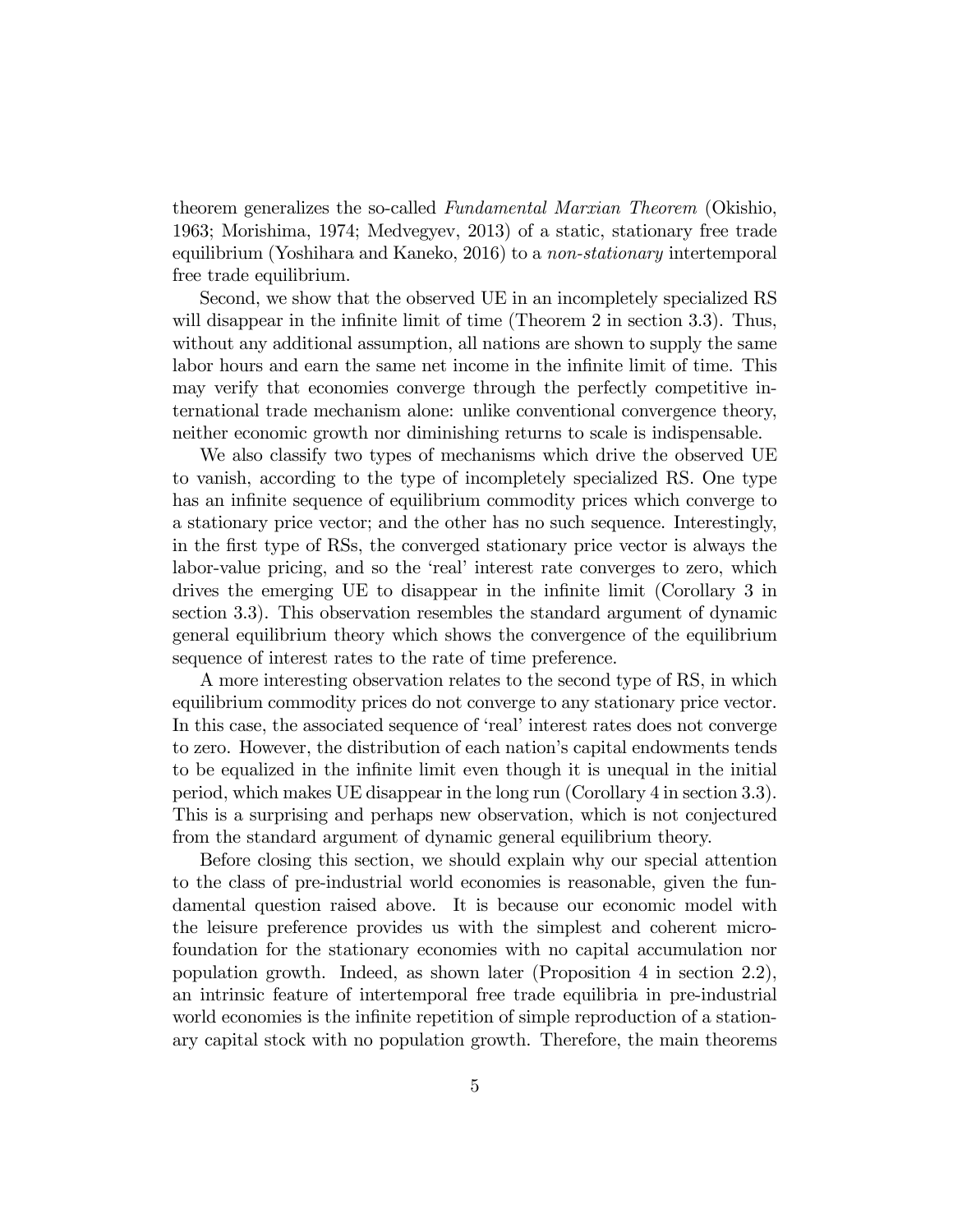theorem generalizes the so-called *Fundamental Marxian Theorem* (Okishio, 1963; Morishima, 1974; Medvegyev, 2013) of a static, stationary free trade equilibrium (Yoshihara and Kaneko, 2016) to a *non-stationary* intertemporal free trade equilibrium.

Second, we show that the observed UE in an incompletely specialized RS will disappear in the infinite limit of time (Theorem 2 in section 3.3). Thus, without any additional assumption, all nations are shown to supply the same labor hours and earn the same net income in the infinite limit of time. This may verify that economies converge through the perfectly competitive international trade mechanism alone: unlike conventional convergence theory, neither economic growth nor diminishing returns to scale is indispensable.

We also classify two types of mechanisms which drive the observed UE to vanish, according to the type of incompletely specialized RS. One type has an infinite sequence of equilibrium commodity prices which converge to a stationary price vector; and the other has no such sequence. Interestingly, in the first type of RSs, the converged stationary price vector is always the labor-value pricing, and so the 'real' interest rate converges to zero, which drives the emerging UE to disappear in the infinite limit (Corollary 3 in section 3.3). This observation resembles the standard argument of dynamic general equilibrium theory which shows the convergence of the equilibrium sequence of interest rates to the rate of time preference.

A more interesting observation relates to the second type of RS, in which equilibrium commodity prices do not converge to any stationary price vector. In this case, the associated sequence of 'real' interest rates does not converge to zero. However, the distribution of each nation's capital endowments tends to be equalized in the infinite limit even though it is unequal in the initial period, which makes UE disappear in the long run (Corollary 4 in section 3.3). This is a surprising and perhaps new observation, which is not conjectured from the standard argument of dynamic general equilibrium theory.

Before closing this section, we should explain why our special attention to the class of pre-industrial world economies is reasonable, given the fundamental question raised above. It is because our economic model with the leisure preference provides us with the simplest and coherent microfoundation for the stationary economies with no capital accumulation nor population growth. Indeed, as shown later (Proposition 4 in section 2.2), an intrinsic feature of intertemporal free trade equilibria in pre-industrial world economies is the infinite repetition of simple reproduction of a stationary capital stock with no population growth. Therefore, the main theorems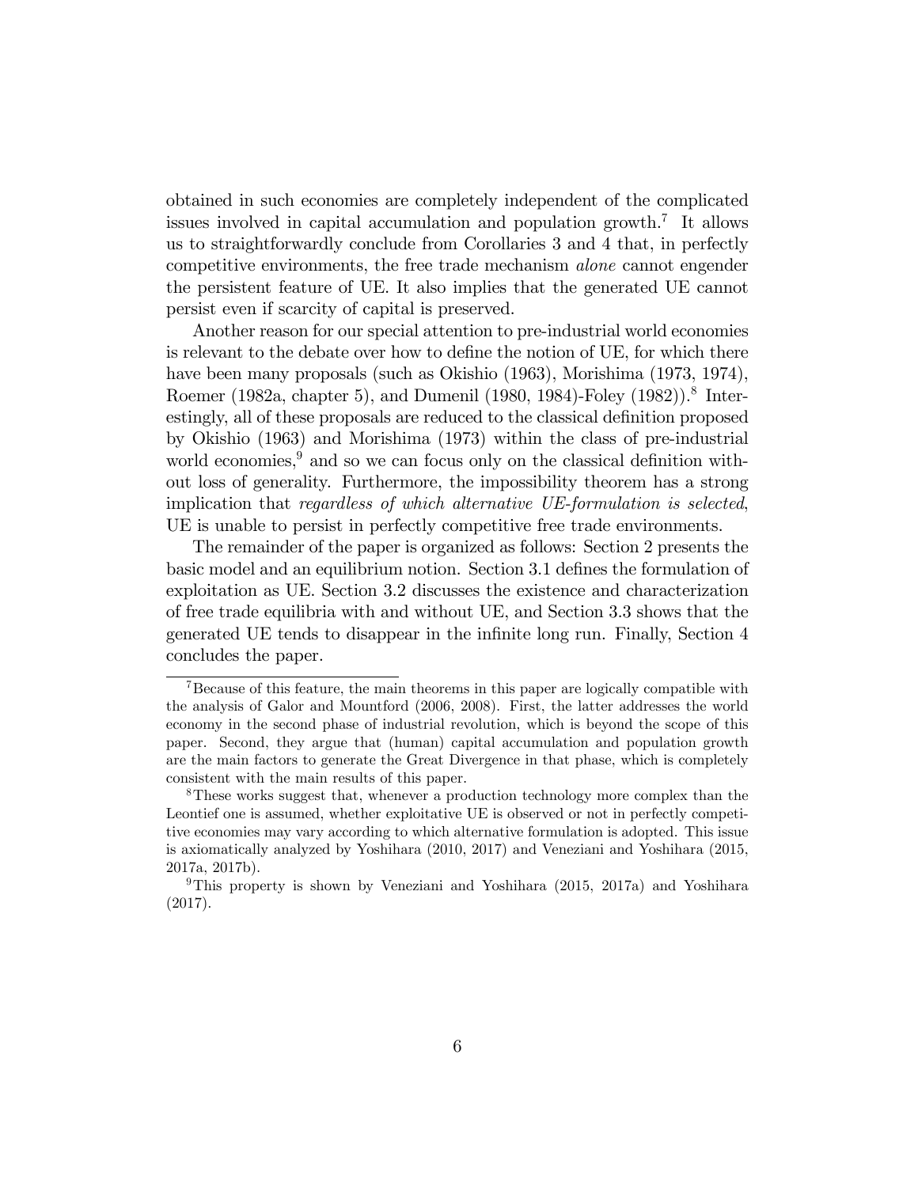obtained in such economies are completely independent of the complicated issues involved in capital accumulation and population growth.[7] It allows us to straightforwardly conclude from Corollaries 3 and 4 that, in perfectly competitive environments, the free trade mechanism *alone* cannot engender the persistent feature of UE. It also implies that the generated UE cannot persist even if scarcity of capital is preserved.

Another reason for our special attention to pre-industrial world economies is relevant to the debate over how to define the notion of UE, for which there have been many proposals (such as Okishio (1963), Morishima (1973, 1974), Roemer (1982a, chapter 5), and Dumenil (1980, 1984)-Foley (1982)).[8] Interestingly, all of these proposals are reduced to the classical definition proposed by Okishio (1963) and Morishima (1973) within the class of pre-industrial world economies,[9] and so we can focus only on the classical definition without loss of generality. Furthermore, the impossibility theorem has a strong implication that *regardless of which alternative UE-formulation is selected*, UE is unable to persist in perfectly competitive free trade environments.

The remainder of the paper is organized as follows: Section 2 presents the basic model and an equilibrium notion. Section 3.1 defines the formulation of exploitation as UE. Section 3.2 discusses the existence and characterization of free trade equilibria with and without UE, and Section 3.3 shows that the generated UE tends to disappear in the infinite long run. Finally, Section 4 concludes the paper.

---

[7] Because of this feature, the main theorems in this paper are logically compatible with the analysis of Galor and Mountford (2006, 2008). First, the latter addresses the world economy in the second phase of industrial revolution, which is beyond the scope of this paper. Second, they argue that (human) capital accumulation and population growth are the main factors to generate the Great Divergence in that phase, which is completely consistent with the main results of this paper.

[8] These works suggest that, whenever a production technology more complex than the Leontief one is assumed, whether exploitative UE is observed or not in perfectly competitive economies may vary according to which alternative formulation is adopted. This issue is axiomatically analyzed by Yoshihara (2010, 2017) and Veneziani and Yoshihara (2015, 2017a, 2017b).

[9] This property is shown by Veneziani and Yoshihara (2015, 2017a) and Yoshihara (2017).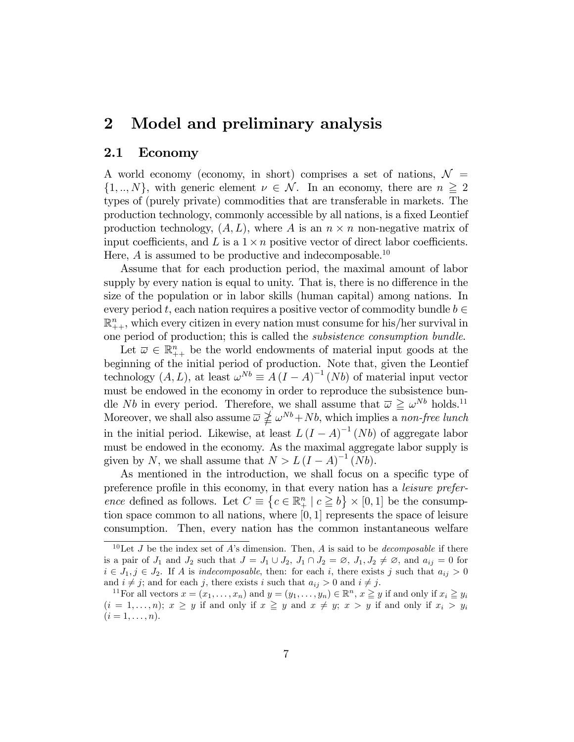# 2 Model and preliminary analysis

## 2.1 Economy

A world economy (economy, in short) comprises a set of nations, $\mathcal{N} = \{1, .., N\}$, with generic element $\nu \in \mathcal{N}$. In an economy, there are $n \geqq 2$ types of (purely private) commodities that are transferable in markets. The production technology, commonly accessible by all nations, is a fixed Leontief production technology, $(A, L)$, where $A$ is an $n \times n$ non-negative matrix of input coefficients, and $L$ is a $1 \times n$ positive vector of direct labor coefficients. Here, $A$ is assumed to be productive and indecomposable.[10]

Assume that for each production period, the maximal amount of labor supply by every nation is equal to unity. That is, there is no difference in the size of the population or in labor skills (human capital) among nations. In every period $t$, each nation requires a positive vector of commodity bundle $b \in \mathbb{R}^n_{++}$, which every citizen in every nation must consume for his/her survival in one period of production; this is called the *subsistence consumption bundle*.

Let $\overline{\omega} \in \mathbb{R}^n_{++}$ be the world endowments of material input goods at the beginning of the initial period of production. Note that, given the Leontief technology $(A, L)$, at least $\omega^{Nb} \equiv A (I - A)^{-1} (Nb)$ of material input vector must be endowed in the economy in order to reproduce the subsistence bundle $Nb$ in every period. Therefore, we shall assume that $\overline{\omega} \geqq \omega^{Nb}$ holds.[11] Moreover, we shall also assume $\overline{\omega} \ngeqq \omega^{Nb} + Nb$, which implies a *non-free lunch* in the initial period. Likewise, at least $L (I - A)^{-1} (Nb)$ of aggregate labor must be endowed in the economy. As the maximal aggregate labor supply is given by $N$, we shall assume that $N > L (I - A)^{-1} (Nb)$.

As mentioned in the introduction, we shall focus on a specific type of preference profile in this economy, in that every nation has a *leisure preference* defined as follows. Let $C \equiv \left\{ c \in \mathbb{R}^n_+ \mid c \geqq b \right\} \times [0, 1]$ be the consumption space common to all nations, where $[0, 1]$ represents the space of leisure consumption. Then, every nation has the common instantaneous welfare

---

[10] Let $J$ be the index set of $A$'s dimension. Then, $A$ is said to be *decomposable* if there is a pair of $J_1$ and $J_2$ such that $J = J_1 \cup J_2$, $J_1 \cap J_2 = \varnothing$, $J_1, J_2 \neq \varnothing$, and $a_{ij} = 0$ for $i \in J_1, j \in J_2$. If $A$ is *indecomposable*, then: for each $i$, there exists $j$ such that $a_{ij} > 0$ and $i \neq j$; and for each $j$, there exists $i$ such that $a_{ij} > 0$ and $i \neq j$.

[11] For all vectors $x = (x_1, \ldots, x_n)$ and $y = (y_1, \ldots, y_n) \in \mathbb{R}^n$, $x \geqq y$ if and only if $x_i \geqq y_i$ $(i = 1, \ldots, n)$; $x \geq y$ if and only if $x \geqq y$ and $x \neq y$; $x > y$ if and only if $x_i > y_i$ $(i = 1, \ldots, n)$.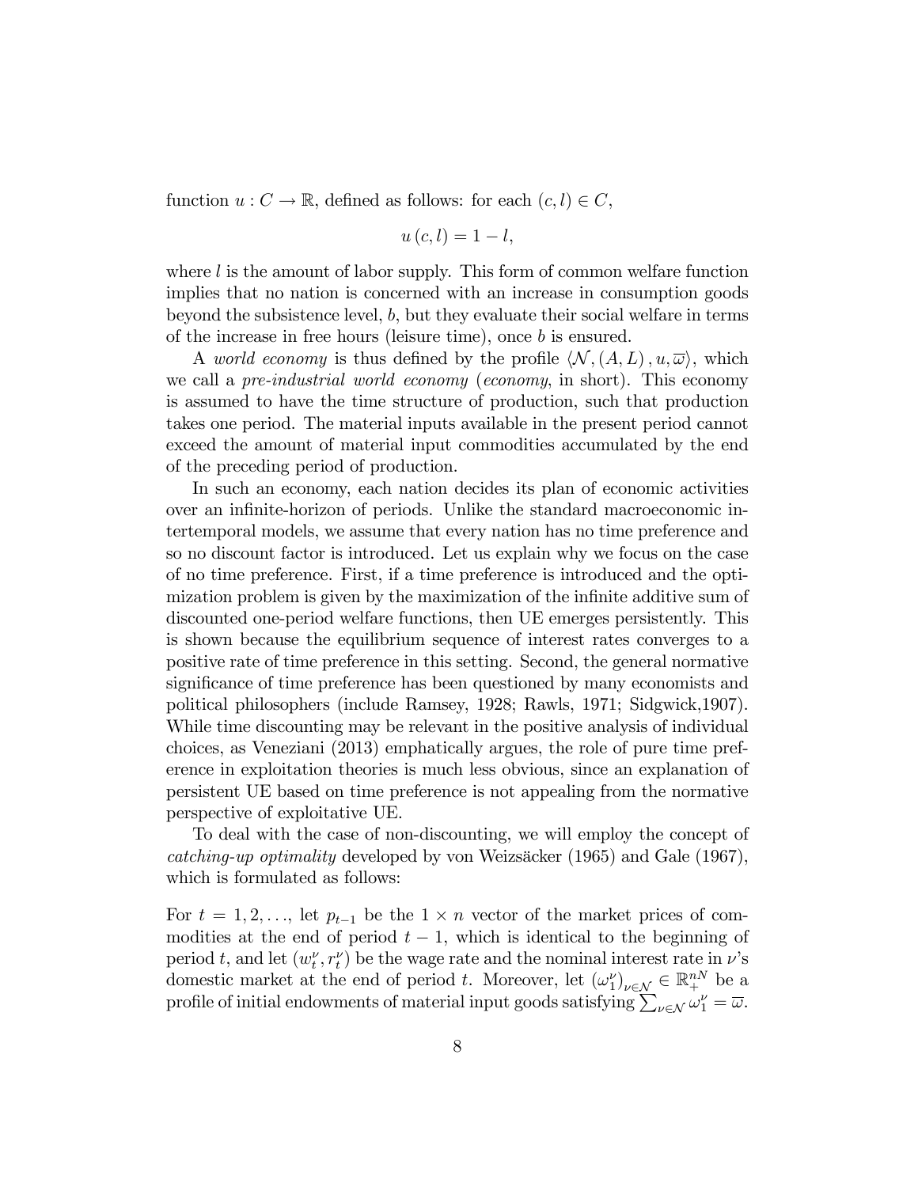function $u : C \to \mathbb{R}$, defined as follows: for each $(c, l) \in C$,

$$u(c, l) = 1 - l,$$

where $l$ is the amount of labor supply. This form of common welfare function implies that no nation is concerned with an increase in consumption goods beyond the subsistence level, $b$, but they evaluate their social welfare in terms of the increase in free hours (leisure time), once $b$ is ensured.

A *world economy* is thus defined by the profile $\langle \mathcal{N}, (A, L), u, \overline{\omega} \rangle$, which we call a *pre-industrial world economy* (*economy*, in short). This economy is assumed to have the time structure of production, such that production takes one period. The material inputs available in the present period cannot exceed the amount of material input commodities accumulated by the end of the preceding period of production.

In such an economy, each nation decides its plan of economic activities over an infinite-horizon of periods. Unlike the standard macroeconomic intertemporal models, we assume that every nation has no time preference and so no discount factor is introduced. Let us explain why we focus on the case of no time preference. First, if a time preference is introduced and the optimization problem is given by the maximization of the infinite additive sum of discounted one-period welfare functions, then UE emerges persistently. This is shown because the equilibrium sequence of interest rates converges to a positive rate of time preference in this setting. Second, the general normative significance of time preference has been questioned by many economists and political philosophers (include Ramsey, 1928; Rawls, 1971; Sidgwick,1907). While time discounting may be relevant in the positive analysis of individual choices, as Veneziani (2013) emphatically argues, the role of pure time preference in exploitation theories is much less obvious, since an explanation of persistent UE based on time preference is not appealing from the normative perspective of exploitative UE.

To deal with the case of non-discounting, we will employ the concept of *catching-up optimality* developed by von Weizsäcker (1965) and Gale (1967), which is formulated as follows:

For $t = 1, 2, \ldots$, let $p_{t-1}$ be the $1 \times n$ vector of the market prices of commodities at the end of period $t-1$, which is identical to the beginning of period $t$, and let $(w_t^\nu, r_t^\nu)$ be the wage rate and the nominal interest rate in $\nu$'s domestic market at the end of period $t$. Moreover, let $(\omega_1^\nu)_{\nu \in \mathcal{N}} \in \mathbb{R}_+^{nN}$ be a profile of initial endowments of material input goods satisfying $\sum_{\nu \in \mathcal{N}} \omega_1^\nu = \overline{\omega}$.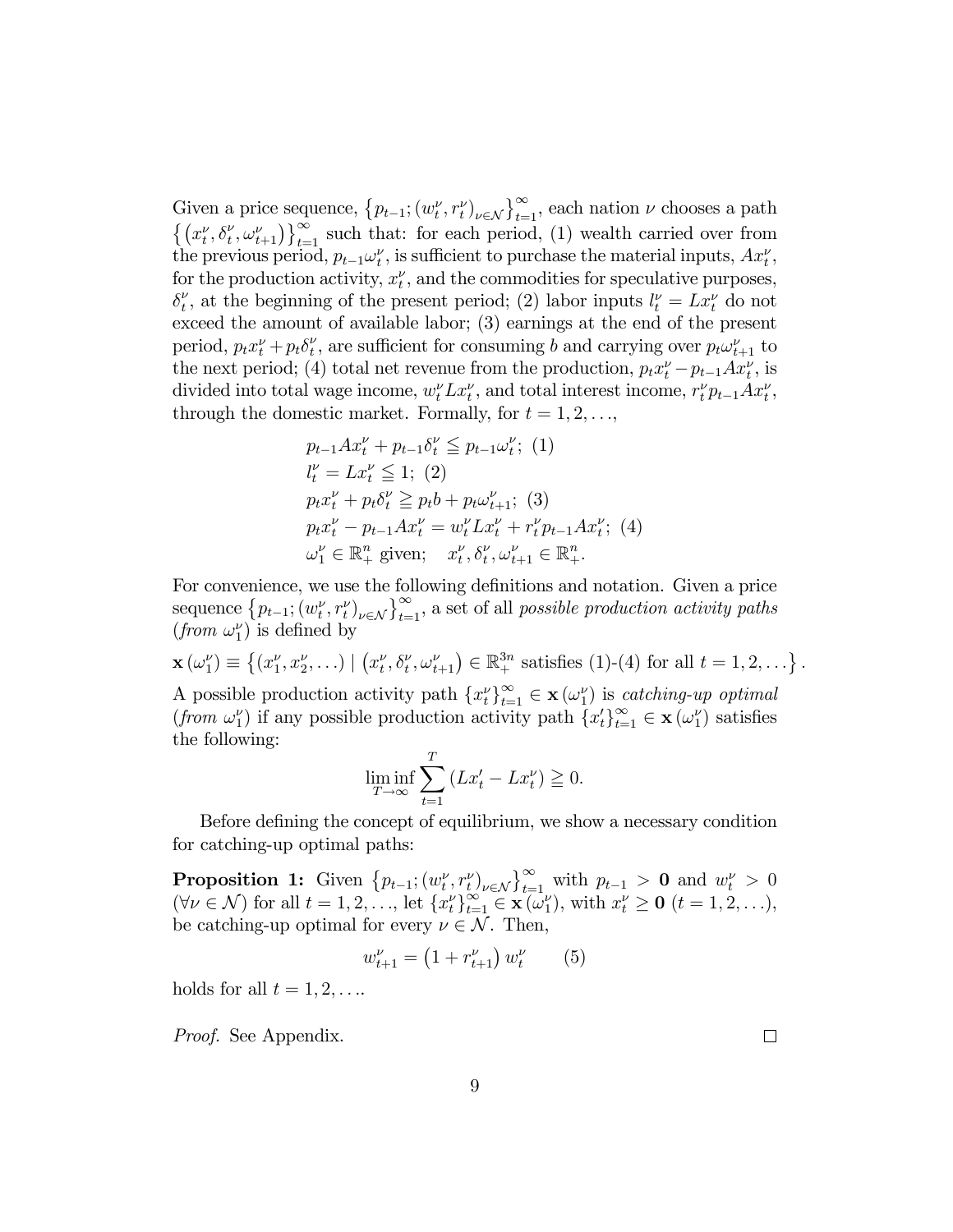Given a price sequence, $\left\{p_{t-1}; (w_t^\nu, r_t^\nu)_{\nu \in \mathcal{N}}\right\}_{t=1}^{\infty}$, each nation $\nu$ chooses a path $\left\{\left(x_t^\nu, \delta_t^\nu, \omega_{t+1}^\nu\right)\right\}_{t=1}^{\infty}$ such that: for each period, (1) wealth carried over from the previous period, $p_{t-1}\omega_t^\nu$, is sufficient to purchase the material inputs, $Ax_t^\nu$, for the production activity, $x_t^\nu$, and the commodities for speculative purposes, $\delta_t^\nu$, at the beginning of the present period; (2) labor inputs $l_t^\nu = Lx_t^\nu$ do not exceed the amount of available labor; (3) earnings at the end of the present period, $p_t x_t^\nu + p_t \delta_t^\nu$, are sufficient for consuming $b$ and carrying over $p_t \omega_{t+1}^\nu$ to the next period; (4) total net revenue from the production, $p_t x_t^\nu - p_{t-1} A x_t^\nu$, is divided into total wage income, $w_t^\nu L x_t^\nu$, and total interest income, $r_t^\nu p_{t-1} A x_t^\nu$, through the domestic market. Formally, for $t = 1, 2, \ldots$,

$$
\begin{aligned}
& p_{t-1} A x_t^\nu + p_{t-1}\delta_t^\nu \leqq p_{t-1}\omega_t^\nu; \ (1) \\
& l_t^\nu = L x_t^\nu \leqq 1; \ (2) \\
& p_t x_t^\nu + p_t \delta_t^\nu \geqq p_t b + p_t \omega_{t+1}^\nu; \ (3) \\
& p_t x_t^\nu - p_{t-1} A x_t^\nu = w_t^\nu L x_t^\nu + r_t^\nu p_{t-1} A x_t^\nu; \ (4) \\
& \omega_1^\nu \in \mathbb{R}_+^n \text{ given}; \quad x_t^\nu, \delta_t^\nu, \omega_{t+1}^\nu \in \mathbb{R}_+^n.
\end{aligned}
$$

For convenience, we use the following definitions and notation. Given a price sequence $\left\{p_{t-1}; (w_t^\nu, r_t^\nu)_{\nu \in \mathcal{N}}\right\}_{t=1}^{\infty}$, a set of all *possible production activity paths* (*from* $\omega_1^\nu$) is defined by

$$\mathbf{x}\left(\omega_1^\nu\right) \equiv \left\{(x_1^\nu, x_2^\nu, \ldots) \mid \left(x_t^\nu, \delta_t^\nu, \omega_{t+1}^\nu\right) \in \mathbb{R}_+^{3n} \text{ satisfies (1)-(4) for all } t = 1, 2, \ldots\right\}.$$

A possible production activity path $\{x_t^\nu\}_{t=1}^{\infty} \in \mathbf{x}\left(\omega_1^\nu\right)$ is *catching-up optimal* (*from* $\omega_1^\nu$) if any possible production activity path $\{x_t'\}_{t=1}^{\infty} \in \mathbf{x}\left(\omega_1^\nu\right)$ satisfies the following:

$$\liminf_{T \to \infty} \sum_{t=1}^{T} \left(L x_t' - L x_t^\nu\right) \geqq 0.$$

Before defining the concept of equilibrium, we show a necessary condition for catching-up optimal paths:

**Proposition 1:** Given $\left\{p_{t-1}; (w_t^\nu, r_t^\nu)_{\nu \in \mathcal{N}}\right\}_{t=1}^{\infty}$ with $p_{t-1} > \mathbf{0}$ and $w_t^\nu > 0$ $(\forall \nu \in \mathcal{N})$ for all $t = 1, 2, \ldots$, let $\{x_t^\nu\}_{t=1}^{\infty} \in \mathbf{x}\left(\omega_1^\nu\right)$, with $x_t^\nu \geq \mathbf{0}$ $(t = 1, 2, \ldots)$, be catching-up optimal for every $\nu \in \mathcal{N}$. Then,

$$w_{t+1}^\nu = \left(1 + r_{t+1}^\nu\right) w_t^\nu \qquad (5)$$

holds for all $t = 1, 2, \ldots$.

*Proof.* See Appendix. □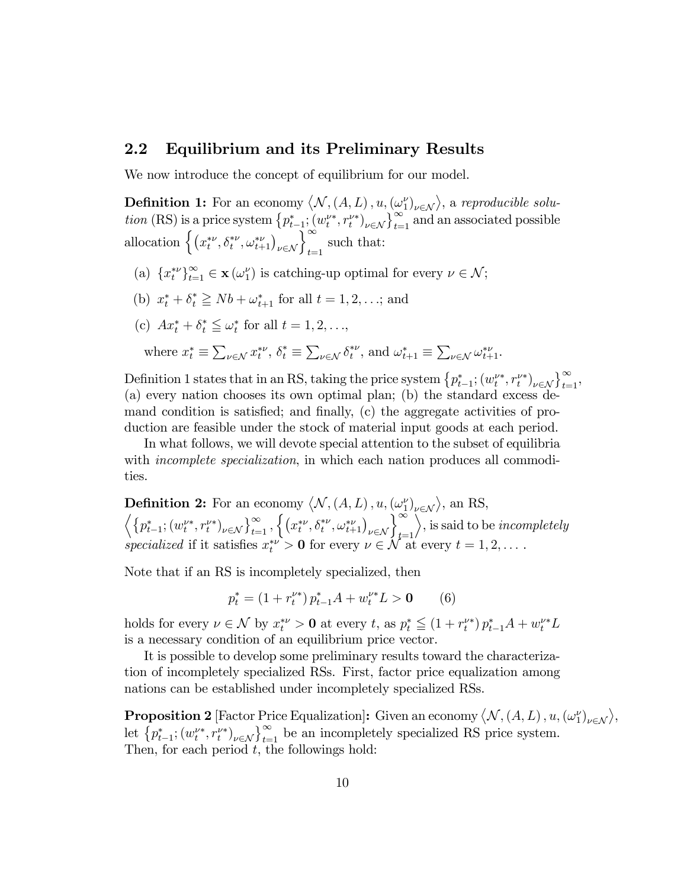## 2.2 Equilibrium and its Preliminary Results

We now introduce the concept of equilibrium for our model.

**Definition 1:** For an economy $\left\langle \mathcal{N}, (A, L), u, (\omega_1^\nu)_{\nu \in \mathcal{N}} \right\rangle$, a *reproducible solution* (RS) is a price system $\left\{ p_{t-1}^*; (w_t^{\nu *}, r_t^{\nu *})_{\nu \in \mathcal{N}} \right\}_{t=1}^{\infty}$ and an associated possible allocation $\left\{ \left( x_t^{*\nu}, \delta_t^{*\nu}, \omega_{t+1}^{*\nu} \right)_{\nu \in \mathcal{N}} \right\}_{t=1}^{\infty}$ such that:

(a) $\{x_t^{*\nu}\}_{t=1}^{\infty} \in \mathbf{x}(\omega_1^\nu)$ is catching-up optimal for every $\nu \in \mathcal{N}$;

(b) $x_t^* + \delta_t^* \geqq Nb + \omega_{t+1}^*$ for all $t = 1, 2, \ldots$; and

(c) $Ax_t^* + \delta_t^* \leqq \omega_t^*$ for all $t = 1, 2, \ldots$,

where $x_t^* \equiv \sum_{\nu \in \mathcal{N}} x_t^{*\nu}$, $\delta_t^* \equiv \sum_{\nu \in \mathcal{N}} \delta_t^{*\nu}$, and $\omega_{t+1}^* \equiv \sum_{\nu \in \mathcal{N}} \omega_{t+1}^{*\nu}$.

Definition 1 states that in an RS, taking the price system $\left\{ p_{t-1}^*; (w_t^{\nu *}, r_t^{\nu *})_{\nu \in \mathcal{N}} \right\}_{t=1}^{\infty}$, (a) every nation chooses its own optimal plan; (b) the standard excess demand condition is satisfied; and finally, (c) the aggregate activities of production are feasible under the stock of material input goods at each period.

In what follows, we will devote special attention to the subset of equilibria with *incomplete specialization*, in which each nation produces all commodities.

**Definition 2:** For an economy $\left\langle \mathcal{N}, (A, L), u, (\omega_1^\nu)_{\nu \in \mathcal{N}} \right\rangle$, an RS, $\left\langle \left\{ p_{t-1}^*; (w_t^{\nu *}, r_t^{\nu *})_{\nu \in \mathcal{N}} \right\}_{t=1}^{\infty}, \left\{ \left( x_t^{*\nu}, \delta_t^{*\nu}, \omega_{t+1}^{*\nu} \right)_{\nu \in \mathcal{N}} \right\}_{t=1}^{\infty} \right\rangle$, is said to be *incompletely specialized* if it satisfies $x_t^{*\nu} > \mathbf{0}$ for every $\nu \in \mathcal{N}$ at every $t = 1, 2, \ldots$.

Note that if an RS is incompletely specialized, then

$$p_t^* = (1 + r_t^{\nu *})\, p_{t-1}^* A + w_t^{\nu *} L > \mathbf{0} \qquad (6)$$

holds for every $\nu \in \mathcal{N}$ by $x_t^{*\nu} > \mathbf{0}$ at every $t$, as $p_t^* \leqq (1 + r_t^{\nu *})\, p_{t-1}^* A + w_t^{\nu *} L$ is a necessary condition of an equilibrium price vector.

It is possible to develop some preliminary results toward the characterization of incompletely specialized RSs. First, factor price equalization among nations can be established under incompletely specialized RSs.

**Proposition 2** [Factor Price Equalization]**:** Given an economy $\left\langle \mathcal{N}, (A, L), u, (\omega_1^\nu)_{\nu \in \mathcal{N}} \right\rangle$, let $\left\{ p_{t-1}^*; (w_t^{\nu *}, r_t^{\nu *})_{\nu \in \mathcal{N}} \right\}_{t=1}^{\infty}$ be an incompletely specialized RS price system. Then, for each period $t$, the followings hold: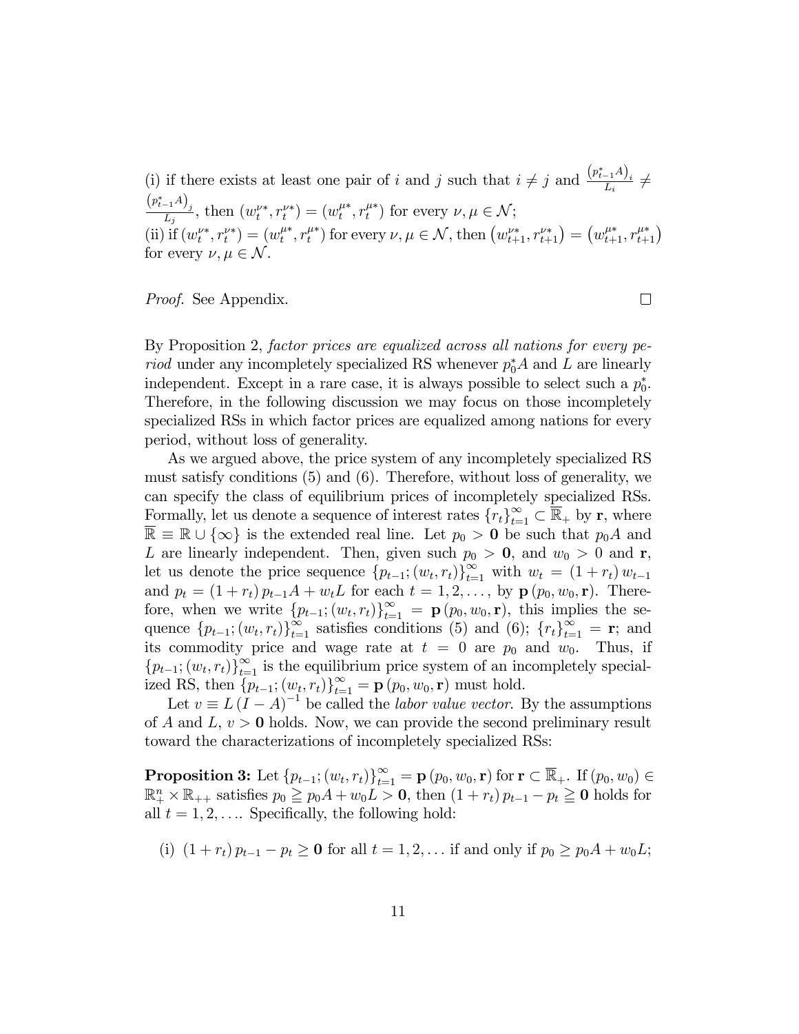(i) if there exists at least one pair of $i$ and $j$ such that $i \neq j$ and $\frac{(p^*_{t-1}A)_i}{L_i} \neq \frac{(p^*_{t-1}A)_j}{L_j}$, then $(w^{\nu *}_t, r^{\nu *}_t) = (w^{\mu *}_t, r^{\mu *}_t)$ for every $\nu, \mu \in \mathcal{N}$;
(ii) if $(w^{\nu *}_t, r^{\nu *}_t) = (w^{\mu *}_t, r^{\mu *}_t)$ for every $\nu, \mu \in \mathcal{N}$, then $\left(w^{\nu *}_{t+1}, r^{\nu *}_{t+1}\right) = \left(w^{\mu *}_{t+1}, r^{\mu *}_{t+1}\right)$ for every $\nu, \mu \in \mathcal{N}$.

*Proof.* See Appendix. □

By Proposition 2, *factor prices are equalized across all nations for every period* under any incompletely specialized RS whenever $p^*_0 A$ and $L$ are linearly independent. Except in a rare case, it is always possible to select such a $p^*_0$. Therefore, in the following discussion we may focus on those incompletely specialized RSs in which factor prices are equalized among nations for every period, without loss of generality.

As we argued above, the price system of any incompletely specialized RS must satisfy conditions (5) and (6). Therefore, without loss of generality, we can specify the class of equilibrium prices of incompletely specialized RSs. Formally, let us denote a sequence of interest rates $\{r_t\}^{\infty}_{t=1} \subset \overline{\mathbb{R}}_+$ by $\mathbf{r}$, where $\overline{\mathbb{R}} \equiv \mathbb{R} \cup \{\infty\}$ is the extended real line. Let $p_0 > \mathbf{0}$ be such that $p_0 A$ and $L$ are linearly independent. Then, given such $p_0 > \mathbf{0}$, and $w_0 > 0$ and $\mathbf{r}$, let us denote the price sequence $\{p_{t-1}; (w_t, r_t)\}^{\infty}_{t=1}$ with $w_t = (1 + r_t) w_{t-1}$ and $p_t = (1 + r_t) p_{t-1} A + w_t L$ for each $t = 1, 2, \ldots$, by $\mathbf{p}(p_0, w_0, \mathbf{r})$. Therefore, when we write $\{p_{t-1}; (w_t, r_t)\}^{\infty}_{t=1} = \mathbf{p}(p_0, w_0, \mathbf{r})$, this implies the sequence $\{p_{t-1}; (w_t, r_t)\}^{\infty}_{t=1}$ satisfies conditions (5) and (6); $\{r_t\}^{\infty}_{t=1} = \mathbf{r}$; and its commodity price and wage rate at $t = 0$ are $p_0$ and $w_0$. Thus, if $\{p_{t-1}; (w_t, r_t)\}^{\infty}_{t=1}$ is the equilibrium price system of an incompletely specialized RS, then $\{p_{t-1}; (w_t, r_t)\}^{\infty}_{t=1} = \mathbf{p}(p_0, w_0, \mathbf{r})$ must hold.

Let $v \equiv L(I - A)^{-1}$ be called the *labor value vector*. By the assumptions of $A$ and $L$, $v > \mathbf{0}$ holds. Now, we can provide the second preliminary result toward the characterizations of incompletely specialized RSs:

**Proposition 3:** Let $\{p_{t-1}; (w_t, r_t)\}^{\infty}_{t=1} = \mathbf{p}(p_0, w_0, \mathbf{r})$ for $\mathbf{r} \subset \overline{\mathbb{R}}_+$. If $(p_0, w_0) \in \mathbb{R}^n_+ \times \mathbb{R}_{++}$ satisfies $p_0 \geqq p_0 A + w_0 L > \mathbf{0}$, then $(1 + r_t) p_{t-1} - p_t \geqq \mathbf{0}$ holds for all $t = 1, 2, \ldots$. Specifically, the following hold:

(i) $(1 + r_t) p_{t-1} - p_t \geq \mathbf{0}$ for all $t = 1, 2, \ldots$ if and only if $p_0 \geq p_0 A + w_0 L$;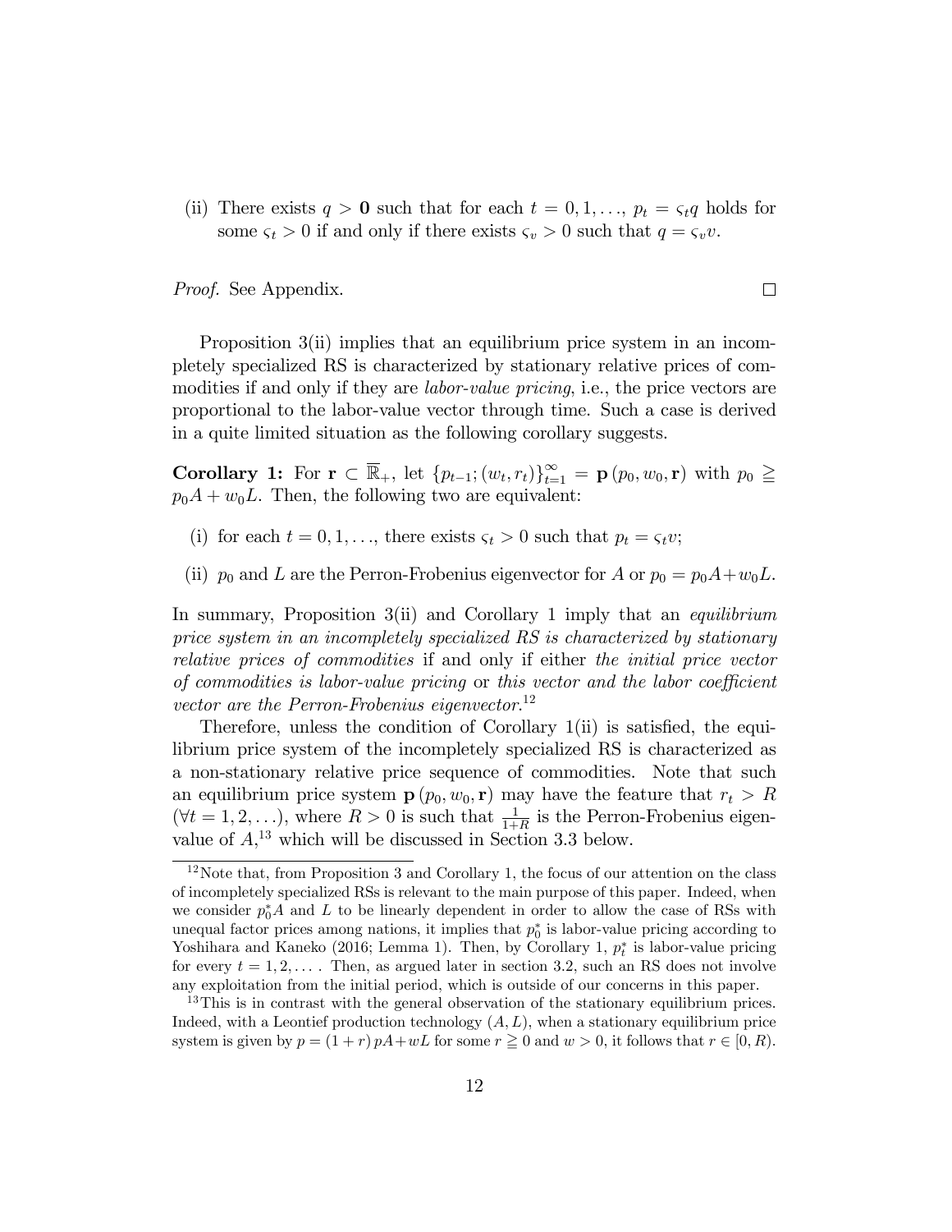(ii) There exists $q > \mathbf{0}$ such that for each $t = 0, 1, \ldots$, $p_t = \varsigma_t q$ holds for some $\varsigma_t > 0$ if and only if there exists $\varsigma_v > 0$ such that $q = \varsigma_v v$.

*Proof.* See Appendix. □

Proposition 3(ii) implies that an equilibrium price system in an incompletely specialized RS is characterized by stationary relative prices of commodities if and only if they are *labor-value pricing*, i.e., the price vectors are proportional to the labor-value vector through time. Such a case is derived in a quite limited situation as the following corollary suggests.

**Corollary 1:** For $\mathbf{r} \subset \overline{\mathbb{R}}_{+}$, let $\{p_{t-1}; (w_t, r_t)\}_{t=1}^{\infty} = \mathbf{p}(p_0, w_0, \mathbf{r})$ with $p_0 \geqq p_0 A + w_0 L$. Then, the following two are equivalent:

(i) for each $t = 0, 1, \ldots$, there exists $\varsigma_t > 0$ such that $p_t = \varsigma_t v$;

(ii) $p_0$ and $L$ are the Perron-Frobenius eigenvector for $A$ or $p_0 = p_0 A + w_0 L$.

In summary, Proposition 3(ii) and Corollary 1 imply that an *equilibrium price system in an incompletely specialized RS is characterized by stationary relative prices of commodities* if and only if either *the initial price vector of commodities is labor-value pricing* or *this vector and the labor coefficient vector are the Perron-Frobenius eigenvector*.[12]

Therefore, unless the condition of Corollary 1(ii) is satisfied, the equilibrium price system of the incompletely specialized RS is characterized as a non-stationary relative price sequence of commodities. Note that such an equilibrium price system $\mathbf{p}(p_0, w_0, \mathbf{r})$ may have the feature that $r_t > R$ ($\forall t = 1, 2, \ldots$), where $R > 0$ is such that $\frac{1}{1+R}$ is the Perron-Frobenius eigenvalue of $A$,[13] which will be discussed in Section 3.3 below.

[12] Note that, from Proposition 3 and Corollary 1, the focus of our attention on the class of incompletely specialized RSs is relevant to the main purpose of this paper. Indeed, when we consider $p_0^* A$ and $L$ to be linearly dependent in order to allow the case of RSs with unequal factor prices among nations, it implies that $p_0^*$ is labor-value pricing according to Yoshihara and Kaneko (2016; Lemma 1). Then, by Corollary 1, $p_t^*$ is labor-value pricing for every $t = 1, 2, \ldots$. Then, as argued later in section 3.2, such an RS does not involve any exploitation from the initial period, which is outside of our concerns in this paper.

[13] This is in contrast with the general observation of the stationary equilibrium prices. Indeed, with a Leontief production technology $(A, L)$, when a stationary equilibrium price system is given by $p = (1 + r) pA + wL$ for some $r \geqq 0$ and $w > 0$, it follows that $r \in [0, R)$.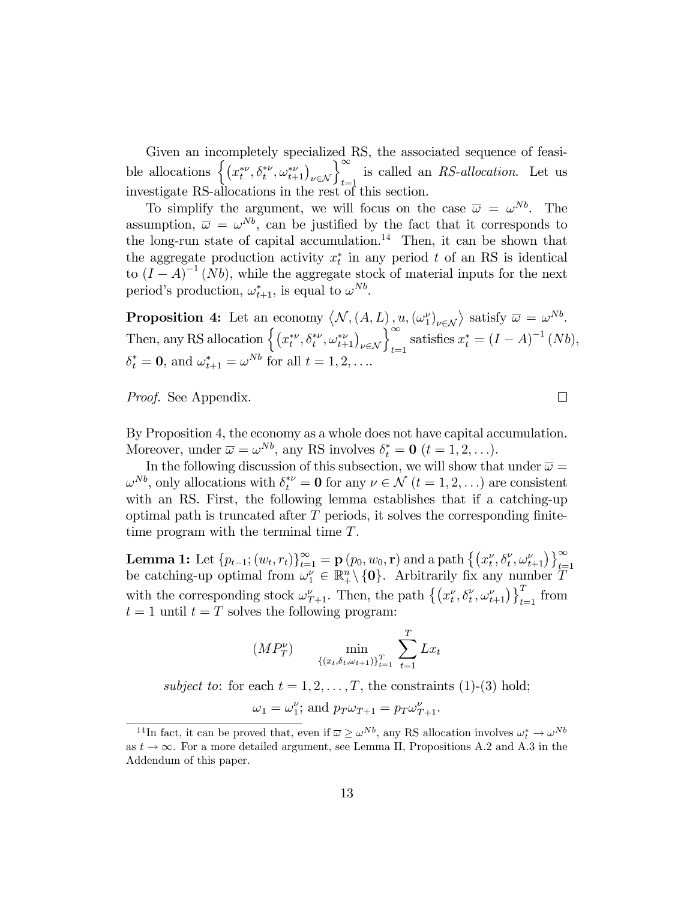Given an incompletely specialized RS, the associated sequence of feasible allocations $\left\{\left(x_t^{*\nu}, \delta_t^{*\nu}, \omega_{t+1}^{*\nu}\right)_{\nu \in \mathcal{N}}\right\}_{t=1}^{\infty}$ is called an *RS-allocation*. Let us investigate RS-allocations in the rest of this section.

To simplify the argument, we will focus on the case $\overline{\omega} = \omega^{Nb}$. The assumption, $\overline{\omega} = \omega^{Nb}$, can be justified by the fact that it corresponds to the long-run state of capital accumulation.[14] Then, it can be shown that the aggregate production activity $x_t^*$ in any period $t$ of an RS is identical to $(I-A)^{-1}(Nb)$, while the aggregate stock of material inputs for the next period's production, $\omega_{t+1}^*$, is equal to $\omega^{Nb}$.

**Proposition 4:** Let an economy $\left\langle \mathcal{N}, (A, L), u, (\omega_1^\nu)_{\nu \in \mathcal{N}} \right\rangle$ satisfy $\overline{\omega} = \omega^{Nb}$. Then, any RS allocation $\left\{\left(x_t^{*\nu}, \delta_t^{*\nu}, \omega_{t+1}^{*\nu}\right)_{\nu \in \mathcal{N}}\right\}_{t=1}^{\infty}$ satisfies $x_t^* = (I-A)^{-1}(Nb)$, $\delta_t^* = \mathbf{0}$, and $\omega_{t+1}^* = \omega^{Nb}$ for all $t = 1, 2, \ldots$.

*Proof.* See Appendix. □

By Proposition 4, the economy as a whole does not have capital accumulation. Moreover, under $\overline{\omega} = \omega^{Nb}$, any RS involves $\delta_t^* = \mathbf{0}$ $(t = 1, 2, \ldots)$.

In the following discussion of this subsection, we will show that under $\overline{\omega} = \omega^{Nb}$, only allocations with $\delta_t^{*\nu} = \mathbf{0}$ for any $\nu \in \mathcal{N}$ $(t = 1, 2, \ldots)$ are consistent with an RS. First, the following lemma establishes that if a catching-up optimal path is truncated after $T$ periods, it solves the corresponding finite-time program with the terminal time $T$.

**Lemma 1:** Let $\{p_{t-1}; (w_t, r_t)\}_{t=1}^{\infty} = \mathbf{p}(p_0, w_0, \mathbf{r})$ and a path $\left\{\left(x_t^\nu, \delta_t^\nu, \omega_{t+1}^\nu\right)\right\}_{t=1}^{\infty}$ be catching-up optimal from $\omega_1^\nu \in \mathbb{R}_+^n \backslash \{\mathbf{0}\}$. Arbitrarily fix any number $T$ with the corresponding stock $\omega_{T+1}^\nu$. Then, the path $\left\{\left(x_t^\nu, \delta_t^\nu, \omega_{t+1}^\nu\right)\right\}_{t=1}^{T}$ from $t = 1$ until $t = T$ solves the following program:

$$(MP_T^\nu) \qquad \min_{\{(x_t, \delta_t, \omega_{t+1})\}_{t=1}^{T}} \sum_{t=1}^{T} Lx_t$$

*subject to*: for each $t = 1, 2, \ldots, T$, the constraints (1)-(3) hold;

$$\omega_1 = \omega_1^\nu; \text{ and } p_T \omega_{T+1} = p_T \omega_{T+1}^\nu.$$

[14] In fact, it can be proved that, even if $\overline{\omega} \geq \omega^{Nb}$, any RS allocation involves $\omega_t^* \to \omega^{Nb}$ as $t \to \infty$. For a more detailed argument, see Lemma II, Propositions A.2 and A.3 in the Addendum of this paper.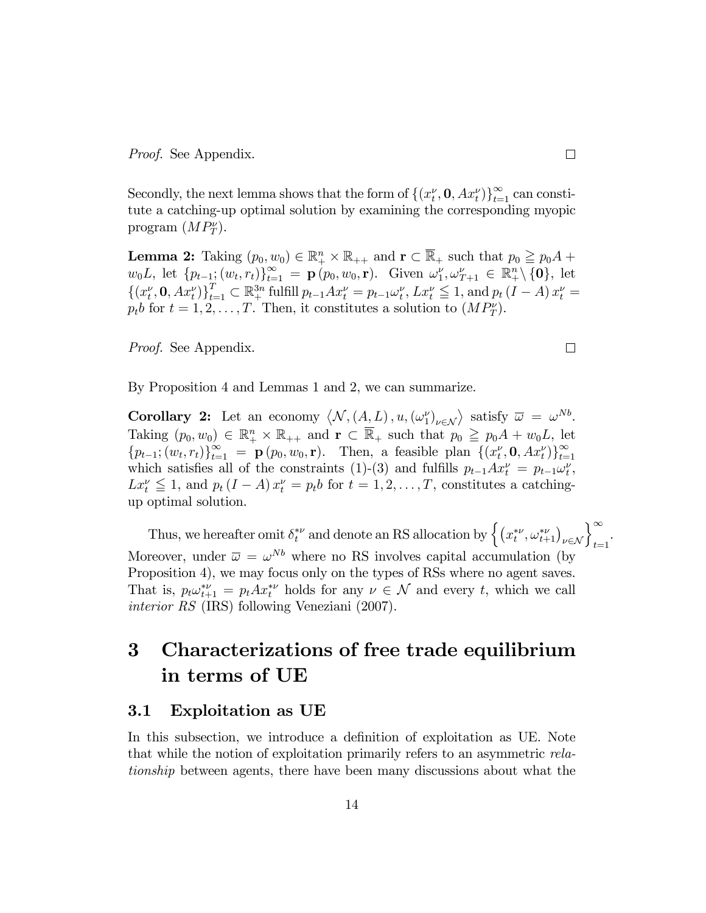*Proof.* See Appendix. □

Secondly, the next lemma shows that the form of $\{(x_t^\nu, \mathbf{0}, Ax_t^\nu)\}_{t=1}^\infty$ can constitute a catching-up optimal solution by examining the corresponding myopic program $(MP_T^\nu)$.

**Lemma 2:** Taking $(p_0, w_0) \in \mathbb{R}_+^n \times \mathbb{R}_{++}$ and $\mathbf{r} \subset \overline{\mathbb{R}}_+$ such that $p_0 \geqq p_0 A + w_0 L$, let $\{p_{t-1}; (w_t, r_t)\}_{t=1}^\infty = \mathbf{p}(p_0, w_0, \mathbf{r})$. Given $\omega_1^\nu, \omega_{T+1}^\nu \in \mathbb{R}_+^n \setminus \{\mathbf{0}\}$, let $\{(x_t^\nu, \mathbf{0}, Ax_t^\nu)\}_{t=1}^T \subset \mathbb{R}_+^{3n}$ fulfill $p_{t-1}Ax_t^\nu = p_{t-1}\omega_t^\nu$, $Lx_t^\nu \leqq 1$, and $p_t(I-A)x_t^\nu = p_t b$ for $t = 1, 2, \ldots, T$. Then, it constitutes a solution to $(MP_T^\nu)$.

*Proof.* See Appendix. □

By Proposition 4 and Lemmas 1 and 2, we can summarize.

**Corollary 2:** Let an economy $\left\langle \mathcal{N}, (A, L), u, (\omega_1^\nu)_{\nu \in \mathcal{N}} \right\rangle$ satisfy $\overline{\omega} = \omega^{Nb}$. Taking $(p_0, w_0) \in \mathbb{R}_+^n \times \mathbb{R}_{++}$ and $\mathbf{r} \subset \overline{\mathbb{R}}_+$ such that $p_0 \geqq p_0 A + w_0 L$, let $\{p_{t-1}; (w_t, r_t)\}_{t=1}^\infty = \mathbf{p}(p_0, w_0, \mathbf{r})$. Then, a feasible plan $\{(x_t^\nu, \mathbf{0}, Ax_t^\nu)\}_{t=1}^\infty$ which satisfies all of the constraints (1)-(3) and fulfills $p_{t-1}Ax_t^\nu = p_{t-1}\omega_t^\nu$, $Lx_t^\nu \leqq 1$, and $p_t(I-A)x_t^\nu = p_t b$ for $t = 1, 2, \ldots, T$, constitutes a catching-up optimal solution.

Thus, we hereafter omit $\delta_t^{*\nu}$ and denote an RS allocation by $\left\{ \left( x_t^{*\nu}, \omega_{t+1}^{*\nu} \right)_{\nu \in \mathcal{N}} \right\}_{t=1}^\infty$. Moreover, under $\overline{\omega} = \omega^{Nb}$ where no RS involves capital accumulation (by Proposition 4), we may focus only on the types of RSs where no agent saves. That is, $p_t \omega_{t+1}^{*\nu} = p_t A x_t^{*\nu}$ holds for any $\nu \in \mathcal{N}$ and every $t$, which we call *interior RS* (IRS) following Veneziani (2007).

# 3 Characterizations of free trade equilibrium in terms of UE

## 3.1 Exploitation as UE

In this subsection, we introduce a definition of exploitation as UE. Note that while the notion of exploitation primarily refers to an asymmetric *relationship* between agents, there have been many discussions about what the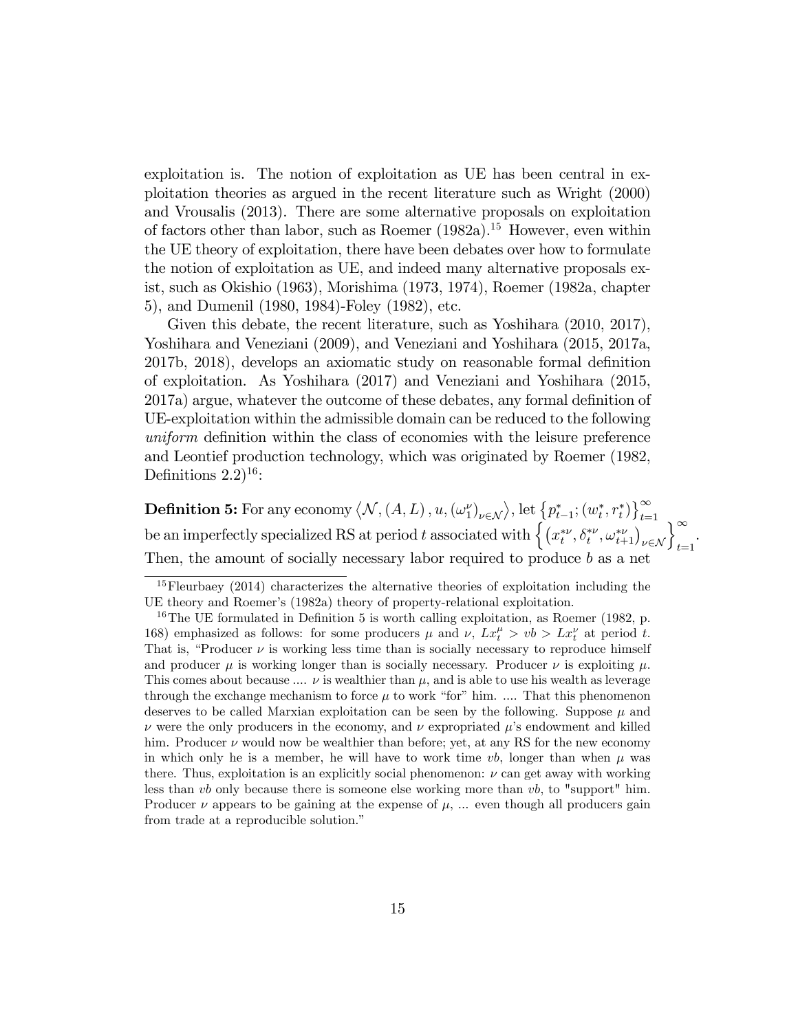exploitation is. The notion of exploitation as UE has been central in exploitation theories as argued in the recent literature such as Wright (2000) and Vrousalis (2013). There are some alternative proposals on exploitation of factors other than labor, such as Roemer (1982a).[15] However, even within the UE theory of exploitation, there have been debates over how to formulate the notion of exploitation as UE, and indeed many alternative proposals exist, such as Okishio (1963), Morishima (1973, 1974), Roemer (1982a, chapter 5), and Dumenil (1980, 1984)-Foley (1982), etc.

Given this debate, the recent literature, such as Yoshihara (2010, 2017), Yoshihara and Veneziani (2009), and Veneziani and Yoshihara (2015, 2017a, 2017b, 2018), develops an axiomatic study on reasonable formal definition of exploitation. As Yoshihara (2017) and Veneziani and Yoshihara (2015, 2017a) argue, whatever the outcome of these debates, any formal definition of UE-exploitation within the admissible domain can be reduced to the following *uniform* definition within the class of economies with the leisure preference and Leontief production technology, which was originated by Roemer (1982, Definitions 2.2)[16]:

**Definition 5:** For any economy $\left\langle \mathcal{N}, (A, L), u, (\omega_1^{\nu})_{\nu \in \mathcal{N}} \right\rangle$, let $\left\{ p_{t-1}^*; (w_t^*, r_t^*) \right\}_{t=1}^{\infty}$ be an imperfectly specialized RS at period $t$ associated with $\left\{ \left( x_t^{*\nu}, \delta_t^{*\nu}, \omega_{t+1}^{*\nu} \right)_{\nu \in \mathcal{N}} \right\}_{t=1}^{\infty}$. Then, the amount of socially necessary labor required to produce $b$ as a net

---

[15] Fleurbaey (2014) characterizes the alternative theories of exploitation including the UE theory and Roemer's (1982a) theory of property-relational exploitation.

[16] The UE formulated in Definition 5 is worth calling exploitation, as Roemer (1982, p. 168) emphasized as follows: for some producers $\mu$ and $\nu$, $Lx_t^{\mu} > vb > Lx_t^{\nu}$ at period $t$. That is, "Producer $\nu$ is working less time than is socially necessary to reproduce himself and producer $\mu$ is working longer than is socially necessary. Producer $\nu$ is exploiting $\mu$. This comes about because .... $\nu$ is wealthier than $\mu$, and is able to use his wealth as leverage through the exchange mechanism to force $\mu$ to work "for" him. .... That this phenomenon deserves to be called Marxian exploitation can be seen by the following. Suppose $\mu$ and $\nu$ were the only producers in the economy, and $\nu$ expropriated $\mu$'s endowment and killed him. Producer $\nu$ would now be wealthier than before; yet, at any RS for the new economy in which only he is a member, he will have to work time $vb$, longer than when $\mu$ was there. Thus, exploitation is an explicitly social phenomenon: $\nu$ can get away with working less than $vb$ only because there is someone else working more than $vb$, to "support" him. Producer $\nu$ appears to be gaining at the expense of $\mu$, ... even though all producers gain from trade at a reproducible solution."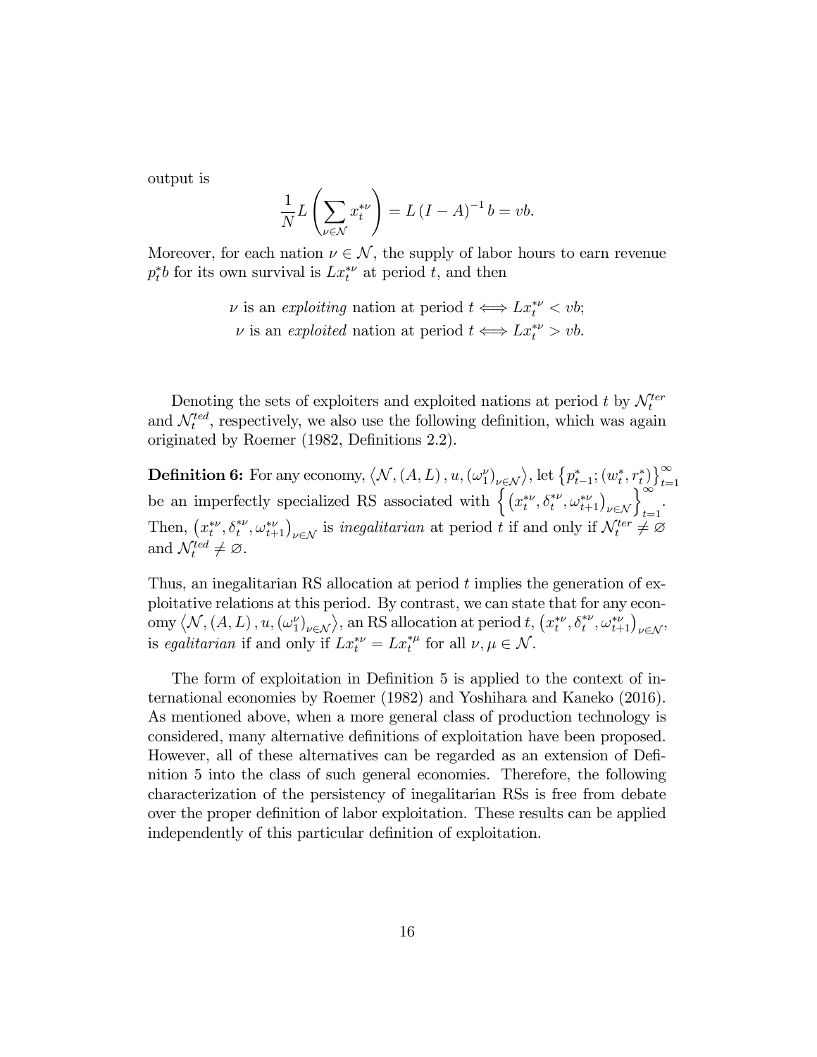output is

$$\frac{1}{N} L \left( \sum_{\nu \in \mathcal{N}} x_t^{*\nu} \right) = L (I - A)^{-1} b = vb.$$

Moreover, for each nation $\nu \in \mathcal{N}$, the supply of labor hours to earn revenue $p_t^* b$ for its own survival is $L x_t^{*\nu}$ at period $t$, and then

$$\nu \text{ is an } \textit{exploiting} \text{ nation at period } t \Longleftrightarrow L x_t^{*\nu} < vb;$$
$$\nu \text{ is an } \textit{exploited} \text{ nation at period } t \Longleftrightarrow L x_t^{*\nu} > vb.$$

Denoting the sets of exploiters and exploited nations at period $t$ by $\mathcal{N}_t^{ter}$ and $\mathcal{N}_t^{ted}$, respectively, we also use the following definition, which was again originated by Roemer (1982, Definitions 2.2).

**Definition 6:** For any economy, $\left\langle \mathcal{N}, (A, L), u, (\omega_1^\nu)_{\nu \in \mathcal{N}} \right\rangle$, let $\left\{ p_{t-1}^*; (w_t^*, r_t^*) \right\}_{t=1}^{\infty}$ be an imperfectly specialized RS associated with $\left\{ \left( x_t^{*\nu}, \delta_t^{*\nu}, \omega_{t+1}^{*\nu} \right)_{\nu \in \mathcal{N}} \right\}_{t=1}^{\infty}$. Then, $\left( x_t^{*\nu}, \delta_t^{*\nu}, \omega_{t+1}^{*\nu} \right)_{\nu \in \mathcal{N}}$ is *inegalitarian* at period $t$ if and only if $\mathcal{N}_t^{ter} \neq \varnothing$ and $\mathcal{N}_t^{ted} \neq \varnothing$.

Thus, an inegalitarian RS allocation at period $t$ implies the generation of exploitative relations at this period. By contrast, we can state that for any economy $\left\langle \mathcal{N}, (A, L), u, (\omega_1^\nu)_{\nu \in \mathcal{N}} \right\rangle$, an RS allocation at period $t$, $\left( x_t^{*\nu}, \delta_t^{*\nu}, \omega_{t+1}^{*\nu} \right)_{\nu \in \mathcal{N}}$, is *egalitarian* if and only if $L x_t^{*\nu} = L x_t^{*\mu}$ for all $\nu, \mu \in \mathcal{N}$.

The form of exploitation in Definition 5 is applied to the context of international economies by Roemer (1982) and Yoshihara and Kaneko (2016). As mentioned above, when a more general class of production technology is considered, many alternative definitions of exploitation have been proposed. However, all of these alternatives can be regarded as an extension of Definition 5 into the class of such general economies. Therefore, the following characterization of the persistency of inegalitarian RSs is free from debate over the proper definition of labor exploitation. These results can be applied independently of this particular definition of exploitation.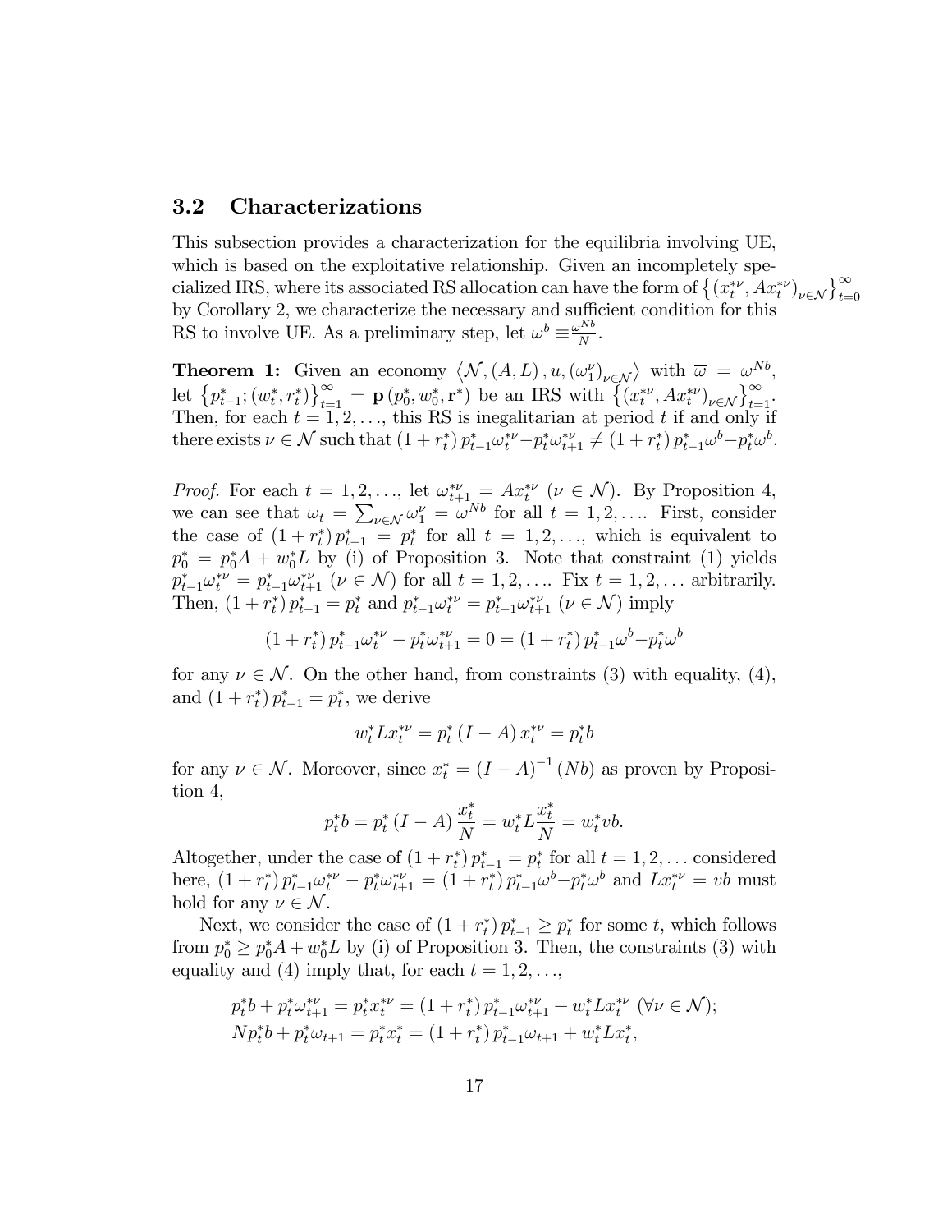## 3.2 Characterizations

This subsection provides a characterization for the equilibria involving UE, which is based on the exploitative relationship. Given an incompletely specialized IRS, where its associated RS allocation can have the form of $\left\{ (x_t^{*\nu}, Ax_t^{*\nu})_{\nu \in \mathcal{N}} \right\}_{t=0}^{\infty}$ by Corollary 2, we characterize the necessary and sufficient condition for this RS to involve UE. As a preliminary step, let $\omega^b \equiv \frac{\omega^{Nb}}{N}$.

**Theorem 1:** Given an economy $\left\langle \mathcal{N}, (A, L), u, (\omega_1^\nu)_{\nu \in \mathcal{N}} \right\rangle$ with $\overline{\omega} = \omega^{Nb}$, let $\left\{ p_{t-1}^*; (w_t^*, r_t^*) \right\}_{t=1}^{\infty} = \mathbf{p}(p_0^*, w_0^*, \mathbf{r}^*)$ be an IRS with $\left\{ (x_t^{*\nu}, Ax_t^{*\nu})_{\nu \in \mathcal{N}} \right\}_{t=1}^{\infty}$. Then, for each $t = 1, 2, \ldots$, this RS is inegalitarian at period $t$ if and only if there exists $\nu \in \mathcal{N}$ such that $(1 + r_t^*) p_{t-1}^* \omega_t^{*\nu} - p_t^* \omega_{t+1}^{*\nu} \neq (1 + r_t^*) p_{t-1}^* \omega^b - p_t^* \omega^b$.

*Proof.* For each $t = 1, 2, \ldots$, let $\omega_{t+1}^{*\nu} = Ax_t^{*\nu}$ ($\nu \in \mathcal{N}$). By Proposition 4, we can see that $\omega_t = \sum_{\nu \in \mathcal{N}} \omega_1^\nu = \omega^{Nb}$ for all $t = 1, 2, \ldots$. First, consider the case of $(1 + r_t^*) p_{t-1}^* = p_t^*$ for all $t = 1, 2, \ldots$, which is equivalent to $p_0^* = p_0^* A + w_0^* L$ by (i) of Proposition 3. Note that constraint (1) yields $p_{t-1}^* \omega_t^{*\nu} = p_{t-1}^* \omega_{t+1}^{*\nu}$ ($\nu \in \mathcal{N}$) for all $t = 1, 2, \ldots$. Fix $t = 1, 2, \ldots$ arbitrarily. Then, $(1 + r_t^*) p_{t-1}^* = p_t^*$ and $p_{t-1}^* \omega_t^{*\nu} = p_{t-1}^* \omega_{t+1}^{*\nu}$ ($\nu \in \mathcal{N}$) imply

$$(1 + r_t^*) p_{t-1}^* \omega_t^{*\nu} - p_t^* \omega_{t+1}^{*\nu} = 0 = (1 + r_t^*) p_{t-1}^* \omega^b - p_t^* \omega^b$$

for any $\nu \in \mathcal{N}$. On the other hand, from constraints (3) with equality, (4), and $(1 + r_t^*) p_{t-1}^* = p_t^*$, we derive

$$w_t^* L x_t^{*\nu} = p_t^* (I - A) x_t^{*\nu} = p_t^* b$$

for any $\nu \in \mathcal{N}$. Moreover, since $x_t^* = (I - A)^{-1} (Nb)$ as proven by Proposition 4,

$$p_t^* b = p_t^* (I - A) \frac{x_t^*}{N} = w_t^* L \frac{x_t^*}{N} = w_t^* vb.$$

Altogether, under the case of $(1 + r_t^*) p_{t-1}^* = p_t^*$ for all $t = 1, 2, \ldots$ considered here, $(1 + r_t^*) p_{t-1}^* \omega_t^{*\nu} - p_t^* \omega_{t+1}^{*\nu} = (1 + r_t^*) p_{t-1}^* \omega^b - p_t^* \omega^b$ and $Lx_t^{*\nu} = vb$ must hold for any $\nu \in \mathcal{N}$.

Next, we consider the case of $(1 + r_t^*) p_{t-1}^* \geq p_t^*$ for some $t$, which follows from $p_0^* \geq p_0^* A + w_0^* L$ by (i) of Proposition 3. Then, the constraints (3) with equality and (4) imply that, for each $t = 1, 2, \ldots$,

$$p_t^* b + p_t^* \omega_{t+1}^{*\nu} = p_t^* x_t^{*\nu} = (1 + r_t^*) p_{t-1}^* \omega_{t+1}^{*\nu} + w_t^* L x_t^{*\nu} \ (\forall \nu \in \mathcal{N});$$
$$N p_t^* b + p_t^* \omega_{t+1} = p_t^* x_t^* = (1 + r_t^*) p_{t-1}^* \omega_{t+1} + w_t^* L x_t^*,$$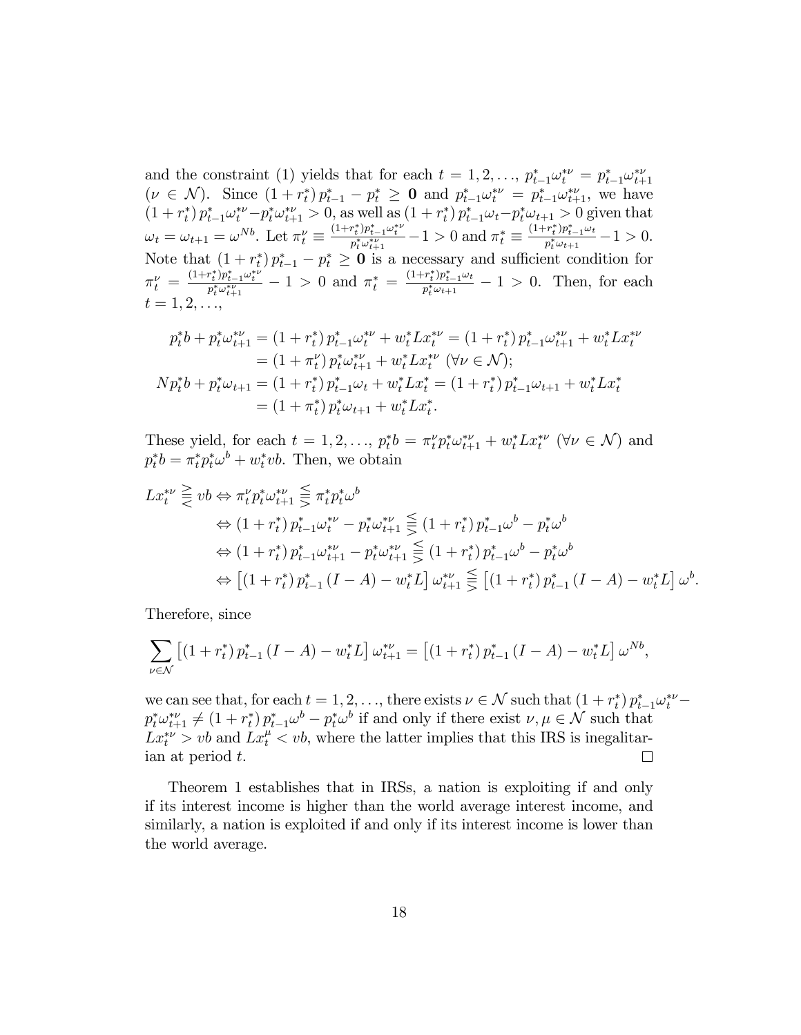and the constraint (1) yields that for each $t = 1, 2, \ldots$, $p^*_{t-1}\omega^{*\nu}_t = p^*_{t-1}\omega^{*\nu}_{t+1}$ ($\nu \in \mathcal{N}$). Since $(1 + r^*_t) p^*_{t-1} - p^*_t \geq \mathbf{0}$ and $p^*_{t-1}\omega^{*\nu}_t = p^*_{t-1}\omega^{*\nu}_{t+1}$, we have $(1 + r^*_t) p^*_{t-1}\omega^{*\nu}_t - p^*_t\omega^{*\nu}_{t+1} > 0$, as well as $(1 + r^*_t) p^*_{t-1}\omega_t - p^*_t\omega_{t+1} > 0$ given that $\omega_t = \omega_{t+1} = \omega^{Nb}$. Let $\pi^\nu_t \equiv \frac{(1+r^*_t)p^*_{t-1}\omega^{*\nu}_t}{p^*_t\omega^{*\nu}_{t+1}} - 1 > 0$ and $\pi^*_t \equiv \frac{(1+r^*_t)p^*_{t-1}\omega_t}{p^*_t\omega_{t+1}} - 1 > 0$. Note that $(1 + r^*_t) p^*_{t-1} - p^*_t \geq \mathbf{0}$ is a necessary and sufficient condition for $\pi^\nu_t = \frac{(1+r^*_t)p^*_{t-1}\omega^{*\nu}_t}{p^*_t\omega^{*\nu}_{t+1}} - 1 > 0$ and $\pi^*_t = \frac{(1+r^*_t)p^*_{t-1}\omega_t}{p^*_t\omega_{t+1}} - 1 > 0$. Then, for each $t = 1, 2, \ldots$,

$$
\begin{aligned}
p^*_t b + p^*_t\omega^{*\nu}_{t+1} &= (1 + r^*_t) p^*_{t-1}\omega^{*\nu}_t + w^*_t L x^{*\nu}_t = (1 + r^*_t) p^*_{t-1}\omega^{*\nu}_{t+1} + w^*_t L x^{*\nu}_t \\
&= (1 + \pi^\nu_t) p^*_t\omega^{*\nu}_{t+1} + w^*_t L x^{*\nu}_t \ (\forall \nu \in \mathcal{N}); \\
N p^*_t b + p^*_t\omega_{t+1} &= (1 + r^*_t) p^*_{t-1}\omega_t + w^*_t L x^*_t = (1 + r^*_t) p^*_{t-1}\omega_{t+1} + w^*_t L x^*_t \\
&= (1 + \pi^*_t) p^*_t\omega_{t+1} + w^*_t L x^*_t.
\end{aligned}
$$

These yield, for each $t = 1, 2, \ldots$, $p^*_t b = \pi^\nu_t p^*_t\omega^{*\nu}_{t+1} + w^*_t L x^{*\nu}_t$ ($\forall \nu \in \mathcal{N}$) and $p^*_t b = \pi^*_t p^*_t\omega^b + w^*_t vb$. Then, we obtain

$$
\begin{aligned}
Lx^{*\nu}_t \gtreqless vb &\Leftrightarrow \pi^\nu_t p^*_t\omega^{*\nu}_{t+1} \lesseqgtr \pi^*_t p^*_t\omega^b \\
&\Leftrightarrow (1 + r^*_t) p^*_{t-1}\omega^{*\nu}_t - p^*_t\omega^{*\nu}_{t+1} \lesseqgtr (1 + r^*_t) p^*_{t-1}\omega^b - p^*_t\omega^b \\
&\Leftrightarrow (1 + r^*_t) p^*_{t-1}\omega^{*\nu}_{t+1} - p^*_t\omega^{*\nu}_{t+1} \lesseqgtr (1 + r^*_t) p^*_{t-1}\omega^b - p^*_t\omega^b \\
&\Leftrightarrow \left[(1 + r^*_t) p^*_{t-1} (I - A) - w^*_t L\right] \omega^{*\nu}_{t+1} \lesseqgtr \left[(1 + r^*_t) p^*_{t-1} (I - A) - w^*_t L\right] \omega^b.
\end{aligned}
$$

Therefore, since

$$
\sum_{\nu \in \mathcal{N}} \left[(1 + r^*_t) p^*_{t-1} (I - A) - w^*_t L\right] \omega^{*\nu}_{t+1} = \left[(1 + r^*_t) p^*_{t-1} (I - A) - w^*_t L\right] \omega^{Nb},
$$

we can see that, for each $t = 1, 2, \ldots$, there exists $\nu \in \mathcal{N}$ such that $(1 + r^*_t) p^*_{t-1}\omega^{*\nu}_t - p^*_t\omega^{*\nu}_{t+1} \neq (1 + r^*_t) p^*_{t-1}\omega^b - p^*_t\omega^b$ if and only if there exist $\nu, \mu \in \mathcal{N}$ such that $Lx^{*\nu}_t > vb$ and $Lx^\mu_t < vb$, where the latter implies that this IRS is inegalitarian at period $t$. □

Theorem 1 establishes that in IRSs, a nation is exploiting if and only if its interest income is higher than the world average interest income, and similarly, a nation is exploited if and only if its interest income is lower than the world average.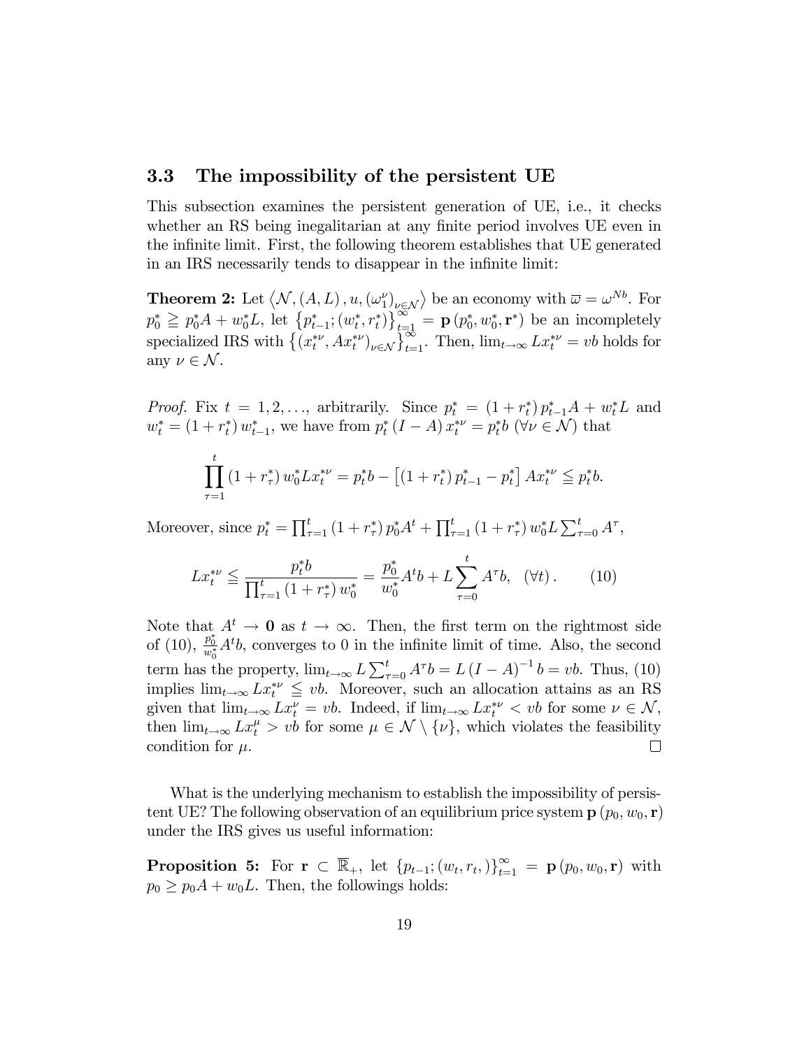### 3.3 The impossibility of the persistent UE

This subsection examines the persistent generation of UE, i.e., it checks whether an RS being inegalitarian at any finite period involves UE even in the infinite limit. First, the following theorem establishes that UE generated in an IRS necessarily tends to disappear in the infinite limit:

**Theorem 2:** Let $\left\langle \mathcal{N}, (A, L), u, (\omega_1^{\nu})_{\nu \in \mathcal{N}} \right\rangle$ be an economy with $\overline{\omega} = \omega^{Nb}$. For $p_0^* \geqq p_0^* A + w_0^* L$, let $\left\{ p_{t-1}^*; (w_t^*, r_t^*) \right\}_{t=1}^{\infty} = \mathbf{p}(p_0^*, w_0^*, \mathbf{r}^*)$ be an incompletely specialized IRS with $\left\{ (x_t^{*\nu}, Ax_t^{*\nu})_{\nu \in \mathcal{N}} \right\}_{t=1}^{\infty}$. Then, $\lim_{t \to \infty} L x_t^{*\nu} = vb$ holds for any $\nu \in \mathcal{N}$.

*Proof.* Fix $t = 1, 2, \ldots,$ arbitrarily. Since $p_t^* = (1 + r_t^*) p_{t-1}^* A + w_t^* L$ and $w_t^* = (1 + r_t^*) w_{t-1}^*$, we have from $p_t^* (I - A) x_t^{*\nu} = p_t^* b$ $(\forall \nu \in \mathcal{N})$ that

$$\prod_{\tau=1}^{t} (1 + r_\tau^*) w_0^* L x_t^{*\nu} = p_t^* b - \left[ (1 + r_t^*) p_{t-1}^* - p_t^* \right] A x_t^{*\nu} \leqq p_t^* b.$$

Moreover, since $p_t^* = \prod_{\tau=1}^{t} (1 + r_\tau^*) p_0^* A^t + \prod_{\tau=1}^{t} (1 + r_\tau^*) w_0^* L \sum_{\tau=0}^{t} A^\tau$,

$$L x_t^{*\nu} \leqq \frac{p_t^* b}{\prod_{\tau=1}^{t} (1 + r_\tau^*) w_0^*} = \frac{p_0^*}{w_0^*} A^t b + L \sum_{\tau=0}^{t} A^\tau b, \quad (\forall t). \tag{10}$$

Note that $A^t \to \mathbf{0}$ as $t \to \infty$. Then, the first term on the rightmost side of (10), $\frac{p_0^*}{w_0^*} A^t b$, converges to 0 in the infinite limit of time. Also, the second term has the property, $\lim_{t \to \infty} L \sum_{\tau=0}^{t} A^\tau b = L (I - A)^{-1} b = vb$. Thus, (10) implies $\lim_{t \to \infty} L x_t^{*\nu} \leqq vb$. Moreover, such an allocation attains as an RS given that $\lim_{t \to \infty} L x_t^{\nu} = vb$. Indeed, if $\lim_{t \to \infty} L x_t^{*\nu} < vb$ for some $\nu \in \mathcal{N}$, then $\lim_{t \to \infty} L x_t^{\mu} > vb$ for some $\mu \in \mathcal{N} \setminus \{\nu\}$, which violates the feasibility condition for $\mu$. □

What is the underlying mechanism to establish the impossibility of persistent UE? The following observation of an equilibrium price system $\mathbf{p}(p_0, w_0, \mathbf{r})$ under the IRS gives us useful information:

**Proposition 5:** For $\mathbf{r} \subset \overline{\mathbb{R}}_+$, let $\{p_{t-1}; (w_t, r_t,)\}_{t=1}^{\infty} = \mathbf{p}(p_0, w_0, \mathbf{r})$ with $p_0 \geq p_0 A + w_0 L$. Then, the followings holds: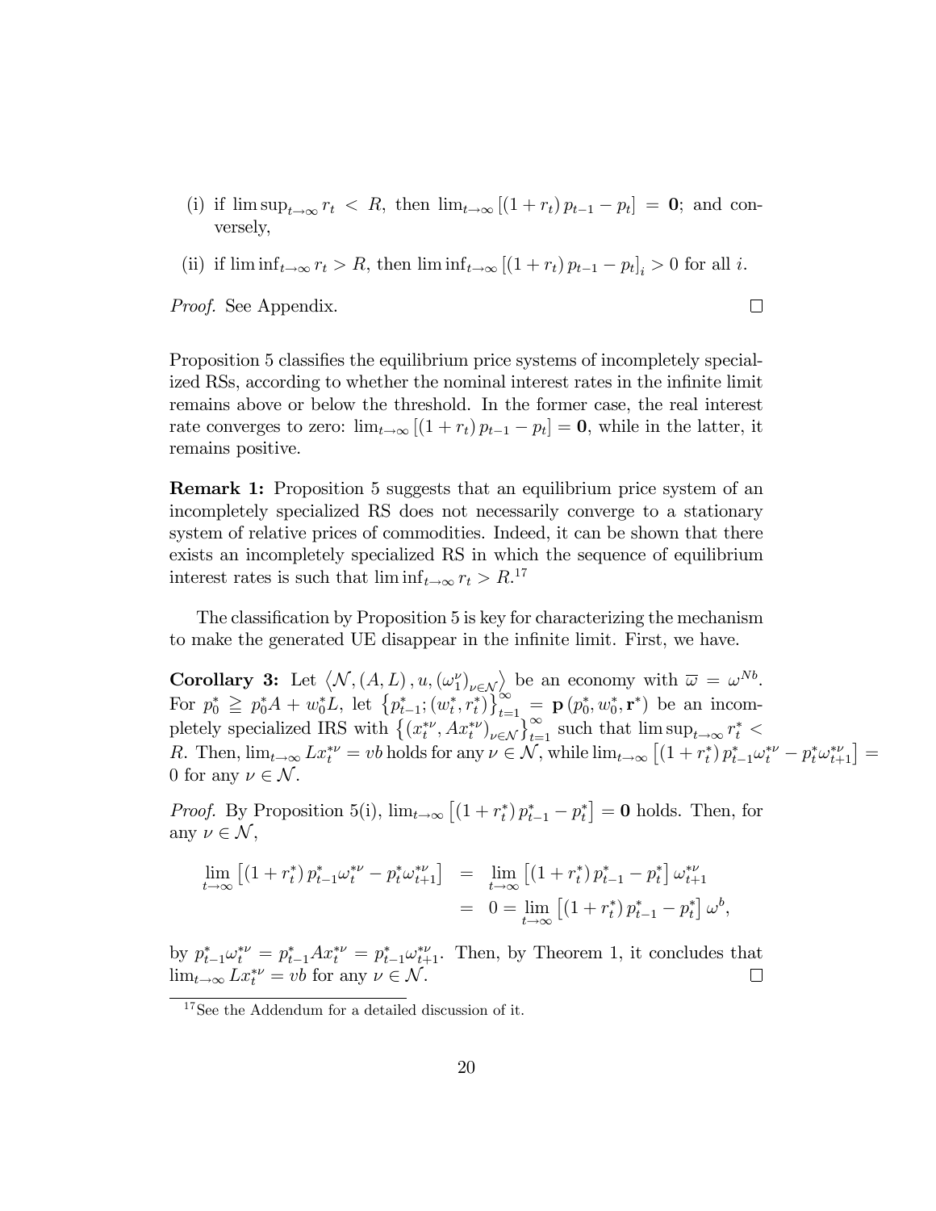(i) if $\limsup_{t \to \infty} r_t < R$, then $\lim_{t \to \infty} [(1 + r_t) p_{t-1} - p_t] = \mathbf{0}$; and conversely,

(ii) if $\liminf_{t \to \infty} r_t > R$, then $\liminf_{t \to \infty} [(1 + r_t) p_{t-1} - p_t]_i > 0$ for all $i$.

*Proof.* See Appendix. □

Proposition 5 classifies the equilibrium price systems of incompletely specialized RSs, according to whether the nominal interest rates in the infinite limit remains above or below the threshold. In the former case, the real interest rate converges to zero: $\lim_{t \to \infty} [(1 + r_t) p_{t-1} - p_t] = \mathbf{0}$, while in the latter, it remains positive.

**Remark 1:** Proposition 5 suggests that an equilibrium price system of an incompletely specialized RS does not necessarily converge to a stationary system of relative prices of commodities. Indeed, it can be shown that there exists an incompletely specialized RS in which the sequence of equilibrium interest rates is such that $\liminf_{t \to \infty} r_t > R$.[17]

The classification by Proposition 5 is key for characterizing the mechanism to make the generated UE disappear in the infinite limit. First, we have.

**Corollary 3:** Let $\langle \mathcal{N}, (A, L), u, (\omega_1^\nu)_{\nu \in \mathcal{N}} \rangle$ be an economy with $\overline{\omega} = \omega^{Nb}$. For $p_0^* \geqq p_0^* A + w_0^* L$, let $\{p_{t-1}^*; (w_t^*, r_t^*)\}_{t=1}^\infty = \mathbf{p}(p_0^*, w_0^*, \mathbf{r}^*)$ be an incompletely specialized IRS with $\{(x_t^{*\nu}, Ax_t^{*\nu})_{\nu \in \mathcal{N}}\}_{t=1}^\infty$ such that $\limsup_{t \to \infty} r_t^* < R$. Then, $\lim_{t \to \infty} Lx_t^{*\nu} = vb$ holds for any $\nu \in \mathcal{N}$, while $\lim_{t \to \infty} [(1 + r_t^*) p_{t-1}^* \omega_t^{*\nu} - p_t^* \omega_{t+1}^{*\nu}] = 0$ for any $\nu \in \mathcal{N}$.

*Proof.* By Proposition 5(i), $\lim_{t \to \infty} [(1 + r_t^*) p_{t-1}^* - p_t^*] = \mathbf{0}$ holds. Then, for any $\nu \in \mathcal{N}$,

$$\begin{aligned} \lim_{t \to \infty} [(1 + r_t^*) p_{t-1}^* \omega_t^{*\nu} - p_t^* \omega_{t+1}^{*\nu}] &= \lim_{t \to \infty} [(1 + r_t^*) p_{t-1}^* - p_t^*] \omega_{t+1}^{*\nu} \\ &= 0 = \lim_{t \to \infty} [(1 + r_t^*) p_{t-1}^* - p_t^*] \omega^b, \end{aligned}$$

by $p_{t-1}^* \omega_t^{*\nu} = p_{t-1}^* A x_t^{*\nu} = p_{t-1}^* \omega_{t+1}^{*\nu}$. Then, by Theorem 1, it concludes that $\lim_{t \to \infty} Lx_t^{*\nu} = vb$ for any $\nu \in \mathcal{N}$. □

[17] See the Addendum for a detailed discussion of it.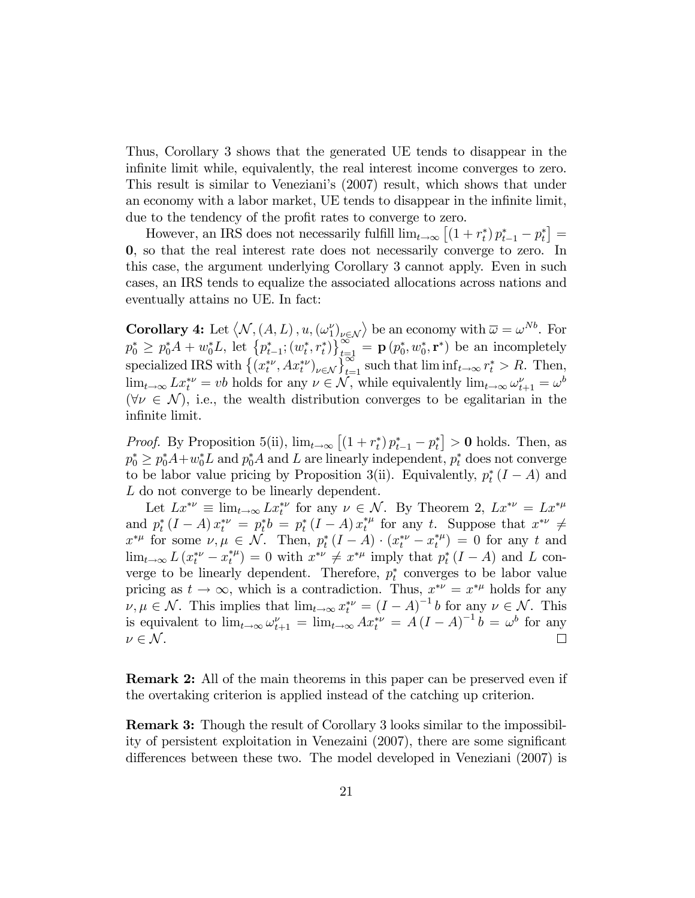Thus, Corollary 3 shows that the generated UE tends to disappear in the infinite limit while, equivalently, the real interest income converges to zero. This result is similar to Veneziani's (2007) result, which shows that under an economy with a labor market, UE tends to disappear in the infinite limit, due to the tendency of the profit rates to converge to zero.

However, an IRS does not necessarily fulfill $\lim_{t\to\infty}\left[(1+r_t^*)\,p_{t-1}^* - p_t^*\right] = \mathbf{0}$, so that the real interest rate does not necessarily converge to zero. In this case, the argument underlying Corollary 3 cannot apply. Even in such cases, an IRS tends to equalize the associated allocations across nations and eventually attains no UE. In fact:

**Corollary 4:** Let $\left\langle \mathcal{N}, (A, L), u, (\omega_1^\nu)_{\nu\in\mathcal{N}} \right\rangle$ be an economy with $\overline{\omega} = \omega^{Nb}$. For $p_0^* \geq p_0^* A + w_0^* L$, let $\left\{p_{t-1}^*; (w_t^*, r_t^*)\right\}_{t=1}^{\infty} = \mathbf{p}\left(p_0^*, w_0^*, \mathbf{r}^*\right)$ be an incompletely specialized IRS with $\left\{(x_t^{*\nu}, Ax_t^{*\nu})_{\nu\in\mathcal{N}}\right\}_{t=1}^{\infty}$ such that $\liminf_{t\to\infty} r_t^* > R$. Then, $\lim_{t\to\infty} Lx_t^{*\nu} = vb$ holds for any $\nu \in \mathcal{N}$, while equivalently $\lim_{t\to\infty} \omega_{t+1}^\nu = \omega^b$ ($\forall \nu \in \mathcal{N}$), i.e., the wealth distribution converges to be egalitarian in the infinite limit.

*Proof.* By Proposition 5(ii), $\lim_{t\to\infty}\left[(1+r_t^*)\,p_{t-1}^* - p_t^*\right] > \mathbf{0}$ holds. Then, as $p_0^* \geq p_0^* A + w_0^* L$ and $p_0^* A$ and $L$ are linearly independent, $p_t^*$ does not converge to be labor value pricing by Proposition 3(ii). Equivalently, $p_t^*(I - A)$ and $L$ do not converge to be linearly dependent.

Let $Lx^{*\nu} \equiv \lim_{t\to\infty} Lx_t^{*\nu}$ for any $\nu \in \mathcal{N}$. By Theorem 2, $Lx^{*\nu} = Lx^{*\mu}$ and $p_t^*(I - A)\,x_t^{*\nu} = p_t^* b = p_t^*(I - A)\,x_t^{*\mu}$ for any $t$. Suppose that $x^{*\nu} \neq x^{*\mu}$ for some $\nu, \mu \in \mathcal{N}$. Then, $p_t^*(I - A)\cdot(x_t^{*\nu} - x_t^{*\mu}) = 0$ for any $t$ and $\lim_{t\to\infty} L\left(x_t^{*\nu} - x_t^{*\mu}\right) = 0$ with $x^{*\nu} \neq x^{*\mu}$ imply that $p_t^*(I - A)$ and $L$ converge to be linearly dependent. Therefore, $p_t^*$ converges to be labor value pricing as $t \to \infty$, which is a contradiction. Thus, $x^{*\nu} = x^{*\mu}$ holds for any $\nu, \mu \in \mathcal{N}$. This implies that $\lim_{t\to\infty} x_t^{*\nu} = (I - A)^{-1} b$ for any $\nu \in \mathcal{N}$. This is equivalent to $\lim_{t\to\infty} \omega_{t+1}^\nu = \lim_{t\to\infty} Ax_t^{*\nu} = A\,(I - A)^{-1} b = \omega^b$ for any $\nu \in \mathcal{N}$. $\square$

**Remark 2:** All of the main theorems in this paper can be preserved even if the overtaking criterion is applied instead of the catching up criterion.

**Remark 3:** Though the result of Corollary 3 looks similar to the impossibility of persistent exploitation in Venezaini (2007), there are some significant differences between these two. The model developed in Veneziani (2007) is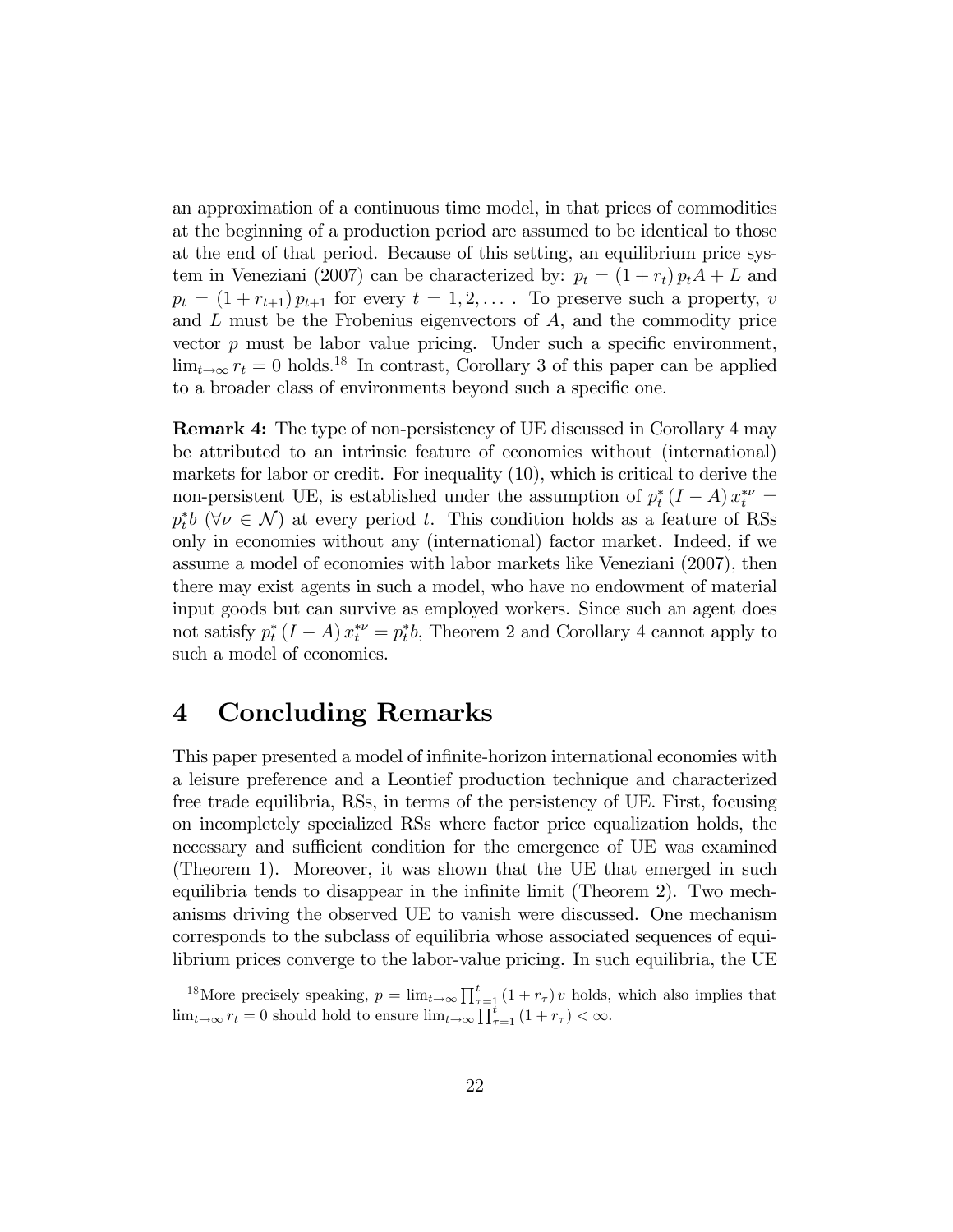an approximation of a continuous time model, in that prices of commodities at the beginning of a production period are assumed to be identical to those at the end of that period. Because of this setting, an equilibrium price system in Veneziani (2007) can be characterized by: $p_t = (1 + r_t) p_t A + L$ and $p_t = (1 + r_{t+1}) p_{t+1}$ for every $t = 1, 2, \dots$. To preserve such a property, $v$ and $L$ must be the Frobenius eigenvectors of $A$, and the commodity price vector $p$ must be labor value pricing. Under such a specific environment, $\lim_{t\to\infty} r_t = 0$ holds.[18] In contrast, Corollary 3 of this paper can be applied to a broader class of environments beyond such a specific one.

**Remark 4:** The type of non-persistency of UE discussed in Corollary 4 may be attributed to an intrinsic feature of economies without (international) markets for labor or credit. For inequality (10), which is critical to derive the non-persistent UE, is established under the assumption of $p_t^* (I - A) x_t^{*\nu} = p_t^* b$ ($\forall \nu \in \mathcal{N}$) at every period $t$. This condition holds as a feature of RSs only in economies without any (international) factor market. Indeed, if we assume a model of economies with labor markets like Veneziani (2007), then there may exist agents in such a model, who have no endowment of material input goods but can survive as employed workers. Since such an agent does not satisfy $p_t^* (I - A) x_t^{*\nu} = p_t^* b$, Theorem 2 and Corollary 4 cannot apply to such a model of economies.

# 4 Concluding Remarks

This paper presented a model of infinite-horizon international economies with a leisure preference and a Leontief production technique and characterized free trade equilibria, RSs, in terms of the persistency of UE. First, focusing on incompletely specialized RSs where factor price equalization holds, the necessary and sufficient condition for the emergence of UE was examined (Theorem 1). Moreover, it was shown that the UE that emerged in such equilibria tends to disappear in the infinite limit (Theorem 2). Two mechanisms driving the observed UE to vanish were discussed. One mechanism corresponds to the subclass of equilibria whose associated sequences of equilibrium prices converge to the labor-value pricing. In such equilibria, the UE

[18] More precisely speaking, $p = \lim_{t\to\infty} \prod_{\tau=1}^{t} (1 + r_\tau) v$ holds, which also implies that $\lim_{t\to\infty} r_t = 0$ should hold to ensure $\lim_{t\to\infty} \prod_{\tau=1}^{t} (1 + r_\tau) < \infty$.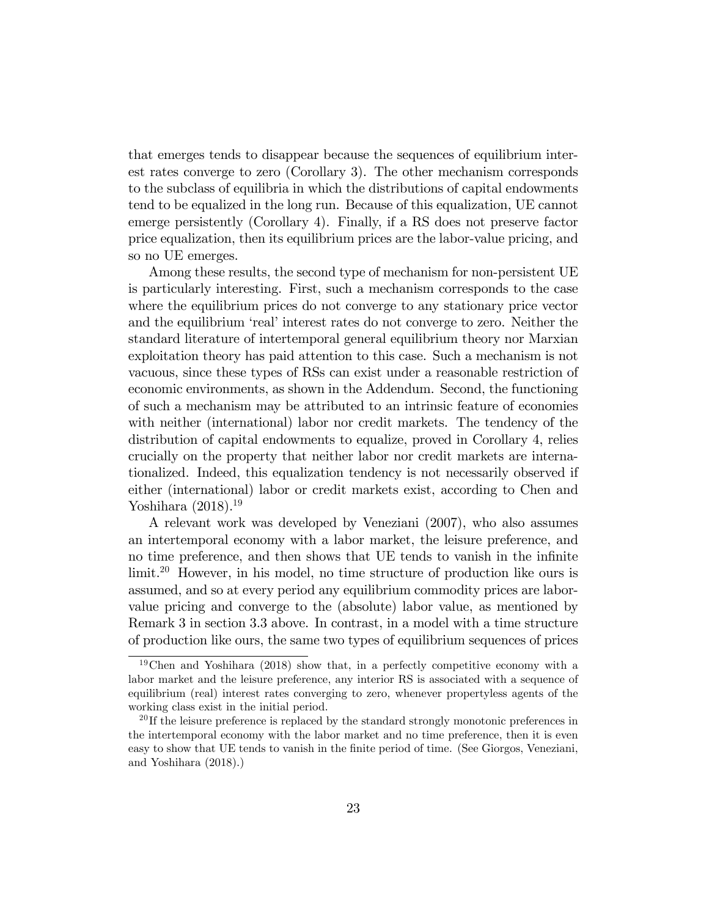that emerges tends to disappear because the sequences of equilibrium interest rates converge to zero (Corollary 3). The other mechanism corresponds to the subclass of equilibria in which the distributions of capital endowments tend to be equalized in the long run. Because of this equalization, UE cannot emerge persistently (Corollary 4). Finally, if a RS does not preserve factor price equalization, then its equilibrium prices are the labor-value pricing, and so no UE emerges.

Among these results, the second type of mechanism for non-persistent UE is particularly interesting. First, such a mechanism corresponds to the case where the equilibrium prices do not converge to any stationary price vector and the equilibrium 'real' interest rates do not converge to zero. Neither the standard literature of intertemporal general equilibrium theory nor Marxian exploitation theory has paid attention to this case. Such a mechanism is not vacuous, since these types of RSs can exist under a reasonable restriction of economic environments, as shown in the Addendum. Second, the functioning of such a mechanism may be attributed to an intrinsic feature of economies with neither (international) labor nor credit markets. The tendency of the distribution of capital endowments to equalize, proved in Corollary 4, relies crucially on the property that neither labor nor credit markets are internationalized. Indeed, this equalization tendency is not necessarily observed if either (international) labor or credit markets exist, according to Chen and Yoshihara (2018).[19]

A relevant work was developed by Veneziani (2007), who also assumes an intertemporal economy with a labor market, the leisure preference, and no time preference, and then shows that UE tends to vanish in the infinite limit.[20] However, in his model, no time structure of production like ours is assumed, and so at every period any equilibrium commodity prices are labor-value pricing and converge to the (absolute) labor value, as mentioned by Remark 3 in section 3.3 above. In contrast, in a model with a time structure of production like ours, the same two types of equilibrium sequences of prices

[19] Chen and Yoshihara (2018) show that, in a perfectly competitive economy with a labor market and the leisure preference, any interior RS is associated with a sequence of equilibrium (real) interest rates converging to zero, whenever propertyless agents of the working class exist in the initial period.

[20] If the leisure preference is replaced by the standard strongly monotonic preferences in the intertemporal economy with the labor market and no time preference, then it is even easy to show that UE tends to vanish in the finite period of time. (See Giorgos, Veneziani, and Yoshihara (2018).)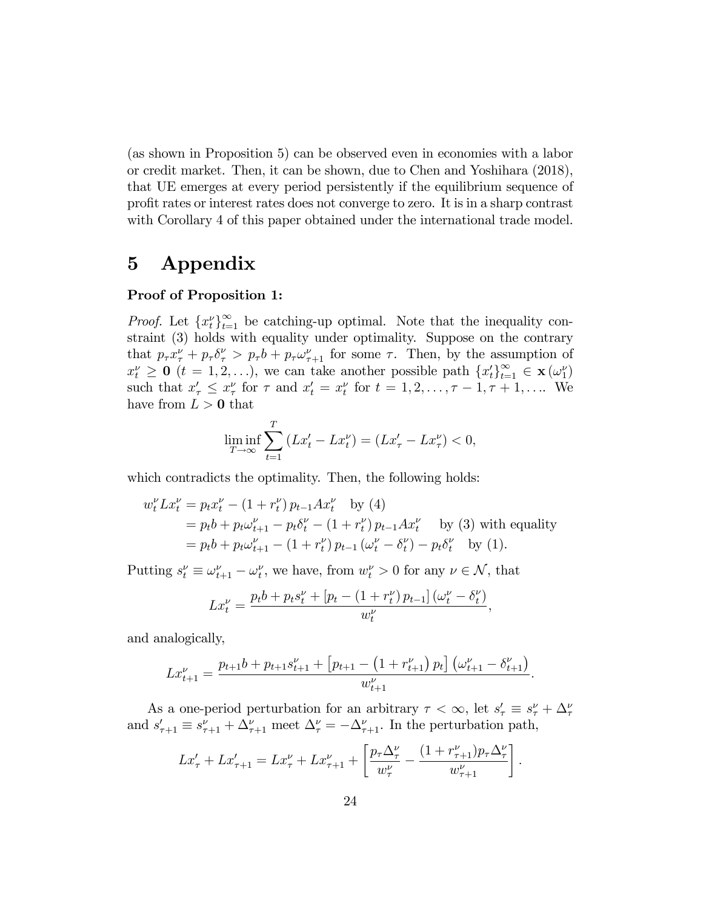(as shown in Proposition 5) can be observed even in economies with a labor or credit market. Then, it can be shown, due to Chen and Yoshihara (2018), that UE emerges at every period persistently if the equilibrium sequence of profit rates or interest rates does not converge to zero. It is in a sharp contrast with Corollary 4 of this paper obtained under the international trade model.

# 5 Appendix

**Proof of Proposition 1:**

*Proof.* Let $\{x_t^\nu\}_{t=1}^\infty$ be catching-up optimal. Note that the inequality constraint (3) holds with equality under optimality. Suppose on the contrary that $p_\tau x_\tau^\nu + p_\tau \delta_\tau^\nu > p_\tau b + p_\tau \omega_{\tau+1}^\nu$ for some $\tau$. Then, by the assumption of $x_t^\nu \geq \mathbf{0}$ $(t = 1, 2, \ldots)$, we can take another possible path $\{x_t'\}_{t=1}^\infty \in \mathbf{x}(\omega_1^\nu)$ such that $x_\tau' \leq x_\tau^\nu$ for $\tau$ and $x_t' = x_t^\nu$ for $t = 1, 2, \ldots, \tau-1, \tau+1, \ldots$. We have from $L > \mathbf{0}$ that

$$\liminf_{T\to\infty} \sum_{t=1}^{T} \left(Lx_t' - Lx_t^\nu\right) = \left(Lx_\tau' - Lx_\tau^\nu\right) < 0,$$

which contradicts the optimality. Then, the following holds:

$$\begin{aligned}
w_t^\nu L x_t^\nu &= p_t x_t^\nu - \left(1 + r_t^\nu\right) p_{t-1} A x_t^\nu \quad \text{by (4)} \\
&= p_t b + p_t \omega_{t+1}^\nu - p_t \delta_t^\nu - \left(1 + r_t^\nu\right) p_{t-1} A x_t^\nu \quad \text{by (3) with equality} \\
&= p_t b + p_t \omega_{t+1}^\nu - \left(1 + r_t^\nu\right) p_{t-1} \left(\omega_t^\nu - \delta_t^\nu\right) - p_t \delta_t^\nu \quad \text{by (1).}
\end{aligned}$$

Putting $s_t^\nu \equiv \omega_{t+1}^\nu - \omega_t^\nu$, we have, from $w_t^\nu > 0$ for any $\nu \in \mathcal{N}$, that

$$Lx_t^\nu = \frac{p_t b + p_t s_t^\nu + \left[p_t - \left(1 + r_t^\nu\right) p_{t-1}\right] \left(\omega_t^\nu - \delta_t^\nu\right)}{w_t^\nu},$$

and analogically,

$$Lx_{t+1}^\nu = \frac{p_{t+1} b + p_{t+1} s_{t+1}^\nu + \left[p_{t+1} - \left(1 + r_{t+1}^\nu\right) p_t\right] \left(\omega_{t+1}^\nu - \delta_{t+1}^\nu\right)}{w_{t+1}^\nu}.$$

As a one-period perturbation for an arbitrary $\tau < \infty$, let $s_\tau' \equiv s_\tau^\nu + \Delta_\tau^\nu$ and $s_{\tau+1}' \equiv s_{\tau+1}^\nu + \Delta_{\tau+1}^\nu$ meet $\Delta_\tau^\nu = -\Delta_{\tau+1}^\nu$. In the perturbation path,

$$Lx_\tau' + Lx_{\tau+1}' = Lx_\tau^\nu + Lx_{\tau+1}^\nu + \left[\frac{p_\tau \Delta_\tau^\nu}{w_\tau^\nu} - \frac{(1 + r_{\tau+1}^\nu) p_\tau \Delta_\tau^\nu}{w_{\tau+1}^\nu}\right].$$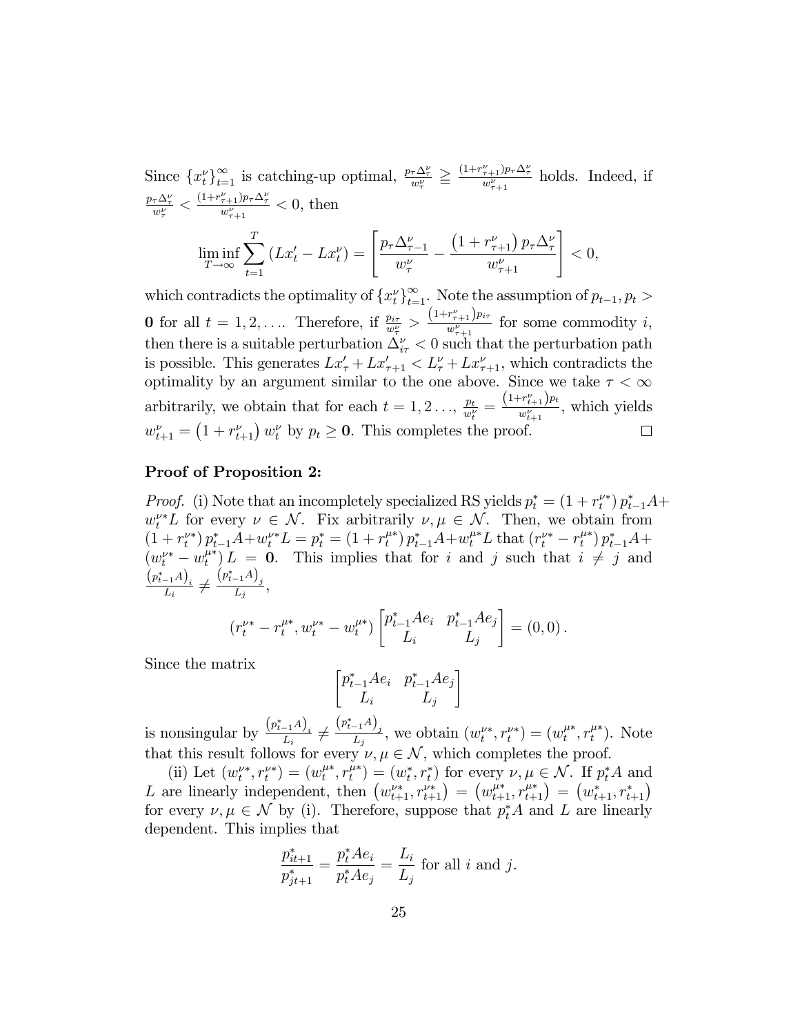Since $\{x_t^\nu\}_{t=1}^\infty$ is catching-up optimal, $\frac{p_\tau \Delta_\tau^\nu}{w_\tau^\nu} \geqq \frac{(1+r_{\tau+1}^\nu)p_\tau \Delta_\tau^\nu}{w_{\tau+1}^\nu}$ holds. Indeed, if $\frac{p_\tau \Delta_\tau^\nu}{w_\tau^\nu} < \frac{(1+r_{\tau+1}^\nu)p_\tau \Delta_\tau^\nu}{w_{\tau+1}^\nu} < 0$, then

$$\liminf_{T\to\infty} \sum_{t=1}^{T} \left( Lx_t' - Lx_t^\nu \right) = \left[ \frac{p_\tau \Delta_{\tau-1}^\nu}{w_\tau^\nu} - \frac{\left(1 + r_{\tau+1}^\nu\right) p_\tau \Delta_\tau^\nu}{w_{\tau+1}^\nu} \right] < 0,$$

which contradicts the optimality of $\{x_t^\nu\}_{t=1}^\infty$. Note the assumption of $p_{t-1}, p_t > \mathbf{0}$ for all $t = 1, 2, \ldots$. Therefore, if $\frac{p_{i\tau}}{w_\tau^\nu} > \frac{\left(1+r_{\tau+1}^\nu\right)p_{i\tau}}{w_{\tau+1}^\nu}$ for some commodity $i$, then there is a suitable perturbation $\Delta_{i\tau}^\nu < 0$ such that the perturbation path is possible. This generates $Lx_\tau' + Lx_{\tau+1}' < L_\tau^\nu + Lx_{\tau+1}^\nu$, which contradicts the optimality by an argument similar to the one above. Since we take $\tau < \infty$ arbitrarily, we obtain that for each $t = 1, 2 \ldots$, $\frac{p_t}{w_t^\nu} = \frac{\left(1+r_{t+1}^\nu\right)p_t}{w_{t+1}^\nu}$, which yields $w_{t+1}^\nu = \left(1 + r_{t+1}^\nu\right) w_t^\nu$ by $p_t \geq \mathbf{0}$. This completes the proof. □

**Proof of Proposition 2:**

*Proof.* (i) Note that an incompletely specialized RS yields $p_t^* = \left(1 + r_t^{\nu*}\right) p_{t-1}^* A + w_t^{\nu*} L$ for every $\nu \in \mathcal{N}$. Fix arbitrarily $\nu, \mu \in \mathcal{N}$. Then, we obtain from $\left(1 + r_t^{\nu*}\right) p_{t-1}^* A + w_t^{\nu*} L = p_t^* = \left(1 + r_t^{\mu*}\right) p_{t-1}^* A + w_t^{\mu*} L$ that $\left(r_t^{\nu*} - r_t^{\mu*}\right) p_{t-1}^* A + \left(w_t^{\nu*} - w_t^{\mu*}\right) L = \mathbf{0}$. This implies that for $i$ and $j$ such that $i \neq j$ and $\frac{\left(p_{t-1}^* A\right)_i}{L_i} \neq \frac{\left(p_{t-1}^* A\right)_j}{L_j}$,

$$\left(r_t^{\nu*} - r_t^{\mu*}, w_t^{\nu*} - w_t^{\mu*}\right) \begin{bmatrix} p_{t-1}^* A e_i & p_{t-1}^* A e_j \\ L_i & L_j \end{bmatrix} = (0, 0).$$

Since the matrix

$$\begin{bmatrix} p_{t-1}^* A e_i & p_{t-1}^* A e_j \\ L_i & L_j \end{bmatrix}$$

is nonsingular by $\frac{\left(p_{t-1}^* A\right)_i}{L_i} \neq \frac{\left(p_{t-1}^* A\right)_j}{L_j}$, we obtain $\left(w_t^{\nu*}, r_t^{\nu*}\right) = \left(w_t^{\mu*}, r_t^{\mu*}\right)$. Note that this result follows for every $\nu, \mu \in \mathcal{N}$, which completes the proof.

(ii) Let $\left(w_t^{\nu*}, r_t^{\nu*}\right) = \left(w_t^{\mu*}, r_t^{\mu*}\right) = \left(w_t^*, r_t^*\right)$ for every $\nu, \mu \in \mathcal{N}$. If $p_t^* A$ and $L$ are linearly independent, then $\left(w_{t+1}^{\nu*}, r_{t+1}^{\nu*}\right) = \left(w_{t+1}^{\mu*}, r_{t+1}^{\mu*}\right) = \left(w_{t+1}^*, r_{t+1}^*\right)$ for every $\nu, \mu \in \mathcal{N}$ by (i). Therefore, suppose that $p_t^* A$ and $L$ are linearly dependent. This implies that

$$\frac{p_{it+1}^*}{p_{jt+1}^*} = \frac{p_t^* A e_i}{p_t^* A e_j} = \frac{L_i}{L_j} \text{ for all } i \text{ and } j.$$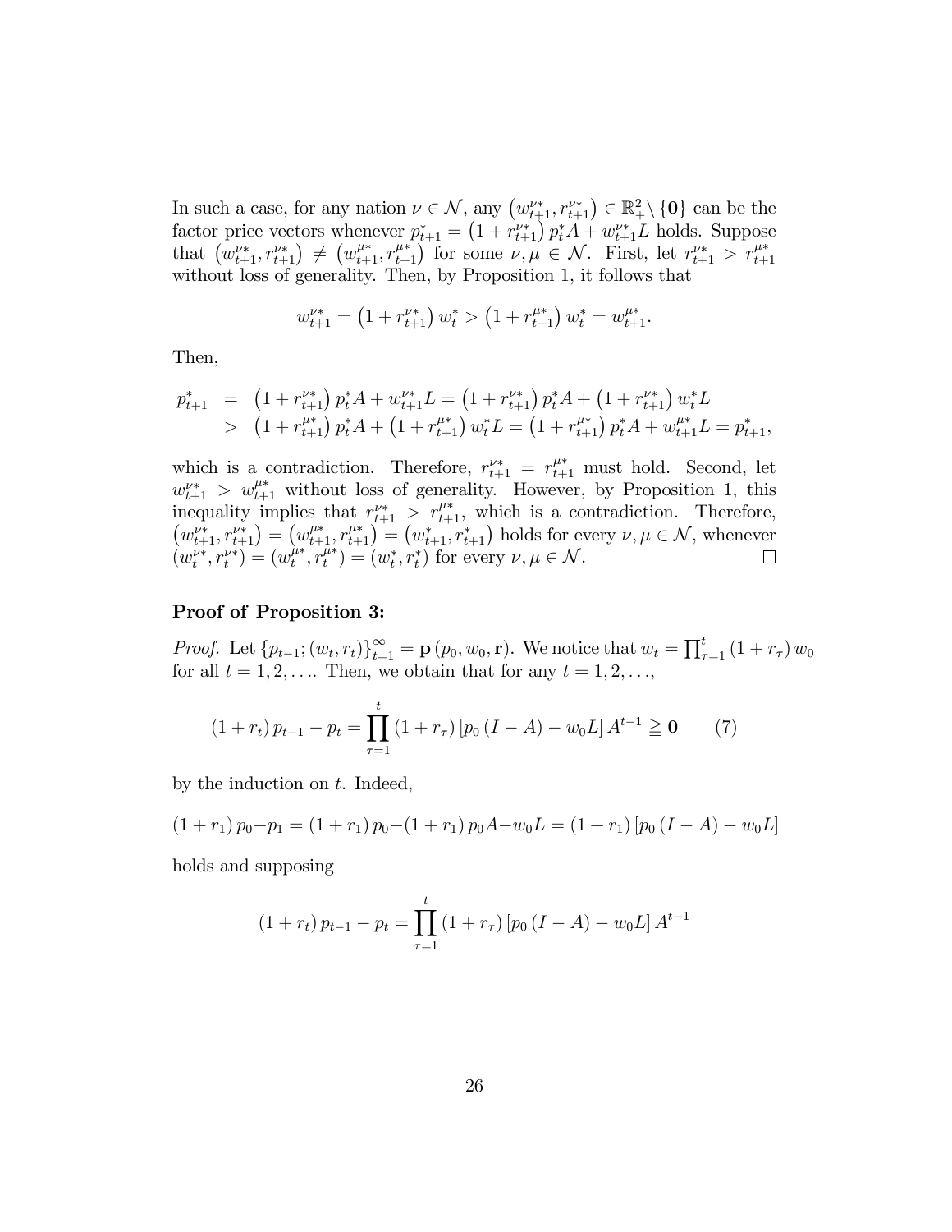In such a case, for any nation $\nu \in \mathcal{N}$, any $\left(w_{t+1}^{\nu *}, r_{t+1}^{\nu *}\right) \in \mathbb{R}_{+}^{2} \setminus \{\mathbf{0}\}$ can be the factor price vectors whenever $p_{t+1}^{*} = \left(1 + r_{t+1}^{\nu *}\right) p_{t}^{*} A + w_{t+1}^{\nu *} L$ holds. Suppose that $\left(w_{t+1}^{\nu *}, r_{t+1}^{\nu *}\right) \neq \left(w_{t+1}^{\mu *}, r_{t+1}^{\mu *}\right)$ for some $\nu, \mu \in \mathcal{N}$. First, let $r_{t+1}^{\nu *} > r_{t+1}^{\mu *}$ without loss of generality. Then, by Proposition 1, it follows that

$$w_{t+1}^{\nu *} = \left(1 + r_{t+1}^{\nu *}\right) w_{t}^{*} > \left(1 + r_{t+1}^{\mu *}\right) w_{t}^{*} = w_{t+1}^{\mu *}.$$

Then,

$$\begin{aligned} p_{t+1}^{*} &= \left(1 + r_{t+1}^{\nu *}\right) p_{t}^{*} A + w_{t+1}^{\nu *} L = \left(1 + r_{t+1}^{\nu *}\right) p_{t}^{*} A + \left(1 + r_{t+1}^{\nu *}\right) w_{t}^{*} L \\ &> \left(1 + r_{t+1}^{\mu *}\right) p_{t}^{*} A + \left(1 + r_{t+1}^{\mu *}\right) w_{t}^{*} L = \left(1 + r_{t+1}^{\mu *}\right) p_{t}^{*} A + w_{t+1}^{\mu *} L = p_{t+1}^{*}, \end{aligned}$$

which is a contradiction. Therefore, $r_{t+1}^{\nu *} = r_{t+1}^{\mu *}$ must hold. Second, let $w_{t+1}^{\nu *} > w_{t+1}^{\mu *}$ without loss of generality. However, by Proposition 1, this inequality implies that $r_{t+1}^{\nu *} > r_{t+1}^{\mu *}$, which is a contradiction. Therefore, $\left(w_{t+1}^{\nu *}, r_{t+1}^{\nu *}\right) = \left(w_{t+1}^{\mu *}, r_{t+1}^{\mu *}\right) = \left(w_{t+1}^{*}, r_{t+1}^{*}\right)$ holds for every $\nu, \mu \in \mathcal{N}$, whenever $\left(w_{t}^{\nu *}, r_{t}^{\nu *}\right) = \left(w_{t}^{\mu *}, r_{t}^{\mu *}\right) = \left(w_{t}^{*}, r_{t}^{*}\right)$ for every $\nu, \mu \in \mathcal{N}$. $\square$

**Proof of Proposition 3:**

*Proof.* Let $\{p_{t-1}; (w_t, r_t)\}_{t=1}^{\infty} = \mathbf{p}(p_0, w_0, \mathbf{r})$. We notice that $w_t = \prod_{\tau=1}^{t} (1 + r_\tau) w_0$ for all $t = 1, 2, \ldots$. Then, we obtain that for any $t = 1, 2, \ldots$,

$$(1 + r_t) p_{t-1} - p_t = \prod_{\tau=1}^{t} (1 + r_\tau) \left[p_0 (I - A) - w_0 L\right] A^{t-1} \geqq \mathbf{0} \qquad (7)$$

by the induction on $t$. Indeed,

$$(1 + r_1) p_0 - p_1 = (1 + r_1) p_0 - (1 + r_1) p_0 A - w_0 L = (1 + r_1) \left[p_0 (I - A) - w_0 L\right]$$

holds and supposing

$$(1 + r_t) p_{t-1} - p_t = \prod_{\tau=1}^{t} (1 + r_\tau) \left[p_0 (I - A) - w_0 L\right] A^{t-1}$$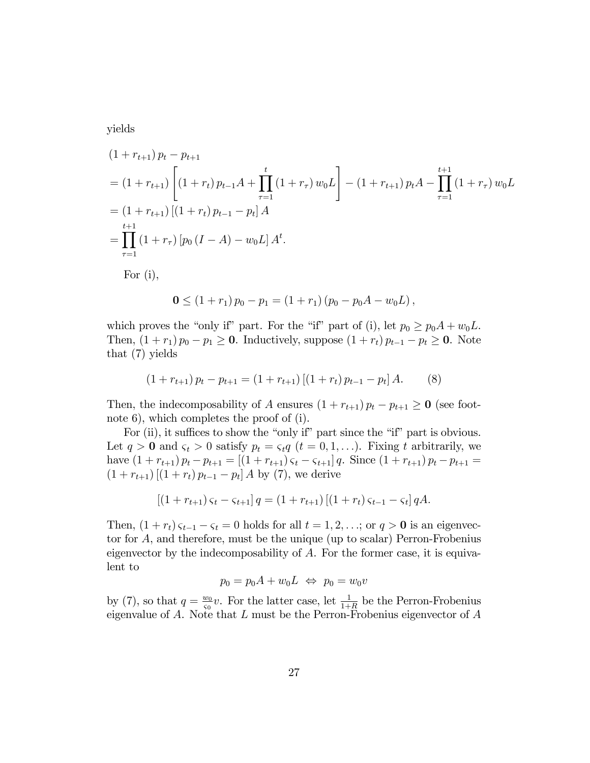yields

$$
\begin{aligned}
&(1+r_{t+1})\,p_t - p_{t+1} \\
&= (1+r_{t+1})\left[(1+r_t)\,p_{t-1}A + \prod_{\tau=1}^{t}(1+r_\tau)\,w_0 L\right] - (1+r_{t+1})\,p_t A - \prod_{\tau=1}^{t+1}(1+r_\tau)\,w_0 L \\
&= (1+r_{t+1})\left[(1+r_t)\,p_{t-1} - p_t\right]A \\
&= \prod_{\tau=1}^{t+1}(1+r_\tau)\left[p_0\,(I-A) - w_0 L\right]A^t.
\end{aligned}
$$

For (i),

$$
\mathbf{0} \leq (1+r_1)\,p_0 - p_1 = (1+r_1)\left(p_0 - p_0 A - w_0 L\right),
$$

which proves the "only if" part. For the "if" part of (i), let $p_0 \geq p_0 A + w_0 L$. Then, $(1+r_1)\,p_0 - p_1 \geq \mathbf{0}$. Inductively, suppose $(1+r_t)\,p_{t-1} - p_t \geq \mathbf{0}$. Note that (7) yields

$$
(1+r_{t+1})\,p_t - p_{t+1} = (1+r_{t+1})\left[(1+r_t)\,p_{t-1} - p_t\right]A. \tag{8}
$$

Then, the indecomposability of $A$ ensures $(1+r_{t+1})\,p_t - p_{t+1} \geq \mathbf{0}$ (see footnote 6), which completes the proof of (i).

For (ii), it suffices to show the "only if" part since the "if" part is obvious. Let $q > \mathbf{0}$ and $\varsigma_t > 0$ satisfy $p_t = \varsigma_t q$ $(t = 0, 1, \ldots)$. Fixing $t$ arbitrarily, we have $(1+r_{t+1})\,p_t - p_{t+1} = \left[(1+r_{t+1})\,\varsigma_t - \varsigma_{t+1}\right]q$. Since $(1+r_{t+1})\,p_t - p_{t+1} = (1+r_{t+1})\left[(1+r_t)\,p_{t-1} - p_t\right]A$ by (7), we derive

$$
\left[(1+r_{t+1})\,\varsigma_t - \varsigma_{t+1}\right]q = (1+r_{t+1})\left[(1+r_t)\,\varsigma_{t-1} - \varsigma_t\right]qA.
$$

Then, $(1+r_t)\,\varsigma_{t-1} - \varsigma_t = 0$ holds for all $t = 1, 2, \ldots$; or $q > \mathbf{0}$ is an eigenvector for $A$, and therefore, must be the unique (up to scalar) Perron-Frobenius eigenvector by the indecomposability of $A$. For the former case, it is equivalent to

$$
p_0 = p_0 A + w_0 L \;\Leftrightarrow\; p_0 = w_0 v
$$

by (7), so that $q = \frac{w_0}{\varsigma_0} v$. For the latter case, let $\frac{1}{1+R}$ be the Perron-Frobenius eigenvalue of $A$. Note that $L$ must be the Perron-Frobenius eigenvector of $A$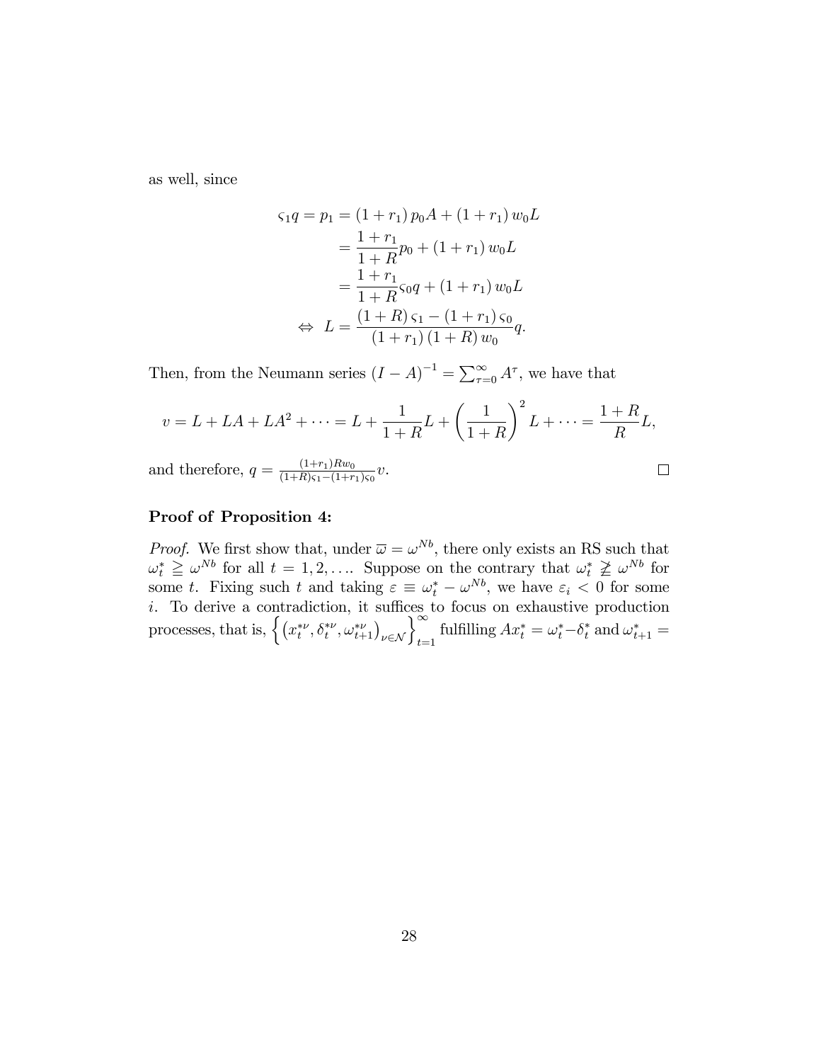as well, since

$$
\begin{aligned}
\varsigma_1 q = p_1 &= (1+r_1)\, p_0 A + (1+r_1)\, w_0 L \\
&= \frac{1+r_1}{1+R} p_0 + (1+r_1)\, w_0 L \\
&= \frac{1+r_1}{1+R} \varsigma_0 q + (1+r_1)\, w_0 L \\
\Leftrightarrow \; L &= \frac{(1+R)\,\varsigma_1 - (1+r_1)\,\varsigma_0}{(1+r_1)\,(1+R)\, w_0} q.
\end{aligned}
$$

Then, from the Neumann series $(I-A)^{-1} = \sum_{\tau=0}^{\infty} A^{\tau}$, we have that

$$
v = L + LA + LA^2 + \cdots = L + \frac{1}{1+R} L + \left(\frac{1}{1+R}\right)^2 L + \cdots = \frac{1+R}{R} L,
$$

and therefore, $q = \frac{(1+r_1)Rw_0}{(1+R)\varsigma_1 - (1+r_1)\varsigma_0} v$. $\square$

**Proof of Proposition 4:**

*Proof.* We first show that, under $\overline{\omega} = \omega^{Nb}$, there only exists an RS such that $\omega_t^* \geqq \omega^{Nb}$ for all $t = 1, 2, \ldots$. Suppose on the contrary that $\omega_t^* \ngeqq \omega^{Nb}$ for some $t$. Fixing such $t$ and taking $\varepsilon \equiv \omega_t^* - \omega^{Nb}$, we have $\varepsilon_i < 0$ for some $i$. To derive a contradiction, it suffices to focus on exhaustive production processes, that is, $\left\{ \left( x_t^{*\nu}, \delta_t^{*\nu}, \omega_{t+1}^{*\nu} \right)_{\nu \in \mathcal{N}} \right\}_{t=1}^{\infty}$ fulfilling $Ax_t^* = \omega_t^* - \delta_t^*$ and $\omega_{t+1}^* =$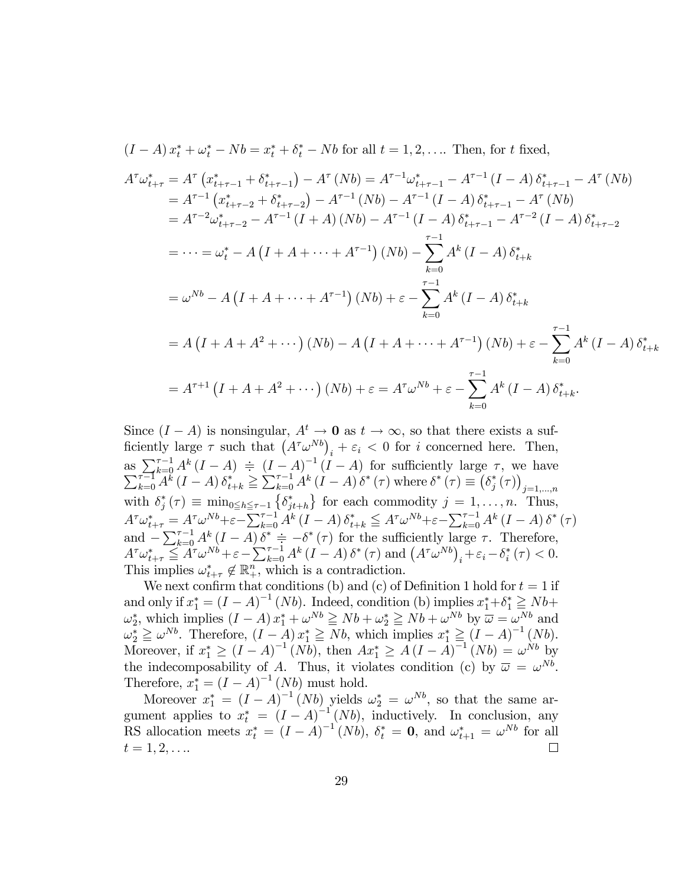$(I - A) x_t^* + \omega_t^* - Nb = x_t^* + \delta_t^* - Nb$ for all $t = 1, 2, \ldots$. Then, for $t$ fixed,

$$
\begin{aligned}
A^{\tau}\omega_{t+\tau}^* &= A^{\tau}\left(x_{t+\tau-1}^* + \delta_{t+\tau-1}^*\right) - A^{\tau}(Nb) = A^{\tau-1}\omega_{t+\tau-1}^* - A^{\tau-1}(I-A)\,\delta_{t+\tau-1}^* - A^{\tau}(Nb) \\
&= A^{\tau-1}\left(x_{t+\tau-2}^* + \delta_{t+\tau-2}^*\right) - A^{\tau-1}(Nb) - A^{\tau-1}(I-A)\,\delta_{t+\tau-1}^* - A^{\tau}(Nb) \\
&= A^{\tau-2}\omega_{t+\tau-2}^* - A^{\tau-1}(I+A)(Nb) - A^{\tau-1}(I-A)\,\delta_{t+\tau-1}^* - A^{\tau-2}(I-A)\,\delta_{t+\tau-2}^* \\
&= \cdots = \omega_t^* - A\left(I + A + \cdots + A^{\tau-1}\right)(Nb) - \sum_{k=0}^{\tau-1} A^k (I-A)\,\delta_{t+k}^* \\
&= \omega^{Nb} - A\left(I + A + \cdots + A^{\tau-1}\right)(Nb) + \varepsilon - \sum_{k=0}^{\tau-1} A^k (I-A)\,\delta_{t+k}^* \\
&= A\left(I + A + A^2 + \cdots\right)(Nb) - A\left(I + A + \cdots + A^{\tau-1}\right)(Nb) + \varepsilon - \sum_{k=0}^{\tau-1} A^k (I-A)\,\delta_{t+k}^* \\
&= A^{\tau+1}\left(I + A + A^2 + \cdots\right)(Nb) + \varepsilon = A^{\tau}\omega^{Nb} + \varepsilon - \sum_{k=0}^{\tau-1} A^k (I-A)\,\delta_{t+k}^*.
\end{aligned}
$$

Since $(I - A)$ is nonsingular, $A^t \to \mathbf{0}$ as $t \to \infty$, so that there exists a sufficiently large $\tau$ such that $\left(A^{\tau}\omega^{Nb}\right)_i + \varepsilon_i < 0$ for $i$ concerned here. Then, as $\sum_{k=0}^{\tau-1} A^k (I-A) \doteqdot (I-A)^{-1}(I-A)$ for sufficiently large $\tau$, we have $\sum_{k=0}^{\tau-1} A^k (I-A)\,\delta_{t+k}^* \geqq \sum_{k=0}^{\tau-1} A^k (I-A)\,\delta^*(\tau)$ where $\delta^*(\tau) \equiv \left(\delta_j^*(\tau)\right)_{j=1,\ldots,n}$ with $\delta_j^*(\tau) \equiv \min_{0 \leqq h \leqq \tau-1}\left\{\delta_{jt+h}^*\right\}$ for each commodity $j = 1, \ldots, n$. Thus, $A^{\tau}\omega_{t+\tau}^* = A^{\tau}\omega^{Nb} + \varepsilon - \sum_{k=0}^{\tau-1} A^k (I-A)\,\delta_{t+k}^* \leqq A^{\tau}\omega^{Nb} + \varepsilon - \sum_{k=0}^{\tau-1} A^k (I-A)\,\delta^*(\tau)$ and $-\sum_{k=0}^{\tau-1} A^k (I-A)\,\delta^* \doteqdot -\delta^*(\tau)$ for the sufficiently large $\tau$. Therefore, $A^{\tau}\omega_{t+\tau}^* \leqq A^{\tau}\omega^{Nb} + \varepsilon - \sum_{k=0}^{\tau-1} A^k (I-A)\,\delta^*(\tau)$ and $\left(A^{\tau}\omega^{Nb}\right)_i + \varepsilon_i - \delta_i^*(\tau) < 0$. This implies $\omega_{t+\tau}^* \notin \mathbb{R}_+^n$, which is a contradiction.

We next confirm that conditions (b) and (c) of Definition 1 hold for $t = 1$ if and only if $x_1^* = (I - A)^{-1}(Nb)$. Indeed, condition (b) implies $x_1^* + \delta_1^* \geqq Nb + \omega_2^*$, which implies $(I - A) x_1^* + \omega^{Nb} \geqq Nb + \omega_2^* \geqq Nb + \omega^{Nb}$ by $\overline{\omega} = \omega^{Nb}$ and $\omega_2^* \geqq \omega^{Nb}$. Therefore, $(I - A) x_1^* \geqq Nb$, which implies $x_1^* \geqq (I - A)^{-1}(Nb)$. Moreover, if $x_1^* \geq (I - A)^{-1}(Nb)$, then $Ax_1^* \geq A(I - A)^{-1}(Nb) = \omega^{Nb}$ by the indecomposability of $A$. Thus, it violates condition (c) by $\overline{\omega} = \omega^{Nb}$. Therefore, $x_1^* = (I - A)^{-1}(Nb)$ must hold.

Moreover $x_1^* = (I - A)^{-1}(Nb)$ yields $\omega_2^* = \omega^{Nb}$, so that the same argument applies to $x_t^* = (I - A)^{-1}(Nb)$, inductively. In conclusion, any RS allocation meets $x_t^* = (I - A)^{-1}(Nb)$, $\delta_t^* = \mathbf{0}$, and $\omega_{t+1}^* = \omega^{Nb}$ for all $t = 1, 2, \ldots$. □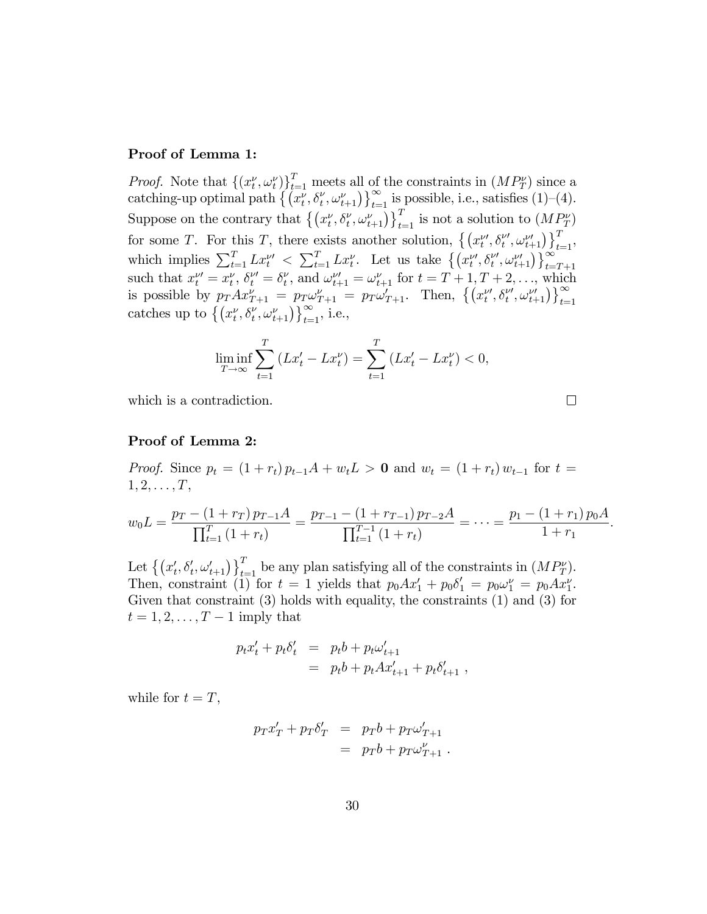**Proof of Lemma 1:**

*Proof.* Note that $\{(x_t^\nu, \omega_t^\nu)\}_{t=1}^T$ meets all of the constraints in $(MP_T^\nu)$ since a catching-up optimal path $\left\{\left(x_t^\nu, \delta_t^\nu, \omega_{t+1}^\nu\right)\right\}_{t=1}^\infty$ is possible, i.e., satisfies (1)–(4). Suppose on the contrary that $\left\{\left(x_t^\nu, \delta_t^\nu, \omega_{t+1}^\nu\right)\right\}_{t=1}^T$ is not a solution to $(MP_T^\nu)$ for some $T$. For this $T$, there exists another solution, $\left\{\left(x_t^{\nu\prime}, \delta_t^{\nu\prime}, \omega_{t+1}^{\nu\prime}\right)\right\}_{t=1}^T$, which implies $\sum_{t=1}^T Lx_t^{\nu\prime} < \sum_{t=1}^T Lx_t^\nu$. Let us take $\left\{\left(x_t^{\nu\prime}, \delta_t^{\nu\prime}, \omega_{t+1}^{\nu\prime}\right)\right\}_{t=T+1}^\infty$ such that $x_t^{\nu\prime} = x_t^\nu$, $\delta_t^{\nu\prime} = \delta_t^\nu$, and $\omega_{t+1}^{\nu\prime} = \omega_{t+1}^\nu$ for $t = T+1, T+2, \ldots$, which is possible by $p_T A x_{T+1}^\nu = p_T \omega_{T+1}^\nu = p_T \omega_{T+1}^\prime$. Then, $\left\{\left(x_t^{\nu\prime}, \delta_t^{\nu\prime}, \omega_{t+1}^{\nu\prime}\right)\right\}_{t=1}^\infty$ catches up to $\left\{\left(x_t^\nu, \delta_t^\nu, \omega_{t+1}^\nu\right)\right\}_{t=1}^\infty$, i.e.,

$$\liminf_{T\to\infty} \sum_{t=1}^T \left(Lx_t^\prime - Lx_t^\nu\right) = \sum_{t=1}^T \left(Lx_t^\prime - Lx_t^\nu\right) < 0,$$

which is a contradiction. $\square$

**Proof of Lemma 2:**

*Proof.* Since $p_t = (1+r_t)\, p_{t-1} A + w_t L > \mathbf{0}$ and $w_t = (1+r_t)\, w_{t-1}$ for $t = 1, 2, \ldots, T$,

$$w_0 L = \frac{p_T - (1+r_T)\, p_{T-1} A}{\prod_{t=1}^T (1+r_t)} = \frac{p_{T-1} - (1+r_{T-1})\, p_{T-2} A}{\prod_{t=1}^{T-1} (1+r_t)} = \cdots = \frac{p_1 - (1+r_1)\, p_0 A}{1+r_1}.$$

Let $\left\{\left(x_t^\prime, \delta_t^\prime, \omega_{t+1}^\prime\right)\right\}_{t=1}^T$ be any plan satisfying all of the constraints in $(MP_T^\nu)$. Then, constraint (1) for $t = 1$ yields that $p_0 A x_1^\prime + p_0 \delta_1^\prime = p_0 \omega_1^\nu = p_0 A x_1^\nu$. Given that constraint (3) holds with equality, the constraints (1) and (3) for $t = 1, 2, \ldots, T-1$ imply that

$$\begin{aligned} p_t x_t^\prime + p_t \delta_t^\prime &= p_t b + p_t \omega_{t+1}^\prime \\ &= p_t b + p_t A x_{t+1}^\prime + p_t \delta_{t+1}^\prime \ , \end{aligned}$$

while for $t = T$,

$$\begin{aligned} p_T x_T^\prime + p_T \delta_T^\prime &= p_T b + p_T \omega_{T+1}^\prime \\ &= p_T b + p_T \omega_{T+1}^\nu \ . \end{aligned}$$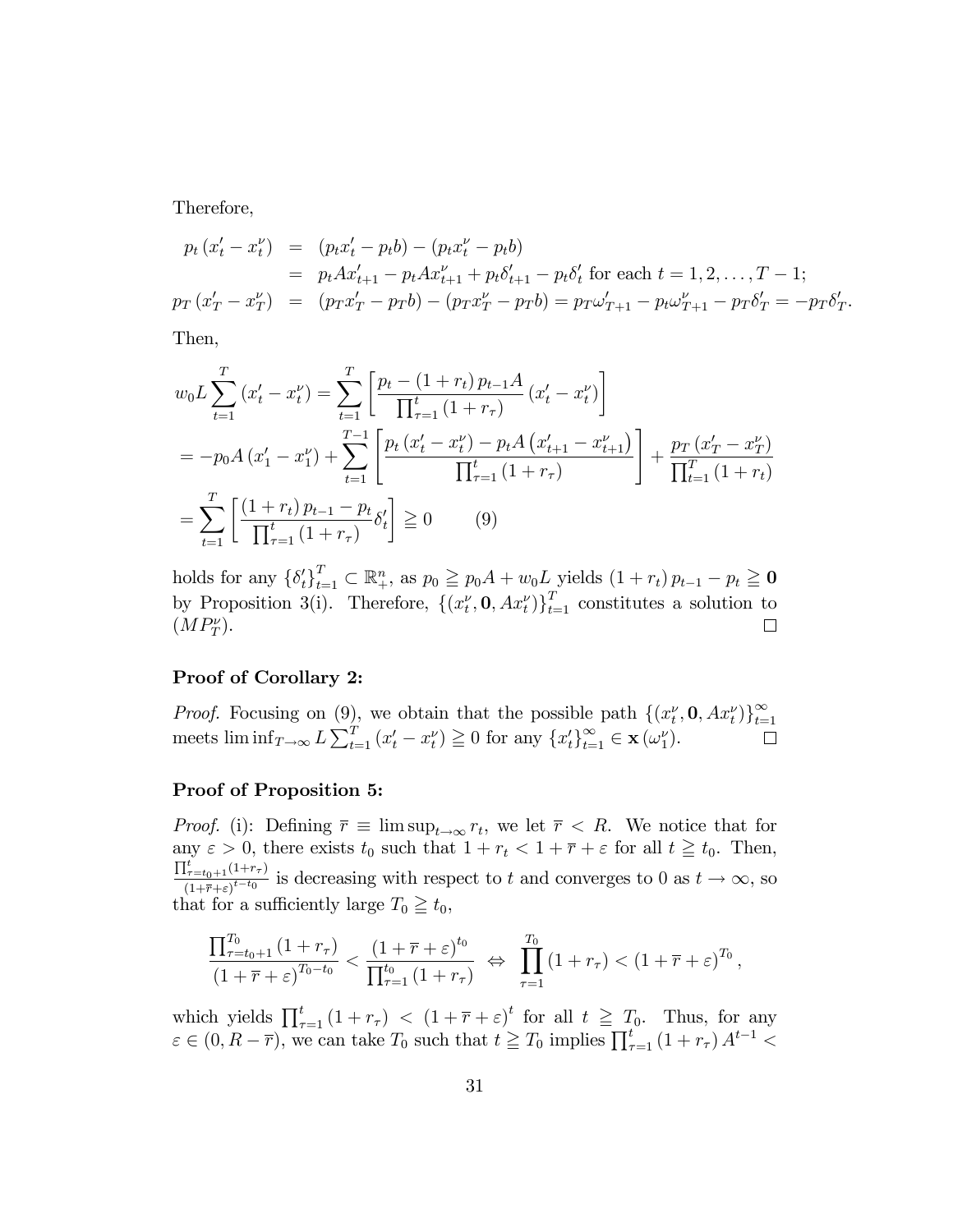Therefore,

$$
\begin{aligned}
p_t\left(x'_t - x^{\nu}_t\right) &= \left(p_t x'_t - p_t b\right) - \left(p_t x^{\nu}_t - p_t b\right) \\
&= p_t A x'_{t+1} - p_t A x^{\nu}_{t+1} + p_t \delta'_{t+1} - p_t \delta'_t \text{ for each } t = 1, 2, \ldots, T-1; \\
p_T\left(x'_T - x^{\nu}_T\right) &= \left(p_T x'_T - p_T b\right) - \left(p_T x^{\nu}_T - p_T b\right) = p_T \omega'_{T+1} - p_t \omega^{\nu}_{T+1} - p_T \delta'_T = -p_T \delta'_T.
\end{aligned}
$$

Then,

$$
\begin{aligned}
& w_0 L \sum_{t=1}^{T}\left(x'_t - x^{\nu}_t\right) = \sum_{t=1}^{T}\left[\frac{p_t - \left(1+r_t\right) p_{t-1} A}{\prod_{\tau=1}^{t}\left(1+r_\tau\right)}\left(x'_t - x^{\nu}_t\right)\right] \\
&= -p_0 A\left(x'_1 - x^{\nu}_1\right) + \sum_{t=1}^{T-1}\left[\frac{p_t\left(x'_t - x^{\nu}_t\right) - p_t A\left(x'_{t+1} - x^{\nu}_{t+1}\right)}{\prod_{\tau=1}^{t}\left(1+r_\tau\right)}\right] + \frac{p_T\left(x'_T - x^{\nu}_T\right)}{\prod_{t=1}^{T}\left(1+r_t\right)} \\
&= \sum_{t=1}^{T}\left[\frac{\left(1+r_t\right) p_{t-1} - p_t}{\prod_{\tau=1}^{t}\left(1+r_\tau\right)}\delta'_t\right] \geqq 0 \qquad (9)
\end{aligned}
$$

holds for any $\{\delta'_t\}_{t=1}^{T} \subset \mathbb{R}^n_+$, as $p_0 \geqq p_0 A + w_0 L$ yields $\left(1+r_t\right) p_{t-1} - p_t \geqq \mathbf{0}$ by Proposition 3(i). Therefore, $\{(x^{\nu}_t, \mathbf{0}, A x^{\nu}_t)\}_{t=1}^{T}$ constitutes a solution to $(MP^{\nu}_T)$. $\square$

**Proof of Corollary 2:**

*Proof.* Focusing on (9), we obtain that the possible path $\{(x^{\nu}_t, \mathbf{0}, A x^{\nu}_t)\}_{t=1}^{\infty}$ meets $\liminf_{T\to\infty} L \sum_{t=1}^{T}\left(x'_t - x^{\nu}_t\right) \geqq 0$ for any $\{x'_t\}_{t=1}^{\infty} \in \mathbf{x}\left(\omega^{\nu}_1\right)$. $\square$

**Proof of Proposition 5:**

*Proof.* (i): Defining $\overline{r} \equiv \limsup_{t\to\infty} r_t$, we let $\overline{r} < R$. We notice that for any $\varepsilon > 0$, there exists $t_0$ such that $1 + r_t < 1 + \overline{r} + \varepsilon$ for all $t \geqq t_0$. Then, $\frac{\prod_{\tau=t_0+1}^{t}(1+r_\tau)}{(1+\overline{r}+\varepsilon)^{t-t_0}}$ is decreasing with respect to $t$ and converges to 0 as $t \to \infty$, so that for a sufficiently large $T_0 \geqq t_0$,

$$
\frac{\prod_{\tau=t_0+1}^{T_0}\left(1+r_\tau\right)}{\left(1+\overline{r}+\varepsilon\right)^{T_0-t_0}} < \frac{\left(1+\overline{r}+\varepsilon\right)^{t_0}}{\prod_{\tau=1}^{t_0}\left(1+r_\tau\right)} \;\Leftrightarrow\; \prod_{\tau=1}^{T_0}\left(1+r_\tau\right) < \left(1+\overline{r}+\varepsilon\right)^{T_0},
$$

which yields $\prod_{\tau=1}^{t}\left(1+r_\tau\right) < \left(1+\overline{r}+\varepsilon\right)^{t}$ for all $t \geqq T_0$. Thus, for any $\varepsilon \in (0, R-\overline{r})$, we can take $T_0$ such that $t \geqq T_0$ implies $\prod_{\tau=1}^{t}\left(1+r_\tau\right) A^{t-1} <$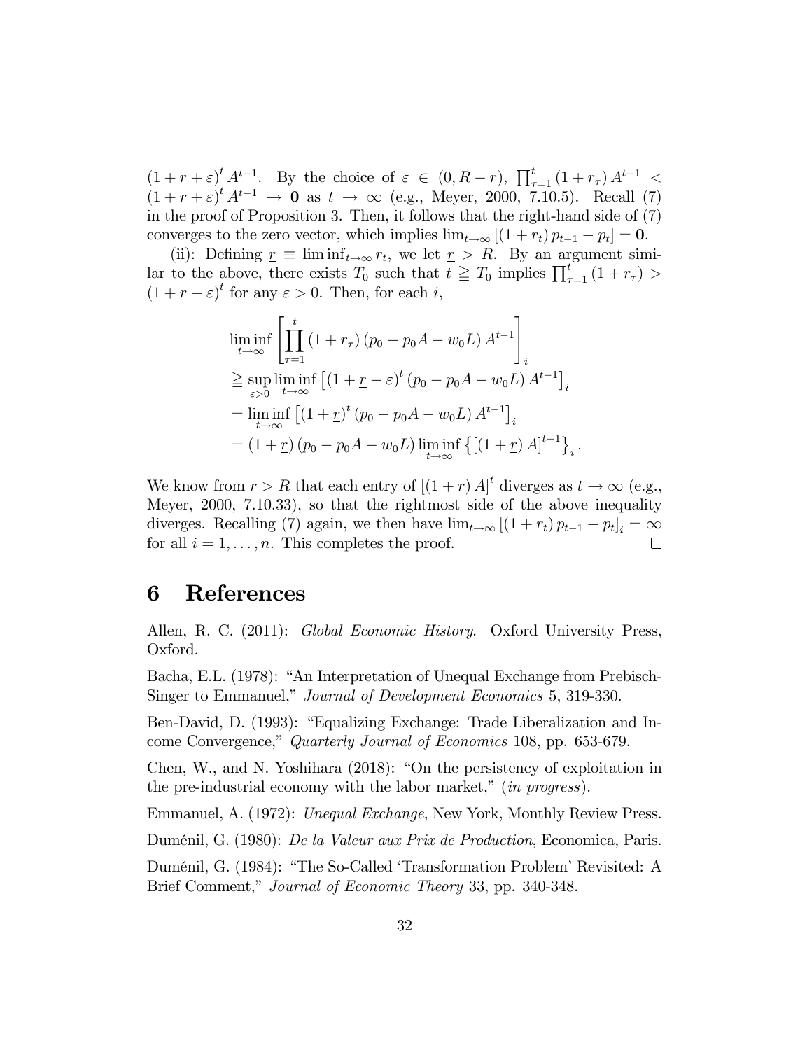$(1+\overline{r}+\varepsilon)^t A^{t-1}$. By the choice of $\varepsilon \in (0, R-\overline{r})$, $\prod_{\tau=1}^{t}(1+r_\tau) A^{t-1} < (1+\overline{r}+\varepsilon)^t A^{t-1} \to \mathbf{0}$ as $t \to \infty$ (e.g., Meyer, 2000, 7.10.5). Recall (7) in the proof of Proposition 3. Then, it follows that the right-hand side of (7) converges to the zero vector, which implies $\lim_{t\to\infty}[(1+r_t)p_{t-1} - p_t] = \mathbf{0}$.

(ii): Defining $\underline{r} \equiv \liminf_{t\to\infty} r_t$, we let $\underline{r} > R$. By an argument similar to the above, there exists $T_0$ such that $t \geqq T_0$ implies $\prod_{\tau=1}^{t}(1+r_\tau) > (1+\underline{r}-\varepsilon)^t$ for any $\varepsilon > 0$. Then, for each $i$,

$$
\begin{aligned}
&\liminf_{t\to\infty} \left[\prod_{\tau=1}^{t}(1+r_\tau)(p_0 - p_0 A - w_0 L) A^{t-1}\right]_i \\
&\geqq \sup_{\varepsilon>0} \liminf_{t\to\infty} \left[(1+\underline{r}-\varepsilon)^t (p_0 - p_0 A - w_0 L) A^{t-1}\right]_i \\
&= \liminf_{t\to\infty} \left[(1+\underline{r})^t (p_0 - p_0 A - w_0 L) A^{t-1}\right]_i \\
&= (1+\underline{r})(p_0 - p_0 A - w_0 L) \liminf_{t\to\infty} \left\{[(1+\underline{r}) A]^{t-1}\right\}_i .
\end{aligned}
$$

We know from $\underline{r} > R$ that each entry of $[(1+\underline{r}) A]^t$ diverges as $t \to \infty$ (e.g., Meyer, 2000, 7.10.33), so that the rightmost side of the above inequality diverges. Recalling (7) again, we then have $\lim_{t\to\infty}[(1+r_t)p_{t-1} - p_t]_i = \infty$ for all $i = 1, \ldots, n$. This completes the proof. □

# 6 References

Allen, R. C. (2011): *Global Economic History*. Oxford University Press, Oxford.

Bacha, E.L. (1978): "An Interpretation of Unequal Exchange from Prebisch-Singer to Emmanuel," *Journal of Development Economics* 5, 319-330.

Ben-David, D. (1993): "Equalizing Exchange: Trade Liberalization and Income Convergence," *Quarterly Journal of Economics* 108, pp. 653-679.

Chen, W., and N. Yoshihara (2018): "On the persistency of exploitation in the pre-industrial economy with the labor market," (*in progress*).

Emmanuel, A. (1972): *Unequal Exchange*, New York, Monthly Review Press.

Duménil, G. (1980): *De la Valeur aux Prix de Production*, Economica, Paris.

Duménil, G. (1984): "The So-Called 'Transformation Problem' Revisited: A Brief Comment," *Journal of Economic Theory* 33, pp. 340-348.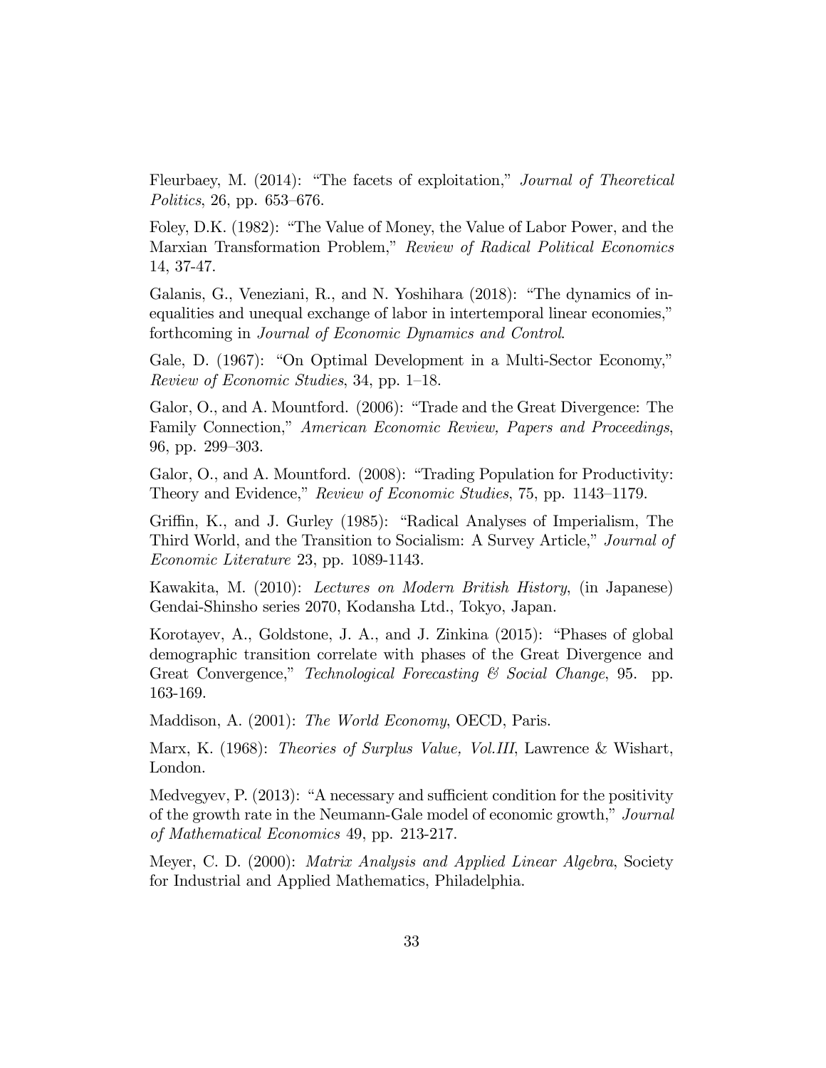Fleurbaey, M. (2014): "The facets of exploitation," *Journal of Theoretical Politics*, 26, pp. 653–676.

Foley, D.K. (1982): "The Value of Money, the Value of Labor Power, and the Marxian Transformation Problem," *Review of Radical Political Economics* 14, 37-47.

Galanis, G., Veneziani, R., and N. Yoshihara (2018): "The dynamics of inequalities and unequal exchange of labor in intertemporal linear economies," forthcoming in *Journal of Economic Dynamics and Control*.

Gale, D. (1967): "On Optimal Development in a Multi-Sector Economy," *Review of Economic Studies*, 34, pp. 1–18.

Galor, O., and A. Mountford. (2006): "Trade and the Great Divergence: The Family Connection," *American Economic Review, Papers and Proceedings*, 96, pp. 299–303.

Galor, O., and A. Mountford. (2008): "Trading Population for Productivity: Theory and Evidence," *Review of Economic Studies*, 75, pp. 1143–1179.

Griffin, K., and J. Gurley (1985): "Radical Analyses of Imperialism, The Third World, and the Transition to Socialism: A Survey Article," *Journal of Economic Literature* 23, pp. 1089-1143.

Kawakita, M. (2010): *Lectures on Modern British History*, (in Japanese) Gendai-Shinsho series 2070, Kodansha Ltd., Tokyo, Japan.

Korotayev, A., Goldstone, J. A., and J. Zinkina (2015): "Phases of global demographic transition correlate with phases of the Great Divergence and Great Convergence," *Technological Forecasting & Social Change*, 95. pp. 163-169.

Maddison, A. (2001): *The World Economy*, OECD, Paris.

Marx, K. (1968): *Theories of Surplus Value, Vol.III*, Lawrence & Wishart, London.

Medvegyev, P. (2013): "A necessary and sufficient condition for the positivity of the growth rate in the Neumann-Gale model of economic growth," *Journal of Mathematical Economics* 49, pp. 213-217.

Meyer, C. D. (2000): *Matrix Analysis and Applied Linear Algebra*, Society for Industrial and Applied Mathematics, Philadelphia.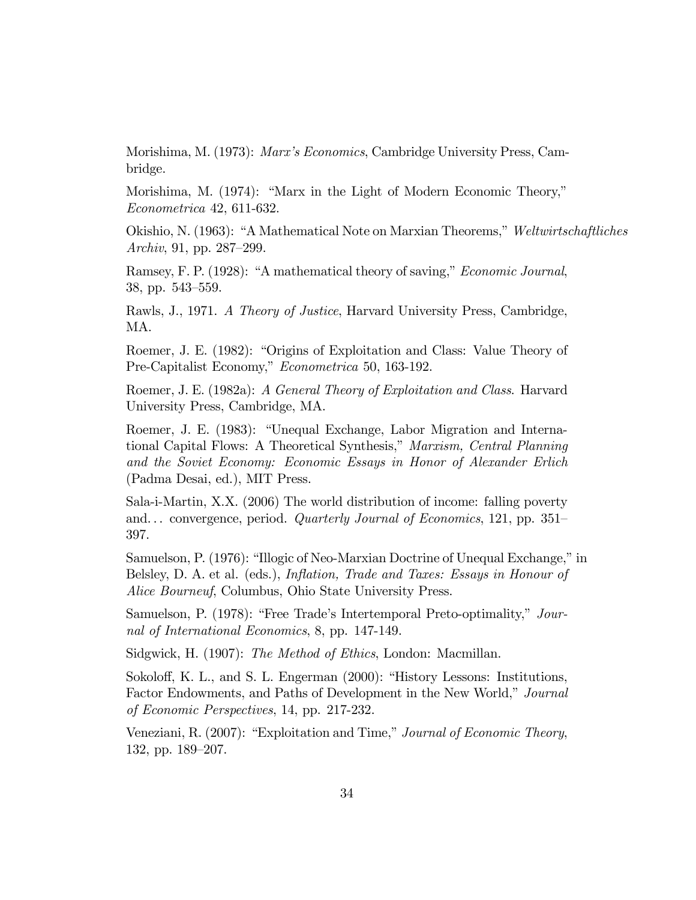Morishima, M. (1973): *Marx's Economics*, Cambridge University Press, Cambridge.

Morishima, M. (1974): "Marx in the Light of Modern Economic Theory," *Econometrica* 42, 611-632.

Okishio, N. (1963): "A Mathematical Note on Marxian Theorems," *Weltwirtschaftliches Archiv*, 91, pp. 287–299.

Ramsey, F. P. (1928): "A mathematical theory of saving," *Economic Journal*, 38, pp. 543–559.

Rawls, J., 1971. *A Theory of Justice*, Harvard University Press, Cambridge, MA.

Roemer, J. E. (1982): "Origins of Exploitation and Class: Value Theory of Pre-Capitalist Economy," *Econometrica* 50, 163-192.

Roemer, J. E. (1982a): *A General Theory of Exploitation and Class*. Harvard University Press, Cambridge, MA.

Roemer, J. E. (1983): "Unequal Exchange, Labor Migration and International Capital Flows: A Theoretical Synthesis," *Marxism, Central Planning and the Soviet Economy: Economic Essays in Honor of Alexander Erlich* (Padma Desai, ed.), MIT Press.

Sala-i-Martin, X.X. (2006) The world distribution of income: falling poverty and... convergence, period. *Quarterly Journal of Economics*, 121, pp. 351–397.

Samuelson, P. (1976): "Illogic of Neo-Marxian Doctrine of Unequal Exchange," in Belsley, D. A. et al. (eds.), *Inflation, Trade and Taxes: Essays in Honour of Alice Bourneuf*, Columbus, Ohio State University Press.

Samuelson, P. (1978): "Free Trade's Intertemporal Preto-optimality," *Journal of International Economics*, 8, pp. 147-149.

Sidgwick, H. (1907): *The Method of Ethics*, London: Macmillan.

Sokoloff, K. L., and S. L. Engerman (2000): "History Lessons: Institutions, Factor Endowments, and Paths of Development in the New World," *Journal of Economic Perspectives*, 14, pp. 217-232.

Veneziani, R. (2007): "Exploitation and Time," *Journal of Economic Theory*, 132, pp. 189–207.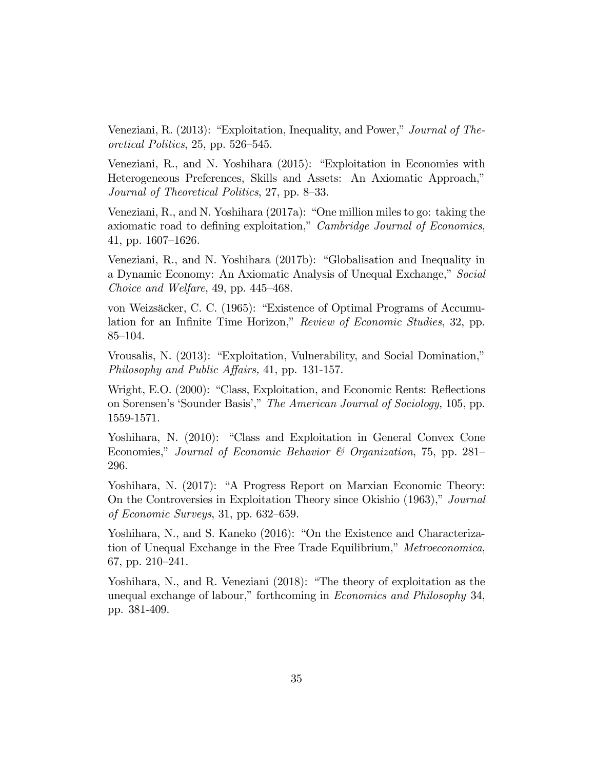Veneziani, R. (2013): "Exploitation, Inequality, and Power," *Journal of Theoretical Politics*, 25, pp. 526–545.

Veneziani, R., and N. Yoshihara (2015): "Exploitation in Economies with Heterogeneous Preferences, Skills and Assets: An Axiomatic Approach," *Journal of Theoretical Politics*, 27, pp. 8–33.

Veneziani, R., and N. Yoshihara (2017a): "One million miles to go: taking the axiomatic road to defining exploitation," *Cambridge Journal of Economics*, 41, pp. 1607–1626.

Veneziani, R., and N. Yoshihara (2017b): "Globalisation and Inequality in a Dynamic Economy: An Axiomatic Analysis of Unequal Exchange," *Social Choice and Welfare*, 49, pp. 445–468.

von Weizsäcker, C. C. (1965): "Existence of Optimal Programs of Accumulation for an Infinite Time Horizon," *Review of Economic Studies*, 32, pp. 85–104.

Vrousalis, N. (2013): "Exploitation, Vulnerability, and Social Domination," *Philosophy and Public Affairs,* 41, pp. 131-157.

Wright, E.O. (2000): "Class, Exploitation, and Economic Rents: Reflections on Sorensen's 'Sounder Basis'," *The American Journal of Sociology,* 105, pp. 1559-1571.

Yoshihara, N. (2010): "Class and Exploitation in General Convex Cone Economies," *Journal of Economic Behavior & Organization*, 75, pp. 281–296.

Yoshihara, N. (2017): "A Progress Report on Marxian Economic Theory: On the Controversies in Exploitation Theory since Okishio (1963)," *Journal of Economic Surveys*, 31, pp. 632–659.

Yoshihara, N., and S. Kaneko (2016): "On the Existence and Characterization of Unequal Exchange in the Free Trade Equilibrium," *Metroeconomica*, 67, pp. 210–241.

Yoshihara, N., and R. Veneziani (2018): "The theory of exploitation as the unequal exchange of labour," forthcoming in *Economics and Philosophy* 34, pp. 381-409.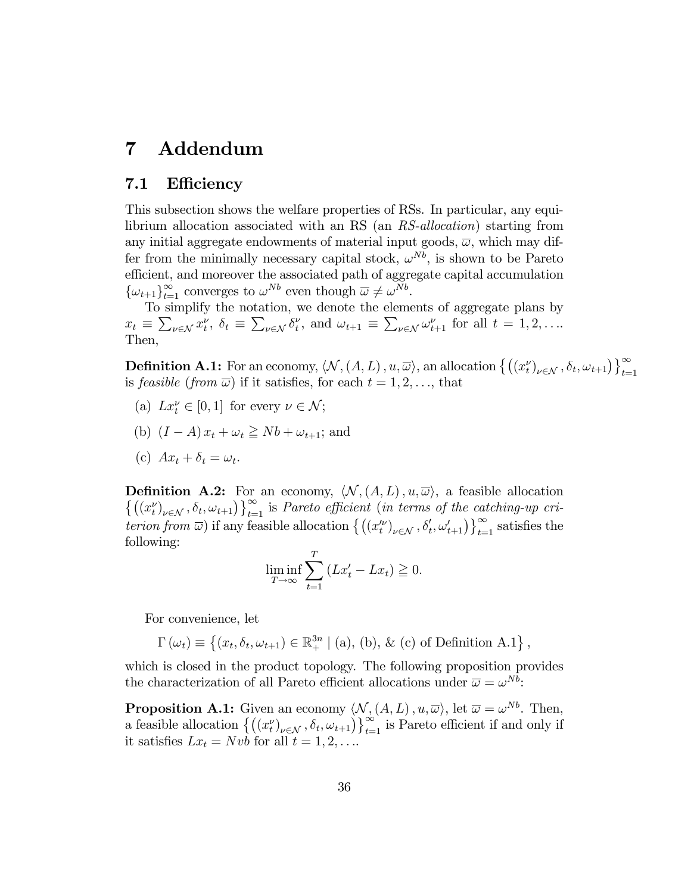# 7 Addendum

## 7.1 Efficiency

This subsection shows the welfare properties of RSs. In particular, any equilibrium allocation associated with an RS (an *RS-allocation*) starting from any initial aggregate endowments of material input goods, $\overline{\omega}$, which may differ from the minimally necessary capital stock, $\omega^{Nb}$, is shown to be Pareto efficient, and moreover the associated path of aggregate capital accumulation $\{\omega_{t+1}\}_{t=1}^{\infty}$ converges to $\omega^{Nb}$ even though $\overline{\omega} \neq \omega^{Nb}$.

To simplify the notation, we denote the elements of aggregate plans by $x_t \equiv \sum_{\nu \in \mathcal{N}} x_t^{\nu}$, $\delta_t \equiv \sum_{\nu \in \mathcal{N}} \delta_t^{\nu}$, and $\omega_{t+1} \equiv \sum_{\nu \in \mathcal{N}} \omega_{t+1}^{\nu}$ for all $t = 1, 2, \ldots$. Then,

**Definition A.1:** For an economy, $\langle \mathcal{N}, (A, L), u, \overline{\omega} \rangle$, an allocation $\left\{ \left( (x_t^{\nu})_{\nu \in \mathcal{N}}, \delta_t, \omega_{t+1} \right) \right\}_{t=1}^{\infty}$ is *feasible* (*from* $\overline{\omega}$) if it satisfies, for each $t = 1, 2, \ldots$, that

(a) $Lx_t^{\nu} \in [0, 1]$ for every $\nu \in \mathcal{N}$;

(b) $(I - A) x_t + \omega_t \geqq Nb + \omega_{t+1}$; and

(c) $Ax_t + \delta_t = \omega_t$.

**Definition A.2:** For an economy, $\langle \mathcal{N}, (A, L), u, \overline{\omega} \rangle$, a feasible allocation $\left\{ \left( (x_t^{\nu})_{\nu \in \mathcal{N}}, \delta_t, \omega_{t+1} \right) \right\}_{t=1}^{\infty}$ is *Pareto efficient* (*in terms of the catching-up criterion from* $\overline{\omega}$) if any feasible allocation $\left\{ \left( (x_t'^{\nu})_{\nu \in \mathcal{N}}, \delta_t', \omega_{t+1}' \right) \right\}_{t=1}^{\infty}$ satisfies the following:

$$\liminf_{T \to \infty} \sum_{t=1}^{T} \left( Lx_t' - Lx_t \right) \geqq 0.$$

For convenience, let

$$\Gamma(\omega_t) \equiv \left\{ (x_t, \delta_t, \omega_{t+1}) \in \mathbb{R}_+^{3n} \mid \text{(a), (b), \& (c) of Definition A.1} \right\},$$

which is closed in the product topology. The following proposition provides the characterization of all Pareto efficient allocations under $\overline{\omega} = \omega^{Nb}$:

**Proposition A.1:** Given an economy $\langle \mathcal{N}, (A, L), u, \overline{\omega} \rangle$, let $\overline{\omega} = \omega^{Nb}$. Then, a feasible allocation $\left\{ \left( (x_t^{\nu})_{\nu \in \mathcal{N}}, \delta_t, \omega_{t+1} \right) \right\}_{t=1}^{\infty}$ is Pareto efficient if and only if it satisfies $Lx_t = N vb$ for all $t = 1, 2, \ldots$.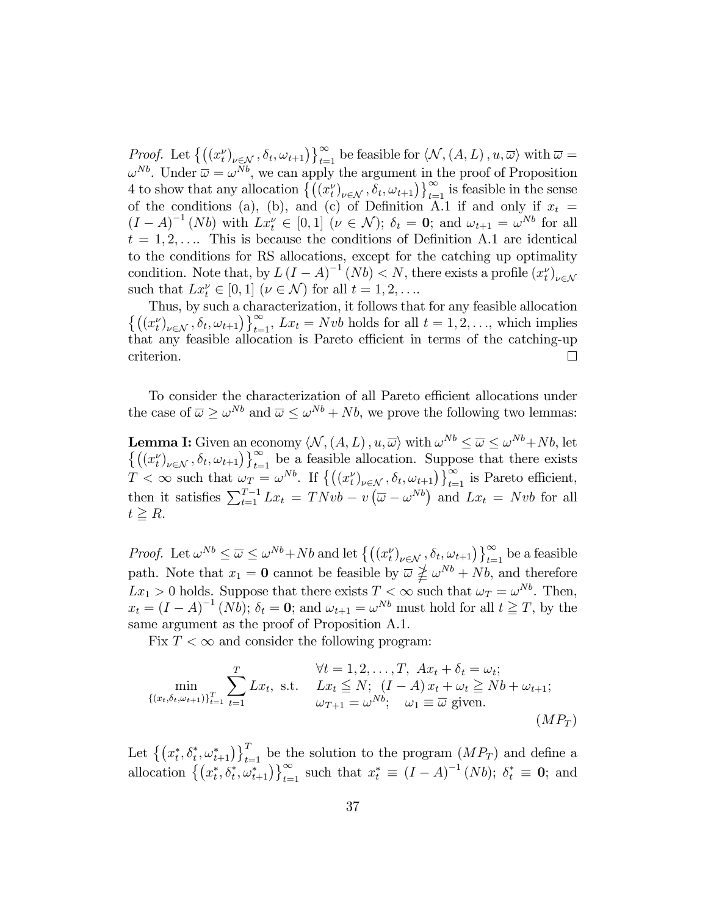*Proof.* Let $\left\{\left(\left(x_t^\nu\right)_{\nu\in\mathcal{N}}, \delta_t, \omega_{t+1}\right)\right\}_{t=1}^{\infty}$ be feasible for $\langle \mathcal{N}, (A, L), u, \overline{\omega}\rangle$ with $\overline{\omega} = \omega^{Nb}$. Under $\overline{\omega} = \omega^{Nb}$, we can apply the argument in the proof of Proposition 4 to show that any allocation $\left\{\left(\left(x_t^\nu\right)_{\nu\in\mathcal{N}}, \delta_t, \omega_{t+1}\right)\right\}_{t=1}^{\infty}$ is feasible in the sense of the conditions (a), (b), and (c) of Definition A.1 if and only if $x_t = (I-A)^{-1}(Nb)$ with $Lx_t^\nu \in [0,1]$ $(\nu \in \mathcal{N})$; $\delta_t = \mathbf{0}$; and $\omega_{t+1} = \omega^{Nb}$ for all $t = 1, 2, \ldots$. This is because the conditions of Definition A.1 are identical to the conditions for RS allocations, except for the catching up optimality condition. Note that, by $L(I-A)^{-1}(Nb) < N$, there exists a profile $\left(x_t^\nu\right)_{\nu\in\mathcal{N}}$ such that $Lx_t^\nu \in [0,1]$ $(\nu \in \mathcal{N})$ for all $t = 1, 2, \ldots$.

Thus, by such a characterization, it follows that for any feasible allocation $\left\{\left(\left(x_t^\nu\right)_{\nu\in\mathcal{N}}, \delta_t, \omega_{t+1}\right)\right\}_{t=1}^{\infty}$, $Lx_t = Nvb$ holds for all $t = 1, 2, \ldots$, which implies that any feasible allocation is Pareto efficient in terms of the catching-up criterion. $\square$

To consider the characterization of all Pareto efficient allocations under the case of $\overline{\omega} \geq \omega^{Nb}$ and $\overline{\omega} \leq \omega^{Nb} + Nb$, we prove the following two lemmas:

**Lemma I:** Given an economy $\langle \mathcal{N}, (A, L), u, \overline{\omega}\rangle$ with $\omega^{Nb} \leq \overline{\omega} \leq \omega^{Nb} + Nb$, let $\left\{\left(\left(x_t^\nu\right)_{\nu\in\mathcal{N}}, \delta_t, \omega_{t+1}\right)\right\}_{t=1}^{\infty}$ be a feasible allocation. Suppose that there exists $T < \infty$ such that $\omega_T = \omega^{Nb}$. If $\left\{\left(\left(x_t^\nu\right)_{\nu\in\mathcal{N}}, \delta_t, \omega_{t+1}\right)\right\}_{t=1}^{\infty}$ is Pareto efficient, then it satisfies $\sum_{t=1}^{T-1} Lx_t = TNvb - v\left(\overline{\omega} - \omega^{Nb}\right)$ and $Lx_t = Nvb$ for all $t \geqq R$.

*Proof.* Let $\omega^{Nb} \leq \overline{\omega} \leq \omega^{Nb} + Nb$ and let $\left\{\left(\left(x_t^\nu\right)_{\nu\in\mathcal{N}}, \delta_t, \omega_{t+1}\right)\right\}_{t=1}^{\infty}$ be a feasible path. Note that $x_1 = \mathbf{0}$ cannot be feasible by $\overline{\omega} \ngeq \omega^{Nb} + Nb$, and therefore $Lx_1 > 0$ holds. Suppose that there exists $T < \infty$ such that $\omega_T = \omega^{Nb}$. Then, $x_t = (I-A)^{-1}(Nb)$; $\delta_t = \mathbf{0}$; and $\omega_{t+1} = \omega^{Nb}$ must hold for all $t \geqq T$, by the same argument as the proof of Proposition A.1.

Fix $T < \infty$ and consider the following program:

$$\min_{\{(x_t, \delta_t, \omega_{t+1})\}_{t=1}^{T}} \sum_{t=1}^{T} Lx_t, \text{ s.t. } \begin{array}{l} \forall t = 1, 2, \ldots, T, \ Ax_t + \delta_t = \omega_t; \\ Lx_t \leqq N; \ (I-A)x_t + \omega_t \geqq Nb + \omega_{t+1}; \\ \omega_{T+1} = \omega^{Nb}; \quad \omega_1 \equiv \overline{\omega} \text{ given.} \end{array} \tag{$MP_T$}$$

Let $\left\{\left(x_t^*, \delta_t^*, \omega_{t+1}^*\right)\right\}_{t=1}^{T}$ be the solution to the program $(MP_T)$ and define a allocation $\left\{\left(x_t^*, \delta_t^*, \omega_{t+1}^*\right)\right\}_{t=1}^{\infty}$ such that $x_t^* \equiv (I-A)^{-1}(Nb)$; $\delta_t^* \equiv \mathbf{0}$; and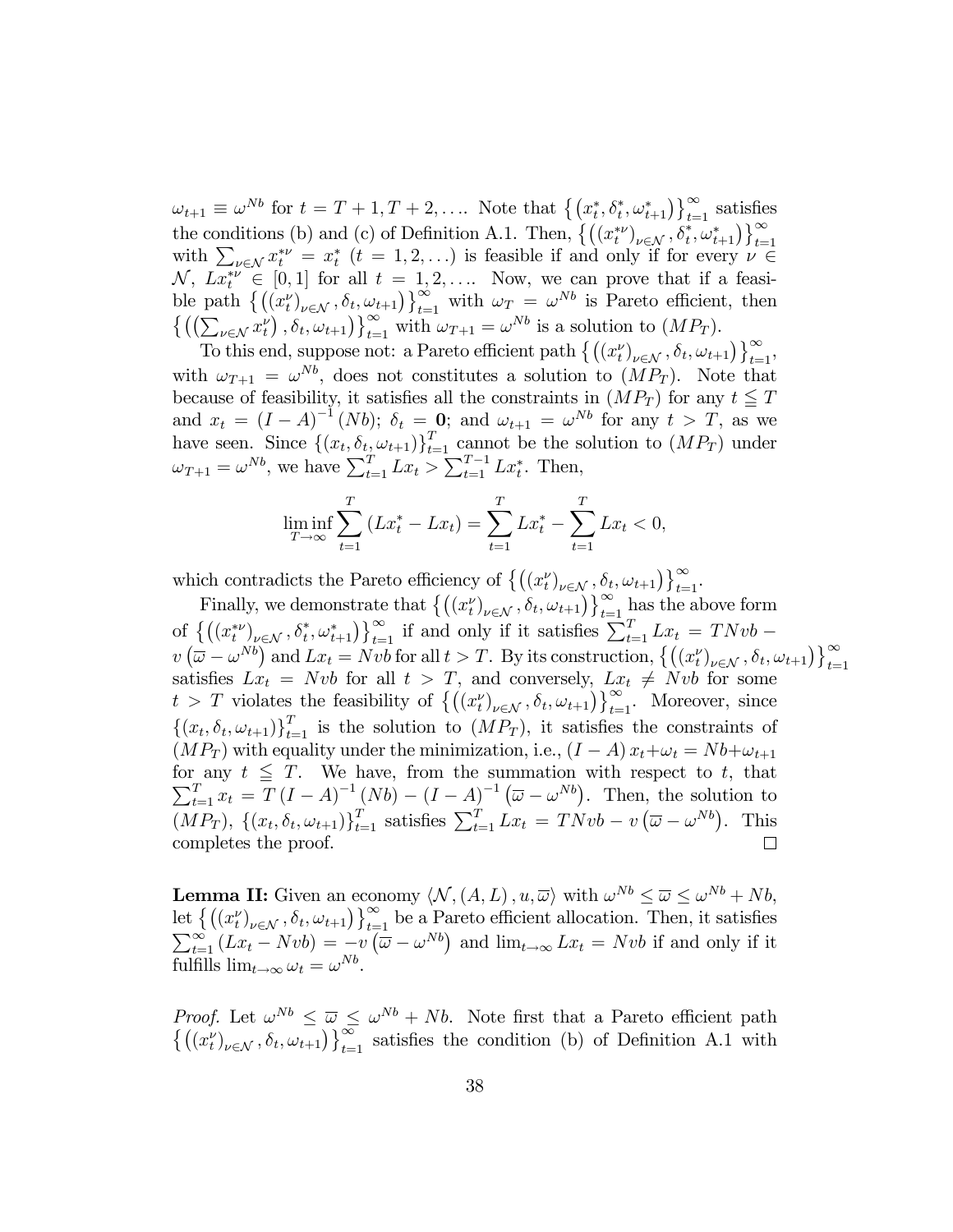$\omega_{t+1} \equiv \omega^{Nb}$ for $t = T+1, T+2, \ldots$. Note that $\left\{\left(x_t^*, \delta_t^*, \omega_{t+1}^*\right)\right\}_{t=1}^{\infty}$ satisfies the conditions (b) and (c) of Definition A.1. Then, $\left\{\left(\left(x_t^{*\nu}\right)_{\nu \in \mathcal{N}}, \delta_t^*, \omega_{t+1}^*\right)\right\}_{t=1}^{\infty}$ with $\sum_{\nu \in \mathcal{N}} x_t^{*\nu} = x_t^*$ $(t = 1, 2, \ldots)$ is feasible if and only if for every $\nu \in \mathcal{N}$, $Lx_t^{*\nu} \in [0, 1]$ for all $t = 1, 2, \ldots$. Now, we can prove that if a feasible path $\left\{\left(\left(x_t^{\nu}\right)_{\nu \in \mathcal{N}}, \delta_t, \omega_{t+1}\right)\right\}_{t=1}^{\infty}$ with $\omega_T = \omega^{Nb}$ is Pareto efficient, then $\left\{\left(\left(\sum_{\nu \in \mathcal{N}} x_t^{\nu}\right), \delta_t, \omega_{t+1}\right)\right\}_{t=1}^{\infty}$ with $\omega_{T+1} = \omega^{Nb}$ is a solution to $(MP_T)$.

To this end, suppose not: a Pareto efficient path $\left\{\left(\left(x_t^{\nu}\right)_{\nu \in \mathcal{N}}, \delta_t, \omega_{t+1}\right)\right\}_{t=1}^{\infty}$, with $\omega_{T+1} = \omega^{Nb}$, does not constitutes a solution to $(MP_T)$. Note that because of feasibility, it satisfies all the constraints in $(MP_T)$ for any $t \leqq T$ and $x_t = (I-A)^{-1}(Nb)$; $\delta_t = \mathbf{0}$; and $\omega_{t+1} = \omega^{Nb}$ for any $t > T$, as we have seen. Since $\left\{(x_t, \delta_t, \omega_{t+1})\right\}_{t=1}^{T}$ cannot be the solution to $(MP_T)$ under $\omega_{T+1} = \omega^{Nb}$, we have $\sum_{t=1}^{T} Lx_t > \sum_{t=1}^{T-1} Lx_t^*$. Then,

$$\liminf_{T \to \infty} \sum_{t=1}^{T} \left(Lx_t^* - Lx_t\right) = \sum_{t=1}^{T} Lx_t^* - \sum_{t=1}^{T} Lx_t < 0,$$

which contradicts the Pareto efficiency of $\left\{\left(\left(x_t^{\nu}\right)_{\nu \in \mathcal{N}}, \delta_t, \omega_{t+1}\right)\right\}_{t=1}^{\infty}$.

Finally, we demonstrate that $\left\{\left(\left(x_t^{\nu}\right)_{\nu \in \mathcal{N}}, \delta_t, \omega_{t+1}\right)\right\}_{t=1}^{\infty}$ has the above form of $\left\{\left(\left(x_t^{*\nu}\right)_{\nu \in \mathcal{N}}, \delta_t^*, \omega_{t+1}^*\right)\right\}_{t=1}^{\infty}$ if and only if it satisfies $\sum_{t=1}^{T} Lx_t = TNvb - v\left(\overline{\omega} - \omega^{Nb}\right)$ and $Lx_t = Nvb$ for all $t > T$. By its construction, $\left\{\left(\left(x_t^{\nu}\right)_{\nu \in \mathcal{N}}, \delta_t, \omega_{t+1}\right)\right\}_{t=1}^{\infty}$ satisfies $Lx_t = Nvb$ for all $t > T$, and conversely, $Lx_t \neq Nvb$ for some $t > T$ violates the feasibility of $\left\{\left(\left(x_t^{\nu}\right)_{\nu \in \mathcal{N}}, \delta_t, \omega_{t+1}\right)\right\}_{t=1}^{\infty}$. Moreover, since $\left\{(x_t, \delta_t, \omega_{t+1})\right\}_{t=1}^{T}$ is the solution to $(MP_T)$, it satisfies the constraints of $(MP_T)$ with equality under the minimization, i.e., $(I-A)x_t + \omega_t = Nb + \omega_{t+1}$ for any $t \leqq T$. We have, from the summation with respect to $t$, that $\sum_{t=1}^{T} x_t = T(I-A)^{-1}(Nb) - (I-A)^{-1}\left(\overline{\omega} - \omega^{Nb}\right)$. Then, the solution to $(MP_T)$, $\left\{(x_t, \delta_t, \omega_{t+1})\right\}_{t=1}^{T}$ satisfies $\sum_{t=1}^{T} Lx_t = TNvb - v\left(\overline{\omega} - \omega^{Nb}\right)$. This completes the proof. $\square$

**Lemma II:** Given an economy $\langle \mathcal{N}, (A, L), u, \overline{\omega} \rangle$ with $\omega^{Nb} \leq \overline{\omega} \leq \omega^{Nb} + Nb$, let $\left\{\left(\left(x_t^{\nu}\right)_{\nu \in \mathcal{N}}, \delta_t, \omega_{t+1}\right)\right\}_{t=1}^{\infty}$ be a Pareto efficient allocation. Then, it satisfies $\sum_{t=1}^{\infty} (Lx_t - Nvb) = -v\left(\overline{\omega} - \omega^{Nb}\right)$ and $\lim_{t \to \infty} Lx_t = Nvb$ if and only if it fulfills $\lim_{t \to \infty} \omega_t = \omega^{Nb}$.

*Proof.* Let $\omega^{Nb} \leq \overline{\omega} \leq \omega^{Nb} + Nb$. Note first that a Pareto efficient path $\left\{\left(\left(x_t^{\nu}\right)_{\nu \in \mathcal{N}}, \delta_t, \omega_{t+1}\right)\right\}_{t=1}^{\infty}$ satisfies the condition (b) of Definition A.1 with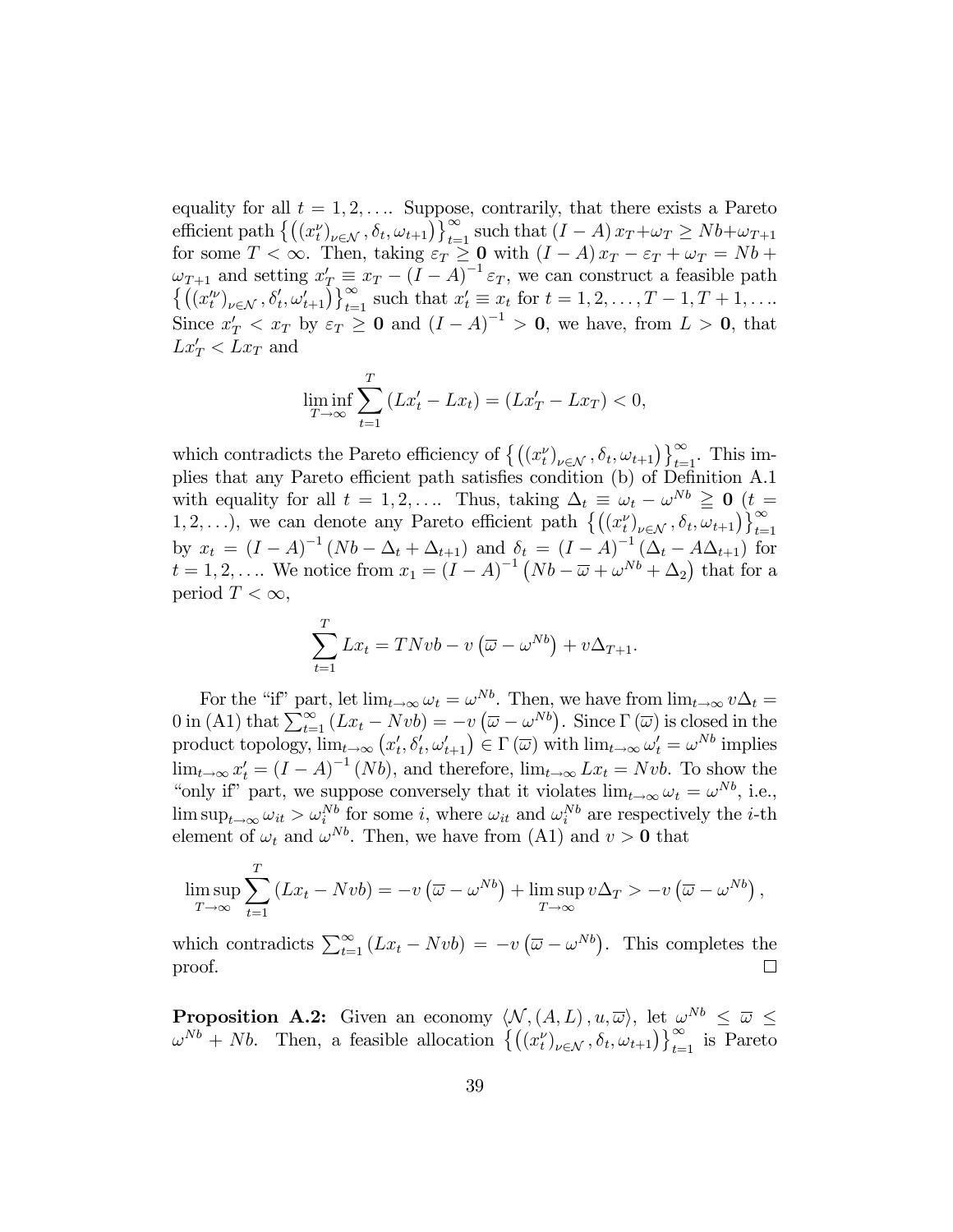equality for all $t = 1, 2, \ldots$. Suppose, contrarily, that there exists a Pareto efficient path $\left\{ \left( (x_t^\nu)_{\nu \in \mathcal{N}}, \delta_t, \omega_{t+1} \right) \right\}_{t=1}^\infty$ such that $(I - A) x_T + \omega_T \geq Nb + \omega_{T+1}$ for some $T < \infty$. Then, taking $\varepsilon_T \geq \mathbf{0}$ with $(I - A) x_T - \varepsilon_T + \omega_T = Nb + \omega_{T+1}$ and setting $x_T' \equiv x_T - (I - A)^{-1} \varepsilon_T$, we can construct a feasible path $\left\{ \left( (x_t'^\nu)_{\nu \in \mathcal{N}}, \delta_t', \omega_{t+1}' \right) \right\}_{t=1}^\infty$ such that $x_t' \equiv x_t$ for $t = 1, 2, \ldots, T-1, T+1, \ldots$. Since $x_T' < x_T$ by $\varepsilon_T \geq \mathbf{0}$ and $(I - A)^{-1} > \mathbf{0}$, we have, from $L > \mathbf{0}$, that $Lx_T' < Lx_T$ and

$$\liminf_{T \to \infty} \sum_{t=1}^{T} (Lx_t' - Lx_t) = (Lx_T' - Lx_T) < 0,$$

which contradicts the Pareto efficiency of $\left\{ \left( (x_t^\nu)_{\nu \in \mathcal{N}}, \delta_t, \omega_{t+1} \right) \right\}_{t=1}^\infty$. This implies that any Pareto efficient path satisfies condition (b) of Definition A.1 with equality for all $t = 1, 2, \ldots$. Thus, taking $\Delta_t \equiv \omega_t - \omega^{Nb} \geqq \mathbf{0}$ ($t = 1, 2, \ldots$), we can denote any Pareto efficient path $\left\{ \left( (x_t^\nu)_{\nu \in \mathcal{N}}, \delta_t, \omega_{t+1} \right) \right\}_{t=1}^\infty$ by $x_t = (I - A)^{-1} (Nb - \Delta_t + \Delta_{t+1})$ and $\delta_t = (I - A)^{-1} (\Delta_t - A\Delta_{t+1})$ for $t = 1, 2, \ldots$. We notice from $x_1 = (I - A)^{-1} \left( Nb - \overline{\omega} + \omega^{Nb} + \Delta_2 \right)$ that for a period $T < \infty$,

$$\sum_{t=1}^{T} Lx_t = TNvb - v\left( \overline{\omega} - \omega^{Nb} \right) + v\Delta_{T+1}.$$

For the "if" part, let $\lim_{t \to \infty} \omega_t = \omega^{Nb}$. Then, we have from $\lim_{t \to \infty} v\Delta_t = 0$ in (A1) that $\sum_{t=1}^{\infty} (Lx_t - Nvb) = -v\left( \overline{\omega} - \omega^{Nb} \right)$. Since $\Gamma(\overline{\omega})$ is closed in the product topology, $\lim_{t \to \infty} \left( x_t', \delta_t', \omega_{t+1}' \right) \in \Gamma(\overline{\omega})$ with $\lim_{t \to \infty} \omega_t' = \omega^{Nb}$ implies $\lim_{t \to \infty} x_t' = (I - A)^{-1} (Nb)$, and therefore, $\lim_{t \to \infty} Lx_t = Nvb$. To show the "only if" part, we suppose conversely that it violates $\lim_{t \to \infty} \omega_t = \omega^{Nb}$, i.e., $\limsup_{t \to \infty} \omega_{it} > \omega_i^{Nb}$ for some $i$, where $\omega_{it}$ and $\omega_i^{Nb}$ are respectively the $i$-th element of $\omega_t$ and $\omega^{Nb}$. Then, we have from (A1) and $v > \mathbf{0}$ that

$$\limsup_{T \to \infty} \sum_{t=1}^{T} (Lx_t - Nvb) = -v\left( \overline{\omega} - \omega^{Nb} \right) + \limsup_{T \to \infty} v\Delta_T > -v\left( \overline{\omega} - \omega^{Nb} \right),$$

which contradicts $\sum_{t=1}^{\infty} (Lx_t - Nvb) = -v\left( \overline{\omega} - \omega^{Nb} \right)$. This completes the proof. □

**Proposition A.2:** Given an economy $\langle \mathcal{N}, (A, L), u, \overline{\omega} \rangle$, let $\omega^{Nb} \leq \overline{\omega} \leq \omega^{Nb} + Nb$. Then, a feasible allocation $\left\{ \left( (x_t^\nu)_{\nu \in \mathcal{N}}, \delta_t, \omega_{t+1} \right) \right\}_{t=1}^\infty$ is Pareto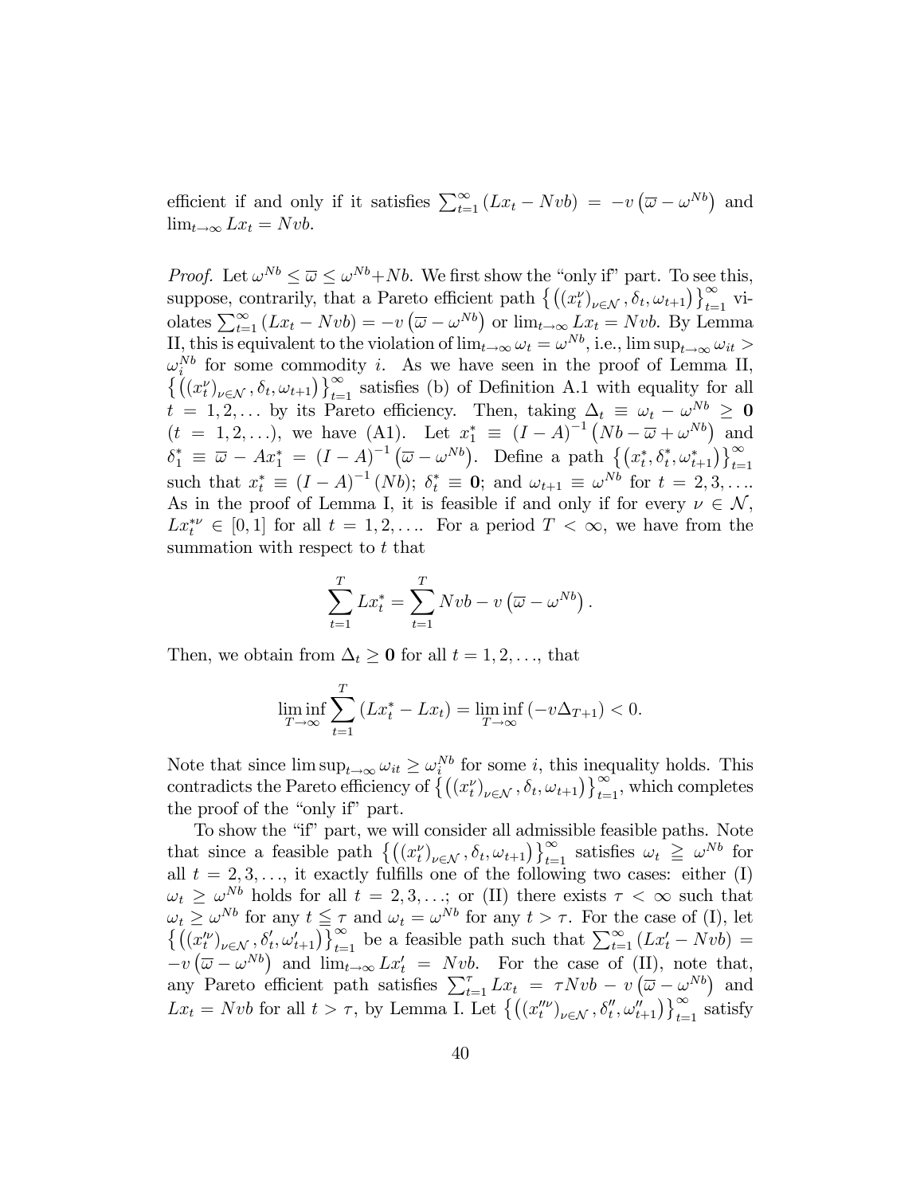efficient if and only if it satisfies $\sum_{t=1}^{\infty}(Lx_t - Nvb) = -v(\overline{\omega} - \omega^{Nb})$ and $\lim_{t\to\infty} Lx_t = Nvb$.

*Proof.* Let $\omega^{Nb} \leq \overline{\omega} \leq \omega^{Nb} + Nb$. We first show the "only if" part. To see this, suppose, contrarily, that a Pareto efficient path $\left\{\left((x_t^{\nu})_{\nu\in\mathcal{N}}, \delta_t, \omega_{t+1}\right)\right\}_{t=1}^{\infty}$ violates $\sum_{t=1}^{\infty}(Lx_t - Nvb) = -v(\overline{\omega} - \omega^{Nb})$ or $\lim_{t\to\infty} Lx_t = Nvb$. By Lemma II, this is equivalent to the violation of $\lim_{t\to\infty}\omega_t = \omega^{Nb}$, i.e., $\limsup_{t\to\infty}\omega_{it} > \omega_i^{Nb}$ for some commodity $i$. As we have seen in the proof of Lemma II, $\left\{\left((x_t^{\nu})_{\nu\in\mathcal{N}}, \delta_t, \omega_{t+1}\right)\right\}_{t=1}^{\infty}$ satisfies (b) of Definition A.1 with equality for all $t = 1, 2, \ldots$ by its Pareto efficiency. Then, taking $\Delta_t \equiv \omega_t - \omega^{Nb} \geq \mathbf{0}$ $(t = 1, 2, \ldots)$, we have (A1). Let $x_1^* \equiv (I - A)^{-1}\left(Nb - \overline{\omega} + \omega^{Nb}\right)$ and $\delta_1^* \equiv \overline{\omega} - Ax_1^* = (I - A)^{-1}\left(\overline{\omega} - \omega^{Nb}\right)$. Define a path $\left\{\left(x_t^*, \delta_t^*, \omega_{t+1}^*\right)\right\}_{t=1}^{\infty}$ such that $x_t^* \equiv (I - A)^{-1}(Nb)$; $\delta_t^* \equiv \mathbf{0}$; and $\omega_{t+1} \equiv \omega^{Nb}$ for $t = 2, 3, \ldots$. As in the proof of Lemma I, it is feasible if and only if for every $\nu \in \mathcal{N}$, $Lx_t^{*\nu} \in [0, 1]$ for all $t = 1, 2, \ldots$. For a period $T < \infty$, we have from the summation with respect to $t$ that

$$\sum_{t=1}^{T} Lx_t^* = \sum_{t=1}^{T} Nvb - v\left(\overline{\omega} - \omega^{Nb}\right).$$

Then, we obtain from $\Delta_t \geq \mathbf{0}$ for all $t = 1, 2, \ldots$, that

$$\liminf_{T\to\infty}\sum_{t=1}^{T}\left(Lx_t^* - Lx_t\right) = \liminf_{T\to\infty}\left(-v\Delta_{T+1}\right) < 0.$$

Note that since $\limsup_{t\to\infty}\omega_{it} \geq \omega_i^{Nb}$ for some $i$, this inequality holds. This contradicts the Pareto efficiency of $\left\{\left((x_t^{\nu})_{\nu\in\mathcal{N}}, \delta_t, \omega_{t+1}\right)\right\}_{t=1}^{\infty}$, which completes the proof of the "only if" part.

To show the "if" part, we will consider all admissible feasible paths. Note that since a feasible path $\left\{\left((x_t^{\nu})_{\nu\in\mathcal{N}}, \delta_t, \omega_{t+1}\right)\right\}_{t=1}^{\infty}$ satisfies $\omega_t \geqq \omega^{Nb}$ for all $t = 2, 3, \ldots$, it exactly fulfills one of the following two cases: either (I) $\omega_t \geq \omega^{Nb}$ holds for all $t = 2, 3, \ldots$; or (II) there exists $\tau < \infty$ such that $\omega_t \geq \omega^{Nb}$ for any $t \leqq \tau$ and $\omega_t = \omega^{Nb}$ for any $t > \tau$. For the case of (I), let $\left\{\left((x_t'^{\nu})_{\nu\in\mathcal{N}}, \delta_t', \omega_{t+1}'\right)\right\}_{t=1}^{\infty}$ be a feasible path such that $\sum_{t=1}^{\infty}(Lx_t' - Nvb) = -v\left(\overline{\omega} - \omega^{Nb}\right)$ and $\lim_{t\to\infty} Lx_t' = Nvb$. For the case of (II), note that, any Pareto efficient path satisfies $\sum_{t=1}^{\tau} Lx_t = \tau Nvb - v\left(\overline{\omega} - \omega^{Nb}\right)$ and $Lx_t = Nvb$ for all $t > \tau$, by Lemma I. Let $\left\{\left((x_t''^{\nu})_{\nu\in\mathcal{N}}, \delta_t'', \omega_{t+1}''\right)\right\}_{t=1}^{\infty}$ satisfy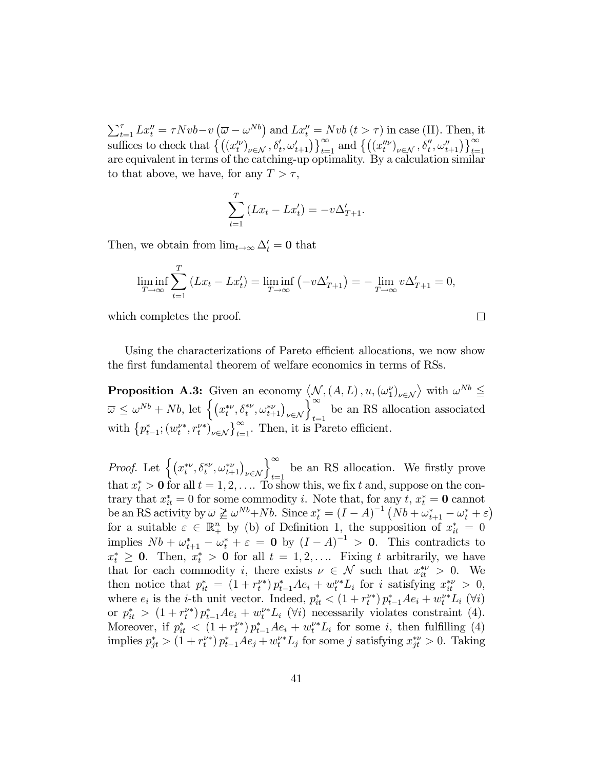$\sum_{t=1}^{\tau} Lx_t'' = \tau NvB - v\left(\overline{\omega} - \omega^{Nb}\right)$ and $Lx_t'' = Nvb\ (t > \tau)$ in case (II). Then, it suffices to check that $\left\{\left((x_t'^{\nu})_{\nu\in\mathcal{N}}, \delta_t', \omega_{t+1}'\right)\right\}_{t=1}^{\infty}$ and $\left\{\left((x_t''^{\nu})_{\nu\in\mathcal{N}}, \delta_t'', \omega_{t+1}''\right)\right\}_{t=1}^{\infty}$ are equivalent in terms of the catching-up optimality. By a calculation similar to that above, we have, for any $T > \tau$,

$$\sum_{t=1}^{T} \left(Lx_t - Lx_t'\right) = -v\Delta_{T+1}'.$$

Then, we obtain from $\lim_{t\to\infty} \Delta_t' = \mathbf{0}$ that

$$\liminf_{T\to\infty} \sum_{t=1}^{T} \left(Lx_t - Lx_t'\right) = \liminf_{T\to\infty} \left(-v\Delta_{T+1}'\right) = -\lim_{T\to\infty} v\Delta_{T+1}' = 0,$$

which completes the proof. $\square$

Using the characterizations of Pareto efficient allocations, we now show the first fundamental theorem of welfare economics in terms of RSs.

**Proposition A.3:** Given an economy $\left\langle \mathcal{N}, (A, L), u, (\omega_1^{\nu})_{\nu\in\mathcal{N}} \right\rangle$ with $\omega^{Nb} \leqq \overline{\omega} \leq \omega^{Nb} + Nb$, let $\left\{\left(x_t^{*\nu}, \delta_t^{*\nu}, \omega_{t+1}^{*\nu}\right)_{\nu\in\mathcal{N}}\right\}_{t=1}^{\infty}$ be an RS allocation associated with $\left\{p_{t-1}^*; (w_t^{\nu*}, r_t^{\nu*})_{\nu\in\mathcal{N}}\right\}_{t=1}^{\infty}$. Then, it is Pareto efficient.

*Proof.* Let $\left\{\left(x_t^{*\nu}, \delta_t^{*\nu}, \omega_{t+1}^{*\nu}\right)_{\nu\in\mathcal{N}}\right\}_{t=1}^{\infty}$ be an RS allocation. We firstly prove that $x_t^* > \mathbf{0}$ for all $t = 1, 2, \ldots$. To show this, we fix $t$ and, suppose on the contrary that $x_{it}^* = 0$ for some commodity $i$. Note that, for any $t$, $x_t^* = \mathbf{0}$ cannot be an RS activity by $\overline{\omega} \ngeq \omega^{Nb} + Nb$. Since $x_t^* = (I - A)^{-1}\left(Nb + \omega_{t+1}^* - \omega_t^* + \varepsilon\right)$ for a suitable $\varepsilon \in \mathbb{R}_+^n$ by (b) of Definition 1, the supposition of $x_{it}^* = 0$ implies $Nb + \omega_{t+1}^* - \omega_t^* + \varepsilon = \mathbf{0}$ by $(I - A)^{-1} > \mathbf{0}$. This contradicts to $x_t^* \geq \mathbf{0}$. Then, $x_t^* > \mathbf{0}$ for all $t = 1, 2, \ldots$. Fixing $t$ arbitrarily, we have that for each commodity $i$, there exists $\nu \in \mathcal{N}$ such that $x_{it}^{*\nu} > 0$. We then notice that $p_{it}^* = (1 + r_t^{\nu*})\, p_{t-1}^* A e_i + w_t^{\nu*} L_i$ for $i$ satisfying $x_{it}^{*\nu} > 0$, where $e_i$ is the $i$-th unit vector. Indeed, $p_{it}^* < (1 + r_t^{\nu*})\, p_{t-1}^* A e_i + w_t^{\nu*} L_i$ $(\forall i)$ or $p_{it}^* > (1 + r_t^{\nu*})\, p_{t-1}^* A e_i + w_t^{\nu*} L_i$ $(\forall i)$ necessarily violates constraint (4). Moreover, if $p_{it}^* < (1 + r_t^{\nu*})\, p_{t-1}^* A e_i + w_t^{\nu*} L_i$ for some $i$, then fulfilling (4) implies $p_{jt}^* > (1 + r_t^{\nu*})\, p_{t-1}^* A e_j + w_t^{\nu*} L_j$ for some $j$ satisfying $x_{jt}^{*\nu} > 0$. Taking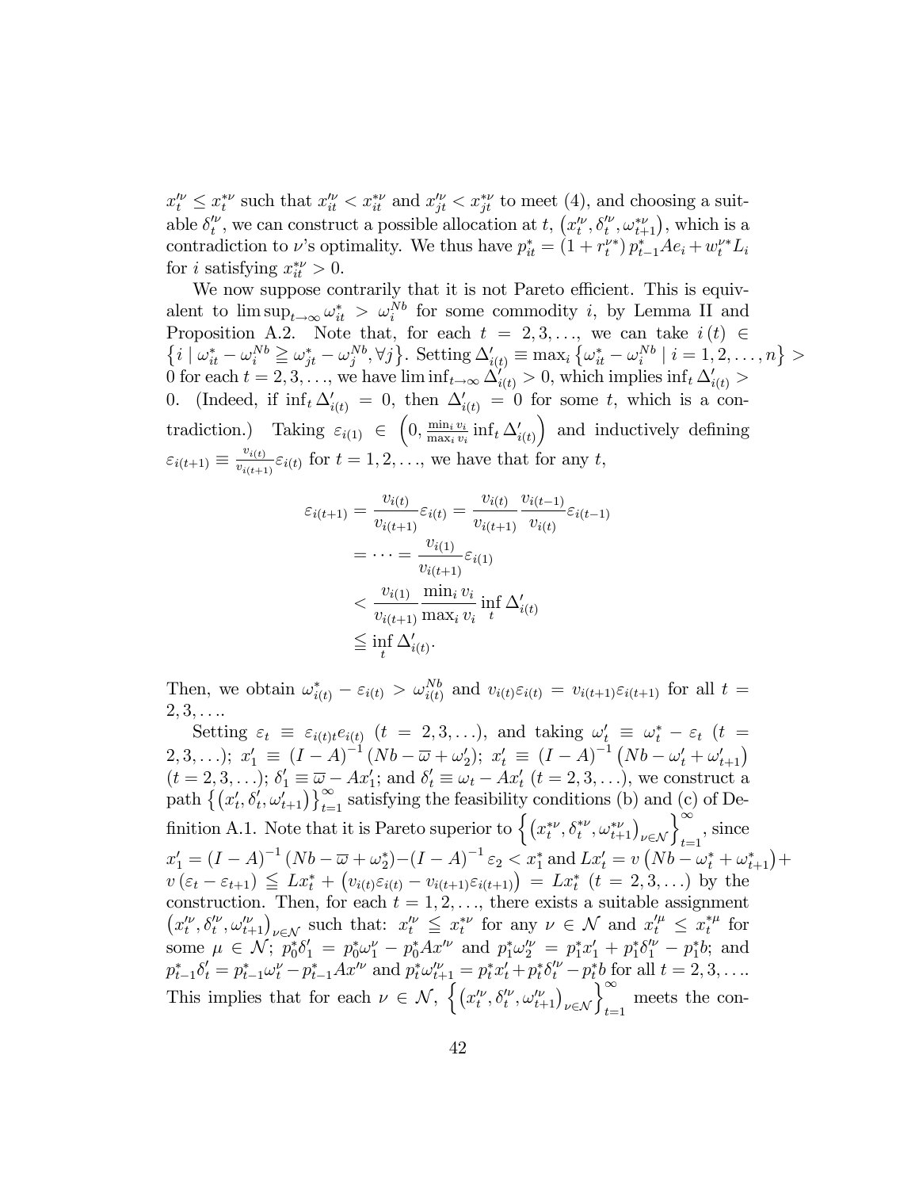$x_t'^{\nu} \leq x_t^{*\nu}$ such that $x_{it}'^{\nu} < x_{it}^{*\nu}$ and $x_{jt}'^{\nu} < x_{jt}^{*\nu}$ to meet (4), and choosing a suitable $\delta_t'^{\nu}$, we can construct a possible allocation at $t$, $\left(x_t'^{\nu}, \delta_t'^{\nu}, \omega_{t+1}^{*\nu}\right)$, which is a contradiction to $\nu$'s optimality. We thus have $p_{it}^* = \left(1 + r_t^{\nu*}\right) p_{t-1}^* A e_i + w_t^{\nu*} L_i$ for $i$ satisfying $x_{it}^{*\nu} > 0$.

We now suppose contrarily that it is not Pareto efficient. This is equivalent to $\limsup_{t\to\infty} \omega_{it}^* > \omega_i^{Nb}$ for some commodity $i$, by Lemma II and Proposition A.2. Note that, for each $t = 2, 3, \ldots$, we can take $i(t) \in \left\{i \mid \omega_{it}^* - \omega_i^{Nb} \geqq \omega_{jt}^* - \omega_j^{Nb}, \forall j\right\}$. Setting $\Delta_{i(t)}' \equiv \max_i \left\{\omega_{it}^* - \omega_i^{Nb} \mid i = 1, 2, \ldots, n\right\} > 0$ for each $t = 2, 3, \ldots$, we have $\liminf_{t\to\infty} \Delta_{i(t)}' > 0$, which implies $\inf_t \Delta_{i(t)}' > 0$. (Indeed, if $\inf_t \Delta_{i(t)}' = 0$, then $\Delta_{i(t)}' = 0$ for some $t$, which is a contradiction.) Taking $\varepsilon_{i(1)} \in \left(0, \frac{\min_i v_i}{\max_i v_i} \inf_t \Delta_{i(t)}'\right)$ and inductively defining $\varepsilon_{i(t+1)} \equiv \frac{v_{i(t)}}{v_{i(t+1)}} \varepsilon_{i(t)}$ for $t = 1, 2, \ldots$, we have that for any $t$,

$$
\begin{aligned}
\varepsilon_{i(t+1)} &= \frac{v_{i(t)}}{v_{i(t+1)}} \varepsilon_{i(t)} = \frac{v_{i(t)}}{v_{i(t+1)}} \frac{v_{i(t-1)}}{v_{i(t)}} \varepsilon_{i(t-1)} \\
&= \cdots = \frac{v_{i(1)}}{v_{i(t+1)}} \varepsilon_{i(1)} \\
&< \frac{v_{i(1)}}{v_{i(t+1)}} \frac{\min_i v_i}{\max_i v_i} \inf_t \Delta_{i(t)}' \\
&\leqq \inf_t \Delta_{i(t)}'.
\end{aligned}
$$

Then, we obtain $\omega_{i(t)}^* - \varepsilon_{i(t)} > \omega_{i(t)}^{Nb}$ and $v_{i(t)}\varepsilon_{i(t)} = v_{i(t+1)}\varepsilon_{i(t+1)}$ for all $t = 2, 3, \ldots$.

Setting $\varepsilon_t \equiv \varepsilon_{i(t)t} e_{i(t)}$ $(t = 2, 3, \ldots)$, and taking $\omega_t' \equiv \omega_t^* - \varepsilon_t$ $(t = 2, 3, \ldots)$; $x_1' \equiv (I - A)^{-1} \left(Nb - \overline{\omega} + \omega_2'\right)$; $x_t' \equiv (I - A)^{-1} \left(Nb - \omega_t' + \omega_{t+1}'\right)$ $(t = 2, 3, \ldots)$; $\delta_1' \equiv \overline{\omega} - A x_1'$; and $\delta_t' \equiv \omega_t - A x_t'$ $(t = 2, 3, \ldots)$, we construct a path $\left\{\left(x_t', \delta_t', \omega_{t+1}'\right)\right\}_{t=1}^{\infty}$ satisfying the feasibility conditions (b) and (c) of Definition A.1. Note that it is Pareto superior to $\left\{\left(x_t^{*\nu}, \delta_t^{*\nu}, \omega_{t+1}^{*\nu}\right)_{\nu\in\mathcal{N}}\right\}_{t=1}^{\infty}$, since $x_1' = (I - A)^{-1} \left(Nb - \overline{\omega} + \omega_2^*\right) - (I - A)^{-1} \varepsilon_2 < x_1^*$ and $L x_t' = v\left(Nb - \omega_t^* + \omega_{t+1}^*\right) + v\left(\varepsilon_t - \varepsilon_{t+1}\right) \leqq L x_t^* + \left(v_{i(t)}\varepsilon_{i(t)} - v_{i(t+1)}\varepsilon_{i(t+1)}\right) = L x_t^*$ $(t = 2, 3, \ldots)$ by the construction. Then, for each $t = 1, 2, \ldots$, there exists a suitable assignment $\left(x_t'^{\nu}, \delta_t'^{\nu}, \omega_{t+1}'^{\nu}\right)_{\nu\in\mathcal{N}}$ such that: $x_t'^{\nu} \leqq x_t^{*\nu}$ for any $\nu \in \mathcal{N}$ and $x_t'^{\mu} \leq x_t^{*\mu}$ for some $\mu \in \mathcal{N}$; $p_0^*\delta_1' = p_0^*\omega_1^{\nu} - p_0^* A x'^{\nu}$ and $p_1^*\omega_2'^{\nu} = p_1^* x_1' + p_1^*\delta_1'^{\nu} - p_1^* b$; and $p_{t-1}^*\delta_t' = p_{t-1}^*\omega_t^{\nu} - p_{t-1}^* A x'^{\nu}$ and $p_t^*\omega_{t+1}'^{\nu} = p_t^* x_t' + p_t^*\delta_t'^{\nu} - p_t^* b$ for all $t = 2, 3, \ldots$. This implies that for each $\nu \in \mathcal{N}$, $\left\{\left(x_t'^{\nu}, \delta_t'^{\nu}, \omega_{t+1}'^{\nu}\right)_{\nu\in\mathcal{N}}\right\}_{t=1}^{\infty}$ meets the con-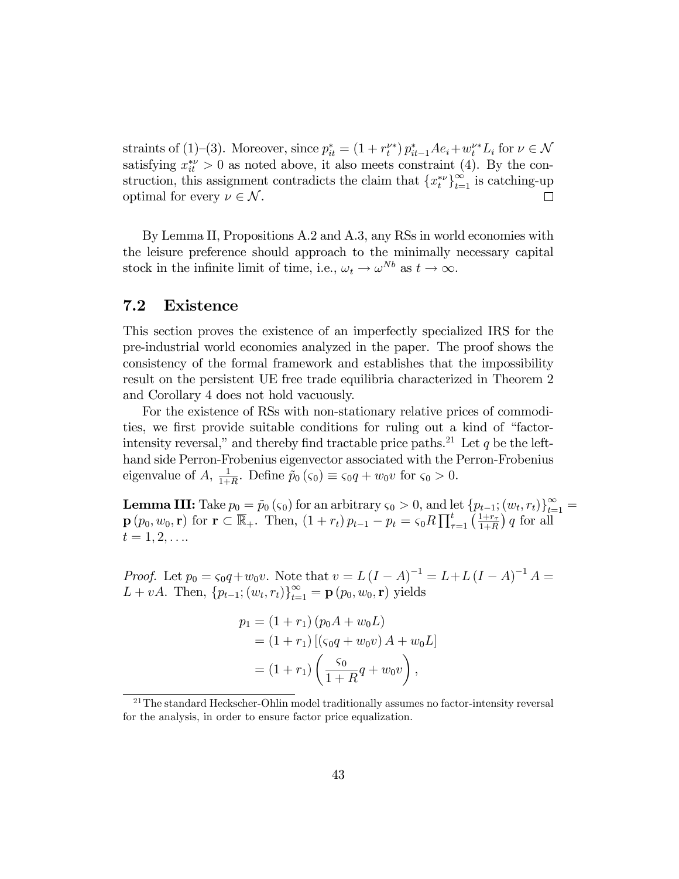straints of (1)–(3). Moreover, since $p^*_{it} = (1 + r^{\nu*}_t) p^*_{it-1} A e_i + w^{\nu*}_t L_i$ for $\nu \in \mathcal{N}$ satisfying $x^{*\nu}_{it} > 0$ as noted above, it also meets constraint (4). By the construction, this assignment contradicts the claim that $\{x^{*\nu}_t\}^{\infty}_{t=1}$ is catching-up optimal for every $\nu \in \mathcal{N}$. $\square$

By Lemma II, Propositions A.2 and A.3, any RSs in world economies with the leisure preference should approach to the minimally necessary capital stock in the infinite limit of time, i.e., $\omega_t \to \omega^{Nb}$ as $t \to \infty$.

## 7.2 Existence

This section proves the existence of an imperfectly specialized IRS for the pre-industrial world economies analyzed in the paper. The proof shows the consistency of the formal framework and establishes that the impossibility result on the persistent UE free trade equilibria characterized in Theorem 2 and Corollary 4 does not hold vacuously.

For the existence of RSs with non-stationary relative prices of commodities, we first provide suitable conditions for ruling out a kind of "factor-intensity reversal," and thereby find tractable price paths.[21] Let $q$ be the left-hand side Perron-Frobenius eigenvector associated with the Perron-Frobenius eigenvalue of $A$, $\frac{1}{1+R}$. Define $\tilde{p}_0(\varsigma_0) \equiv \varsigma_0 q + w_0 v$ for $\varsigma_0 > 0$.

**Lemma III:** Take $p_0 = \tilde{p}_0(\varsigma_0)$ for an arbitrary $\varsigma_0 > 0$, and let $\{p_{t-1}; (w_t, r_t)\}^{\infty}_{t=1} = \mathbf{p}(p_0, w_0, \mathbf{r})$ for $\mathbf{r} \subset \overline{\mathbb{R}}_+$. Then, $(1 + r_t) p_{t-1} - p_t = \varsigma_0 R \prod^{t}_{\tau=1} \left(\frac{1+r_\tau}{1+R}\right) q$ for all $t = 1, 2, \ldots$.

*Proof.* Let $p_0 = \varsigma_0 q + w_0 v$. Note that $v = L(I - A)^{-1} = L + L(I - A)^{-1} A = L + vA$. Then, $\{p_{t-1}; (w_t, r_t)\}^{\infty}_{t=1} = \mathbf{p}(p_0, w_0, \mathbf{r})$ yields

$$
\begin{aligned}
p_1 &= (1 + r_1)(p_0 A + w_0 L) \\
&= (1 + r_1)\left[(\varsigma_0 q + w_0 v) A + w_0 L\right] \\
&= (1 + r_1)\left(\frac{\varsigma_0}{1+R} q + w_0 v\right),
\end{aligned}
$$

[21] The standard Heckscher-Ohlin model traditionally assumes no factor-intensity reversal for the analysis, in order to ensure factor price equalization.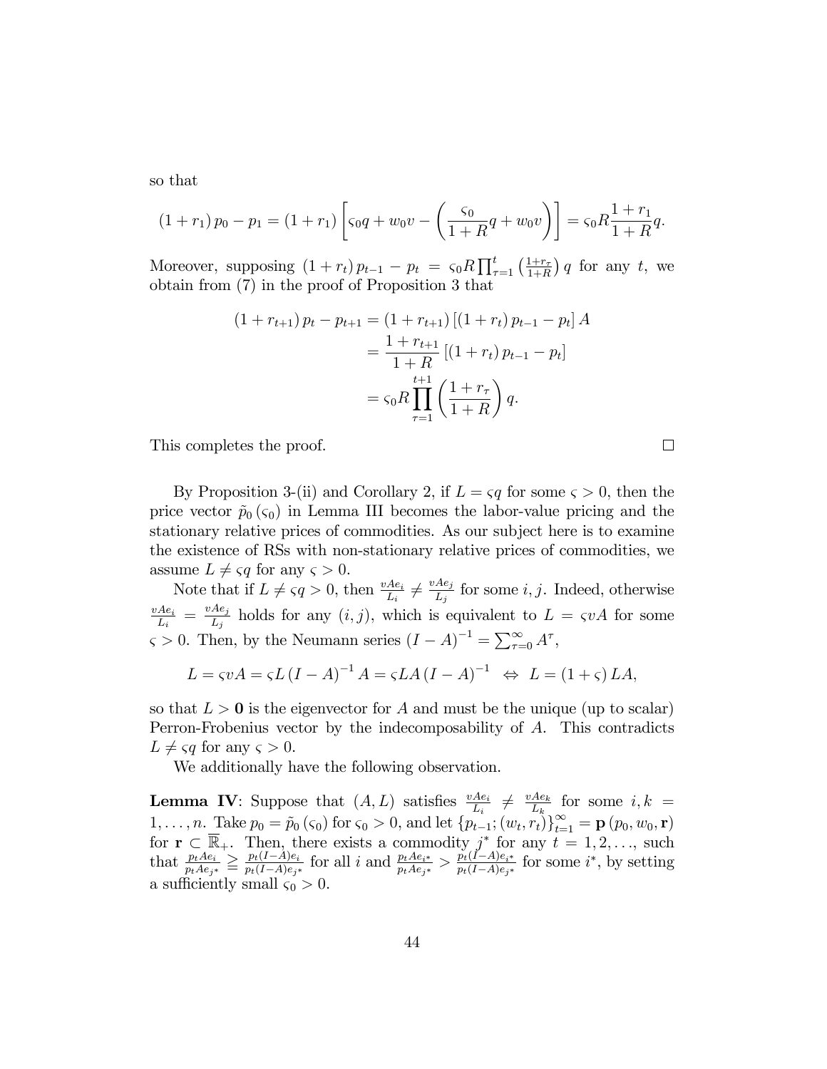so that

$$(1+r_1)\,p_0 - p_1 = (1+r_1)\left[\varsigma_0 q + w_0 v - \left(\frac{\varsigma_0}{1+R}q + w_0 v\right)\right] = \varsigma_0 R \frac{1+r_1}{1+R} q.$$

Moreover, supposing $(1+r_t)\,p_{t-1} - p_t = \varsigma_0 R \prod_{\tau=1}^{t}\left(\frac{1+r_\tau}{1+R}\right) q$ for any $t$, we obtain from (7) in the proof of Proposition 3 that

$$\begin{aligned}
(1+r_{t+1})\,p_t - p_{t+1} &= (1+r_{t+1})\left[(1+r_t)\,p_{t-1} - p_t\right] A \\
&= \frac{1+r_{t+1}}{1+R}\left[(1+r_t)\,p_{t-1} - p_t\right] \\
&= \varsigma_0 R \prod_{\tau=1}^{t+1}\left(\frac{1+r_\tau}{1+R}\right) q.
\end{aligned}$$

This completes the proof. □

By Proposition 3-(ii) and Corollary 2, if $L = \varsigma q$ for some $\varsigma > 0$, then the price vector $\tilde{p}_0(\varsigma_0)$ in Lemma III becomes the labor-value pricing and the stationary relative prices of commodities. As our subject here is to examine the existence of RSs with non-stationary relative prices of commodities, we assume $L \neq \varsigma q$ for any $\varsigma > 0$.

Note that if $L \neq \varsigma q > 0$, then $\frac{vAe_i}{L_i} \neq \frac{vAe_j}{L_j}$ for some $i, j$. Indeed, otherwise $\frac{vAe_i}{L_i} = \frac{vAe_j}{L_j}$ holds for any $(i,j)$, which is equivalent to $L = \varsigma vA$ for some $\varsigma > 0$. Then, by the Neumann series $(I-A)^{-1} = \sum_{\tau=0}^{\infty} A^{\tau}$,

$$L = \varsigma vA = \varsigma L\,(I-A)^{-1} A = \varsigma LA\,(I-A)^{-1} \;\Leftrightarrow\; L = (1+\varsigma)\,LA,$$

so that $L > \mathbf{0}$ is the eigenvector for $A$ and must be the unique (up to scalar) Perron-Frobenius vector by the indecomposability of $A$. This contradicts $L \neq \varsigma q$ for any $\varsigma > 0$.

We additionally have the following observation.

**Lemma IV**: Suppose that $(A, L)$ satisfies $\frac{vAe_i}{L_i} \neq \frac{vAe_k}{L_k}$ for some $i, k = 1, \ldots, n$. Take $p_0 = \tilde{p}_0(\varsigma_0)$ for $\varsigma_0 > 0$, and let $\{p_{t-1}; (w_t, r_t)\}_{t=1}^{\infty} = \mathbf{p}(p_0, w_0, \mathbf{r})$ for $\mathbf{r} \subset \overline{\mathbb{R}}_+$. Then, there exists a commodity $j^*$ for any $t = 1, 2, \ldots$, such that $\frac{p_t A e_i}{p_t A e_{j^*}} \geqq \frac{p_t (I-A) e_i}{p_t (I-A) e_{j^*}}$ for all $i$ and $\frac{p_t A e_{i^*}}{p_t A e_{j^*}} > \frac{p_t (I-A) e_{i^*}}{p_t (I-A) e_{j^*}}$ for some $i^*$, by setting a sufficiently small $\varsigma_0 > 0$.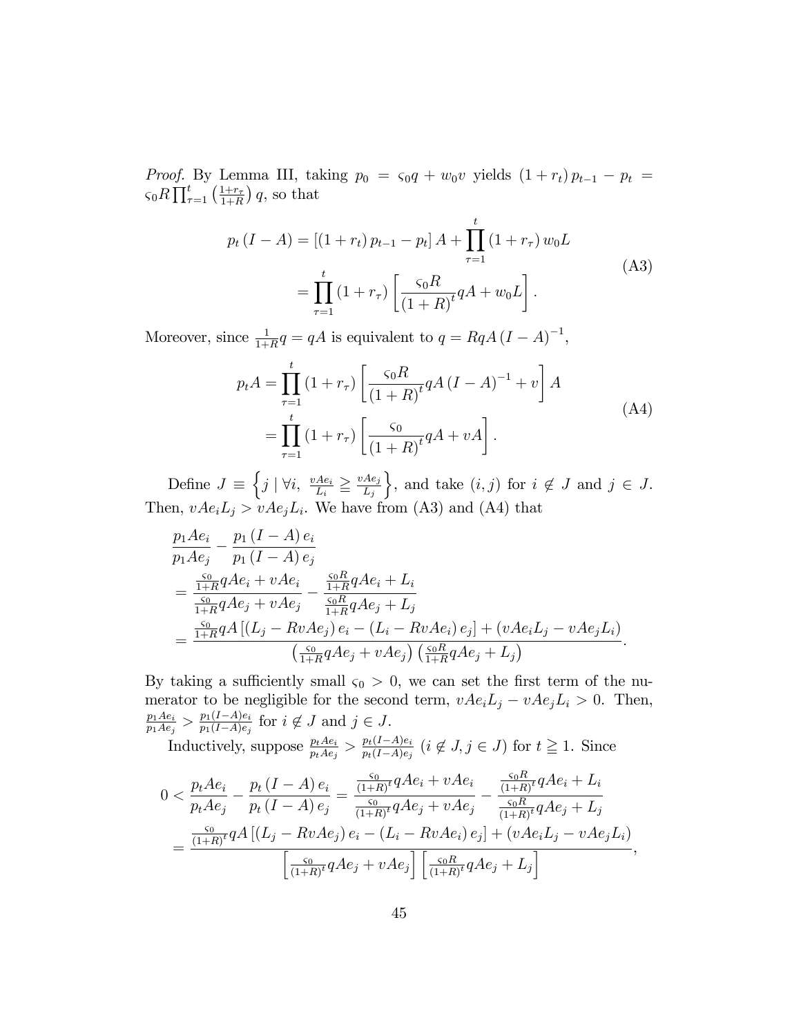*Proof.* By Lemma III, taking $p_0 = \varsigma_0 q + w_0 v$ yields $(1+r_t)\, p_{t-1} - p_t = \varsigma_0 R \prod_{\tau=1}^{t} \left(\frac{1+r_\tau}{1+R}\right) q$, so that

$$
\begin{aligned}
p_t (I - A) &= \left[(1+r_t)\, p_{t-1} - p_t\right] A + \prod_{\tau=1}^{t} (1+r_\tau)\, w_0 L \\
&= \prod_{\tau=1}^{t} (1+r_\tau) \left[\frac{\varsigma_0 R}{(1+R)^t} qA + w_0 L\right].
\end{aligned}
\tag{A3}
$$

Moreover, since $\frac{1}{1+R} q = qA$ is equivalent to $q = RqA(I-A)^{-1}$,

$$
\begin{aligned}
p_t A &= \prod_{\tau=1}^{t} (1+r_\tau) \left[\frac{\varsigma_0 R}{(1+R)^t} qA (I-A)^{-1} + v\right] A \\
&= \prod_{\tau=1}^{t} (1+r_\tau) \left[\frac{\varsigma_0}{(1+R)^t} qA + vA\right].
\end{aligned}
\tag{A4}
$$

Define $J \equiv \left\{ j \mid \forall i,\ \frac{vAe_i}{L_i} \geqq \frac{vAe_j}{L_j} \right\}$, and take $(i,j)$ for $i \notin J$ and $j \in J$. Then, $vAe_i L_j > vAe_j L_i$. We have from (A3) and (A4) that

$$
\begin{aligned}
&\frac{p_1 A e_i}{p_1 A e_j} - \frac{p_1 (I-A) e_i}{p_1 (I-A) e_j} \\
&= \frac{\frac{\varsigma_0}{1+R} qAe_i + vAe_i}{\frac{\varsigma_0}{1+R} qAe_j + vAe_j} - \frac{\frac{\varsigma_0 R}{1+R} qAe_i + L_i}{\frac{\varsigma_0 R}{1+R} qAe_j + L_j} \\
&= \frac{\frac{\varsigma_0}{1+R} qA \left[(L_j - RvAe_j) e_i - (L_i - RvAe_i) e_j\right] + (vAe_i L_j - vAe_j L_i)}{\left(\frac{\varsigma_0}{1+R} qAe_j + vAe_j\right)\left(\frac{\varsigma_0 R}{1+R} qAe_j + L_j\right)}.
\end{aligned}
$$

By taking a sufficiently small $\varsigma_0 > 0$, we can set the first term of the numerator to be negligible for the second term, $vAe_i L_j - vAe_j L_i > 0$. Then, $\frac{p_1 A e_i}{p_1 A e_j} > \frac{p_1 (I-A) e_i}{p_1 (I-A) e_j}$ for $i \notin J$ and $j \in J$.

Inductively, suppose $\frac{p_t A e_i}{p_t A e_j} > \frac{p_t (I-A) e_i}{p_t (I-A) e_j}$ $(i \notin J, j \in J)$ for $t \geqq 1$. Since

$$
\begin{aligned}
0 < \frac{p_t A e_i}{p_t A e_j} - \frac{p_t (I-A) e_i}{p_t (I-A) e_j} &= \frac{\frac{\varsigma_0}{(1+R)^t} qAe_i + vAe_i}{\frac{\varsigma_0}{(1+R)^t} qAe_j + vAe_j} - \frac{\frac{\varsigma_0 R}{(1+R)^t} qAe_i + L_i}{\frac{\varsigma_0 R}{(1+R)^t} qAe_j + L_j} \\
&= \frac{\frac{\varsigma_0}{(1+R)^t} qA \left[(L_j - RvAe_j) e_i - (L_i - RvAe_i) e_j\right] + (vAe_i L_j - vAe_j L_i)}{\left[\frac{\varsigma_0}{(1+R)^t} qAe_j + vAe_j\right]\left[\frac{\varsigma_0 R}{(1+R)^t} qAe_j + L_j\right]},
\end{aligned}
$$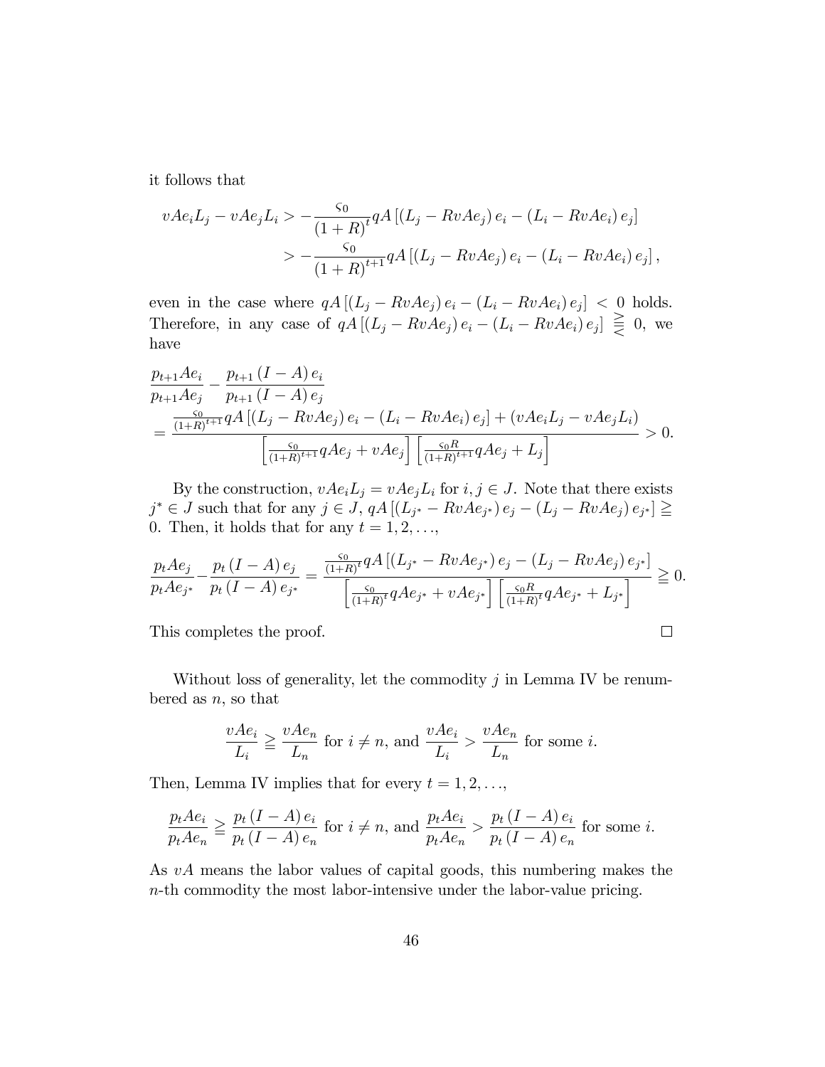it follows that

$$
\begin{aligned}
vAe_iL_j - vAe_jL_i &> -\frac{\varsigma_0}{(1+R)^t} qA\left[(L_j - RvAe_j)e_i - (L_i - RvAe_i)e_j\right] \\
&> -\frac{\varsigma_0}{(1+R)^{t+1}} qA\left[(L_j - RvAe_j)e_i - (L_i - RvAe_i)e_j\right],
\end{aligned}
$$

even in the case where $qA\left[(L_j - RvAe_j)e_i - (L_i - RvAe_i)e_j\right] < 0$ holds. Therefore, in any case of $qA\left[(L_j - RvAe_j)e_i - (L_i - RvAe_i)e_j\right] \gtreqless 0$, we have

$$
\begin{aligned}
&\frac{p_{t+1}Ae_i}{p_{t+1}Ae_j} - \frac{p_{t+1}(I-A)e_i}{p_{t+1}(I-A)e_j} \\
&= \frac{\frac{\varsigma_0}{(1+R)^{t+1}} qA\left[(L_j - RvAe_j)e_i - (L_i - RvAe_i)e_j\right] + (vAe_iL_j - vAe_jL_i)}{\left[\frac{\varsigma_0}{(1+R)^{t+1}} qAe_j + vAe_j\right]\left[\frac{\varsigma_0 R}{(1+R)^{t+1}} qAe_j + L_j\right]} > 0.
\end{aligned}
$$

By the construction, $vAe_iL_j = vAe_jL_i$ for $i, j \in J$. Note that there exists $j^* \in J$ such that for any $j \in J$, $qA\left[(L_{j^*} - RvAe_{j^*})e_j - (L_j - RvAe_j)e_{j^*}\right] \geqq 0$. Then, it holds that for any $t = 1, 2, \ldots$,

$$
\frac{p_tAe_j}{p_tAe_{j^*}} - \frac{p_t(I-A)e_j}{p_t(I-A)e_{j^*}} = \frac{\frac{\varsigma_0}{(1+R)^t} qA\left[(L_{j^*} - RvAe_{j^*})e_j - (L_j - RvAe_j)e_{j^*}\right]}{\left[\frac{\varsigma_0}{(1+R)^t} qAe_{j^*} + vAe_{j^*}\right]\left[\frac{\varsigma_0 R}{(1+R)^t} qAe_{j^*} + L_{j^*}\right]} \geqq 0.
$$

This completes the proof. □

Without loss of generality, let the commodity $j$ in Lemma IV be renumbered as $n$, so that

$$
\frac{vAe_i}{L_i} \geqq \frac{vAe_n}{L_n} \text{ for } i \neq n, \text{ and } \frac{vAe_i}{L_i} > \frac{vAe_n}{L_n} \text{ for some } i.
$$

Then, Lemma IV implies that for every $t = 1, 2, \ldots$,

$$
\frac{p_tAe_i}{p_tAe_n} \geqq \frac{p_t(I-A)e_i}{p_t(I-A)e_n} \text{ for } i \neq n, \text{ and } \frac{p_tAe_i}{p_tAe_n} > \frac{p_t(I-A)e_i}{p_t(I-A)e_n} \text{ for some } i.
$$

As $vA$ means the labor values of capital goods, this numbering makes the $n$-th commodity the most labor-intensive under the labor-value pricing.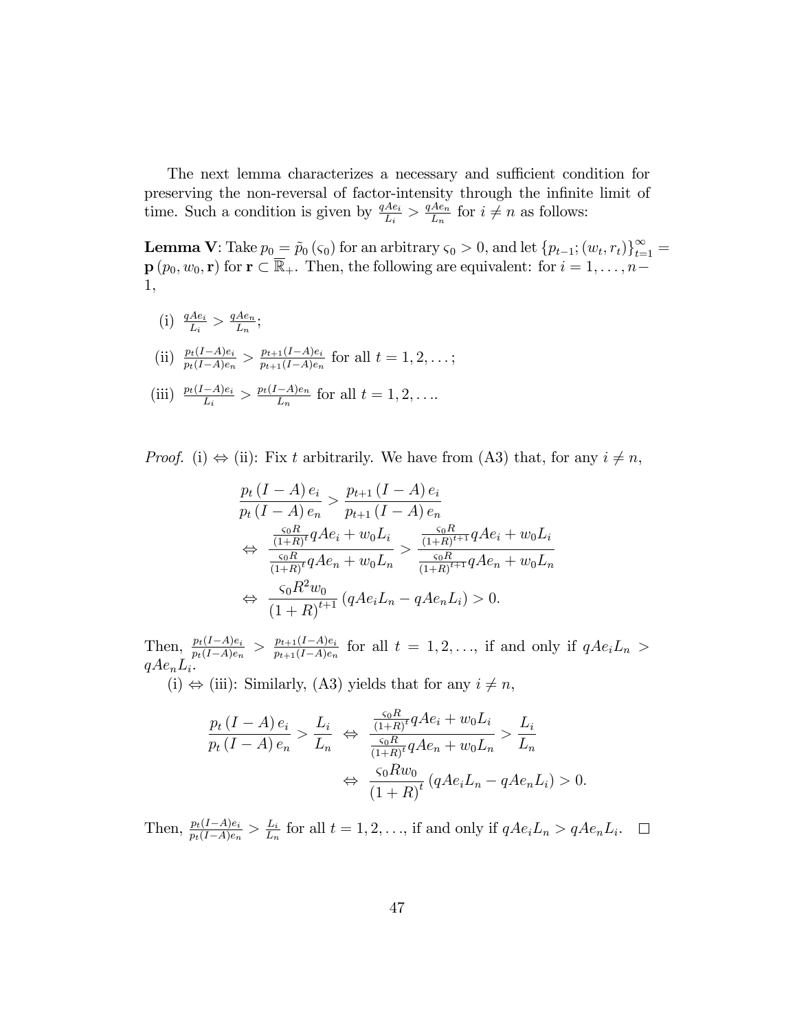The next lemma characterizes a necessary and sufficient condition for preserving the non-reversal of factor-intensity through the infinite limit of time. Such a condition is given by $\frac{qAe_i}{L_i} > \frac{qAe_n}{L_n}$ for $i \neq n$ as follows:

**Lemma V**: Take $p_0 = \tilde{p}_0(\varsigma_0)$ for an arbitrary $\varsigma_0 > 0$, and let $\{p_{t-1}; (w_t, r_t)\}_{t=1}^{\infty} = \mathbf{p}(p_0, w_0, \mathbf{r})$ for $\mathbf{r} \subset \overline{\mathbb{R}}_+$. Then, the following are equivalent: for $i = 1, \ldots, n-1$,

(i) $\frac{qAe_i}{L_i} > \frac{qAe_n}{L_n}$;

(ii) $\frac{p_t(I-A)e_i}{p_t(I-A)e_n} > \frac{p_{t+1}(I-A)e_i}{p_{t+1}(I-A)e_n}$ for all $t = 1, 2, \ldots$;

(iii) $\frac{p_t(I-A)e_i}{L_i} > \frac{p_t(I-A)e_n}{L_n}$ for all $t = 1, 2, \ldots$.

*Proof.* (i) $\Leftrightarrow$ (ii): Fix $t$ arbitrarily. We have from (A3) that, for any $i \neq n$,

$$\begin{aligned}
& \frac{p_t(I-A)e_i}{p_t(I-A)e_n} > \frac{p_{t+1}(I-A)e_i}{p_{t+1}(I-A)e_n} \\
\Leftrightarrow \ & \frac{\frac{\varsigma_0 R}{(1+R)^t} qAe_i + w_0 L_i}{\frac{\varsigma_0 R}{(1+R)^t} qAe_n + w_0 L_n} > \frac{\frac{\varsigma_0 R}{(1+R)^{t+1}} qAe_i + w_0 L_i}{\frac{\varsigma_0 R}{(1+R)^{t+1}} qAe_n + w_0 L_n} \\
\Leftrightarrow \ & \frac{\varsigma_0 R^2 w_0}{(1+R)^{t+1}} \left( qAe_i L_n - qAe_n L_i \right) > 0.
\end{aligned}$$

Then, $\frac{p_t(I-A)e_i}{p_t(I-A)e_n} > \frac{p_{t+1}(I-A)e_i}{p_{t+1}(I-A)e_n}$ for all $t = 1, 2, \ldots$, if and only if $qAe_i L_n > qAe_n L_i$.

(i) $\Leftrightarrow$ (iii): Similarly, (A3) yields that for any $i \neq n$,

$$\begin{aligned}
\frac{p_t(I-A)e_i}{p_t(I-A)e_n} > \frac{L_i}{L_n} \ & \Leftrightarrow \ \frac{\frac{\varsigma_0 R}{(1+R)^t} qAe_i + w_0 L_i}{\frac{\varsigma_0 R}{(1+R)^t} qAe_n + w_0 L_n} > \frac{L_i}{L_n} \\
& \Leftrightarrow \ \frac{\varsigma_0 R w_0}{(1+R)^t} \left( qAe_i L_n - qAe_n L_i \right) > 0.
\end{aligned}$$

Then, $\frac{p_t(I-A)e_i}{p_t(I-A)e_n} > \frac{L_i}{L_n}$ for all $t = 1, 2, \ldots$, if and only if $qAe_i L_n > qAe_n L_i$. $\square$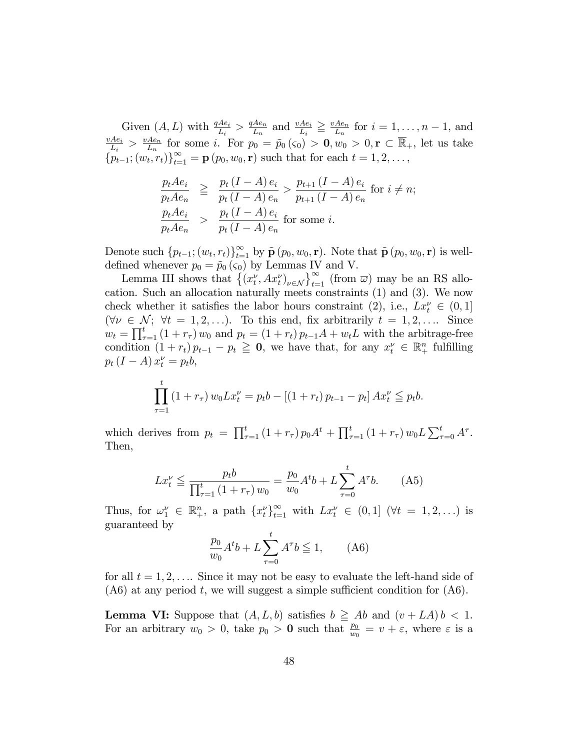Given $(A, L)$ with $\frac{qAe_i}{L_i} > \frac{qAe_n}{L_n}$ and $\frac{vAe_i}{L_i} \geqq \frac{vAe_n}{L_n}$ for $i = 1, \ldots, n-1$, and $\frac{vAe_i}{L_i} > \frac{vAe_n}{L_n}$ for some $i$. For $p_0 = \tilde{p}_0(\varsigma_0) > \mathbf{0}, w_0 > 0, \mathbf{r} \subset \overline{\mathbb{R}}_+$, let us take $\{p_{t-1}; (w_t, r_t)\}_{t=1}^{\infty} = \mathbf{p}(p_0, w_0, \mathbf{r})$ such that for each $t = 1, 2, \ldots,$

$$
\begin{aligned}
\frac{p_t A e_i}{p_t A e_n} &\geqq \frac{p_t (I - A) e_i}{p_t (I - A) e_n} > \frac{p_{t+1} (I - A) e_i}{p_{t+1} (I - A) e_n} \text{ for } i \neq n; \\
\frac{p_t A e_i}{p_t A e_n} &> \frac{p_t (I - A) e_i}{p_t (I - A) e_n} \text{ for some } i.
\end{aligned}
$$

Denote such $\{p_{t-1}; (w_t, r_t)\}_{t=1}^{\infty}$ by $\tilde{\mathbf{p}}(p_0, w_0, \mathbf{r})$. Note that $\tilde{\mathbf{p}}(p_0, w_0, \mathbf{r})$ is well-defined whenever $p_0 = \tilde{p}_0(\varsigma_0)$ by Lemmas IV and V.

Lemma III shows that $\left\{(x_t^{\nu}, Ax_t^{\nu})_{\nu \in \mathcal{N}}\right\}_{t=1}^{\infty}$ (from $\overline{\omega}$) may be an RS allocation. Such an allocation naturally meets constraints (1) and (3). We now check whether it satisfies the labor hours constraint (2), i.e., $Lx_t^{\nu} \in (0, 1]$ ($\forall \nu \in \mathcal{N}$; $\forall t = 1, 2, \ldots$). To this end, fix arbitrarily $t = 1, 2, \ldots$. Since $w_t = \prod_{\tau=1}^{t} (1 + r_{\tau}) w_0$ and $p_t = (1 + r_t) p_{t-1} A + w_t L$ with the arbitrage-free condition $(1 + r_t) p_{t-1} - p_t \geqq \mathbf{0}$, we have that, for any $x_t^{\nu} \in \mathbb{R}_+^n$ fulfilling $p_t (I - A) x_t^{\nu} = p_t b$,

$$
\prod_{\tau=1}^{t} (1 + r_{\tau}) w_0 L x_t^{\nu} = p_t b - [(1 + r_t) p_{t-1} - p_t] A x_t^{\nu} \leqq p_t b.
$$

which derives from $p_t = \prod_{\tau=1}^{t} (1 + r_{\tau}) p_0 A^t + \prod_{\tau=1}^{t} (1 + r_{\tau}) w_0 L \sum_{\tau=0}^{t} A^{\tau}$. Then,

$$
Lx_t^{\nu} \leqq \frac{p_t b}{\prod_{\tau=1}^{t} (1 + r_{\tau}) w_0} = \frac{p_0}{w_0} A^t b + L \sum_{\tau=0}^{t} A^{\tau} b. \qquad \text{(A5)}
$$

Thus, for $\omega_1^{\nu} \in \mathbb{R}_+^n$, a path $\{x_t^{\nu}\}_{t=1}^{\infty}$ with $Lx_t^{\nu} \in (0, 1]$ ($\forall t = 1, 2, \ldots$) is guaranteed by

$$
\frac{p_0}{w_0} A^t b + L \sum_{\tau=0}^{t} A^{\tau} b \leqq 1, \qquad \text{(A6)}
$$

for all $t = 1, 2, \ldots$. Since it may not be easy to evaluate the left-hand side of (A6) at any period $t$, we will suggest a simple sufficient condition for (A6).

**Lemma VI:** Suppose that $(A, L, b)$ satisfies $b \geqq Ab$ and $(v + LA) b < 1$. For an arbitrary $w_0 > 0$, take $p_0 > \mathbf{0}$ such that $\frac{p_0}{w_0} = v + \varepsilon$, where $\varepsilon$ is a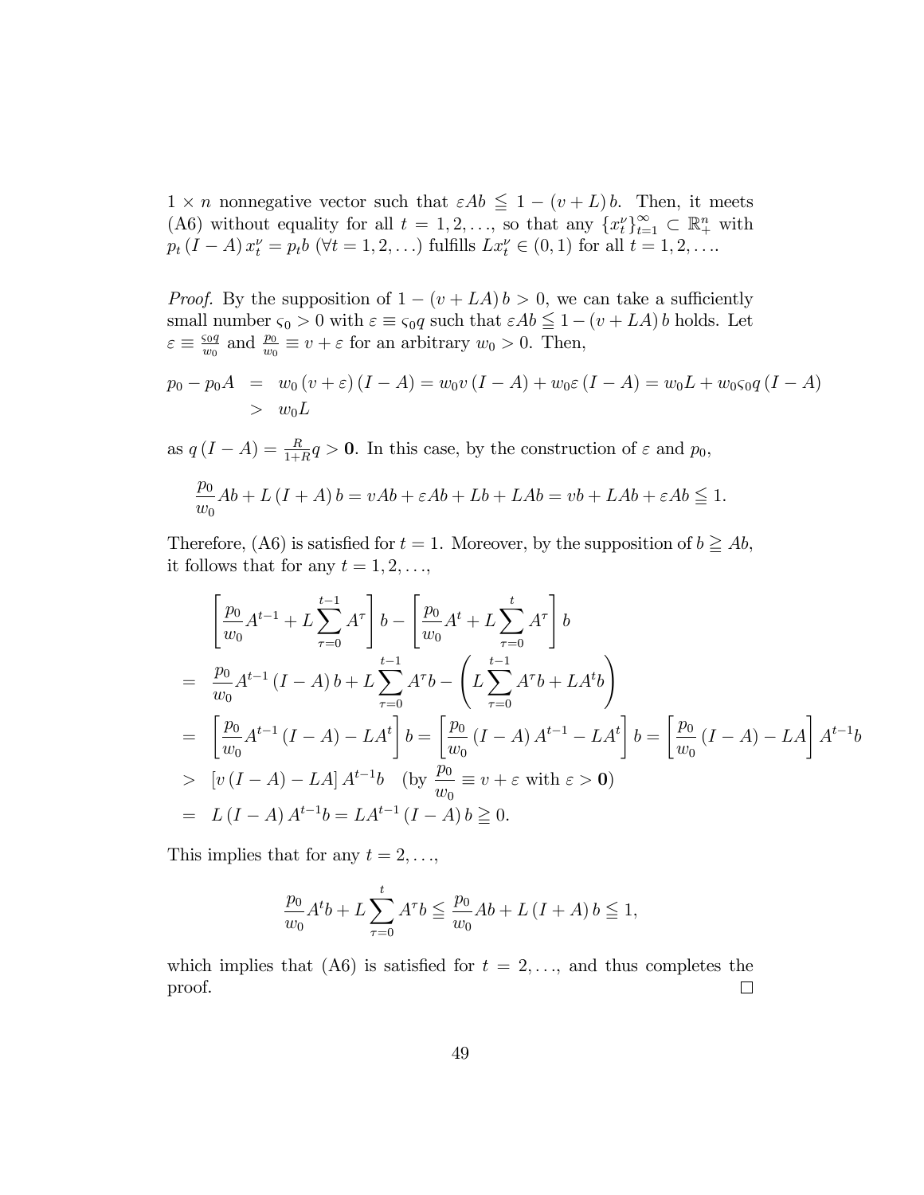$1 \times n$ nonnegative vector such that $\varepsilon A b \leqq 1 - (v + L) b$. Then, it meets (A6) without equality for all $t = 1, 2, \ldots$, so that any $\{x_t^\nu\}_{t=1}^\infty \subset \mathbb{R}_+^n$ with $p_t (I - A) x_t^\nu = p_t b$ $(\forall t = 1, 2, \ldots)$ fulfills $L x_t^\nu \in (0, 1)$ for all $t = 1, 2, \ldots$.

*Proof.* By the supposition of $1 - (v + LA) b > 0$, we can take a sufficiently small number $\varsigma_0 > 0$ with $\varepsilon \equiv \varsigma_0 q$ such that $\varepsilon A b \leqq 1 - (v + LA) b$ holds. Let $\varepsilon \equiv \frac{\varsigma_0 q}{w_0}$ and $\frac{p_0}{w_0} \equiv v + \varepsilon$ for an arbitrary $w_0 > 0$. Then,

$$
\begin{aligned}
p_0 - p_0 A &= w_0 (v + \varepsilon)(I - A) = w_0 v (I - A) + w_0 \varepsilon (I - A) = w_0 L + w_0 \varsigma_0 q (I - A) \\
&> w_0 L
\end{aligned}
$$

as $q (I - A) = \frac{R}{1+R} q > \mathbf{0}$. In this case, by the construction of $\varepsilon$ and $p_0$,

$$
\frac{p_0}{w_0} A b + L (I + A) b = v A b + \varepsilon A b + L b + L A b = v b + L A b + \varepsilon A b \leqq 1.
$$

Therefore, (A6) is satisfied for $t = 1$. Moreover, by the supposition of $b \geqq Ab$, it follows that for any $t = 1, 2, \ldots$,

$$
\begin{aligned}
& \left[ \frac{p_0}{w_0} A^{t-1} + L \sum_{\tau=0}^{t-1} A^\tau \right] b - \left[ \frac{p_0}{w_0} A^t + L \sum_{\tau=0}^{t} A^\tau \right] b \\
=\ & \frac{p_0}{w_0} A^{t-1} (I - A) b + L \sum_{\tau=0}^{t-1} A^\tau b - \left( L \sum_{\tau=0}^{t-1} A^\tau b + L A^t b \right) \\
=\ & \left[ \frac{p_0}{w_0} A^{t-1} (I - A) - L A^t \right] b = \left[ \frac{p_0}{w_0} (I - A) A^{t-1} - L A^t \right] b = \left[ \frac{p_0}{w_0} (I - A) - L A \right] A^{t-1} b \\
>\ & [v (I - A) - L A] A^{t-1} b \quad \left(\text{by } \frac{p_0}{w_0} \equiv v + \varepsilon \text{ with } \varepsilon > \mathbf{0}\right) \\
=\ & L (I - A) A^{t-1} b = L A^{t-1} (I - A) b \geqq 0.
\end{aligned}
$$

This implies that for any $t = 2, \ldots$,

$$
\frac{p_0}{w_0} A^t b + L \sum_{\tau=0}^{t} A^\tau b \leqq \frac{p_0}{w_0} A b + L (I + A) b \leqq 1,
$$

which implies that (A6) is satisfied for $t = 2, \ldots$, and thus completes the proof. $\square$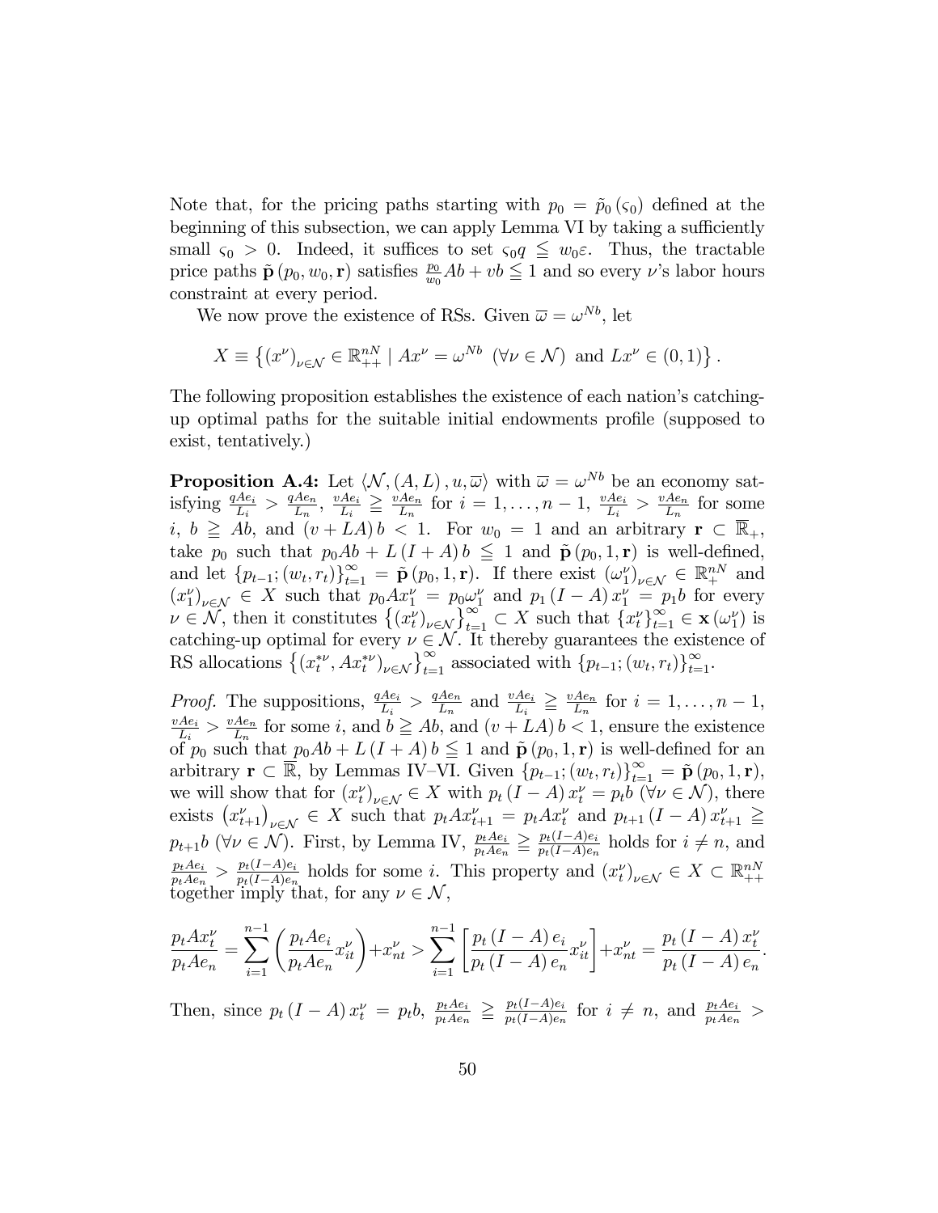Note that, for the pricing paths starting with $p_0 = \tilde{p}_0(\varsigma_0)$ defined at the beginning of this subsection, we can apply Lemma VI by taking a sufficiently small $\varsigma_0 > 0$. Indeed, it suffices to set $\varsigma_0 q \leqq w_0 \varepsilon$. Thus, the tractable price paths $\tilde{\mathbf{p}}(p_0, w_0, \mathbf{r})$ satisfies $\frac{p_0}{w_0}Ab + vb \leqq 1$ and so every $\nu$'s labor hours constraint at every period.

We now prove the existence of RSs. Given $\overline{\omega} = \omega^{Nb}$, let

$$X \equiv \left\{ (x^\nu)_{\nu \in \mathcal{N}} \in \mathbb{R}^{nN}_{++} \mid Ax^\nu = \omega^{Nb} \ (\forall \nu \in \mathcal{N}) \text{ and } Lx^\nu \in (0,1) \right\}.$$

The following proposition establishes the existence of each nation's catching-up optimal paths for the suitable initial endowments profile (supposed to exist, tentatively.)

**Proposition A.4:** Let $\langle \mathcal{N}, (A, L), u, \overline{\omega} \rangle$ with $\overline{\omega} = \omega^{Nb}$ be an economy satisfying $\frac{qAe_i}{L_i} > \frac{qAe_n}{L_n}$, $\frac{vAe_i}{L_i} \geqq \frac{vAe_n}{L_n}$ for $i = 1, \ldots, n-1$, $\frac{vAe_i}{L_i} > \frac{vAe_n}{L_n}$ for some $i$, $b \geqq Ab$, and $(v + LA)b < 1$. For $w_0 = 1$ and an arbitrary $\mathbf{r} \subset \overline{\mathbb{R}}_+$, take $p_0$ such that $p_0 Ab + L(I + A)b \leqq 1$ and $\tilde{\mathbf{p}}(p_0, 1, \mathbf{r})$ is well-defined, and let $\{p_{t-1}; (w_t, r_t)\}_{t=1}^\infty = \tilde{\mathbf{p}}(p_0, 1, \mathbf{r})$. If there exist $(\omega_1^\nu)_{\nu \in \mathcal{N}} \in \mathbb{R}^{nN}_+$ and $(x_1^\nu)_{\nu \in \mathcal{N}} \in X$ such that $p_0 Ax_1^\nu = p_0 \omega_1^\nu$ and $p_1(I - A)x_1^\nu = p_1 b$ for every $\nu \in \mathcal{N}$, then it constitutes $\left\{ (x_t^\nu)_{\nu \in \mathcal{N}} \right\}_{t=1}^\infty \subset X$ such that $\{x_t^\nu\}_{t=1}^\infty \in \mathbf{x}(\omega_1^\nu)$ is catching-up optimal for every $\nu \in \mathcal{N}$. It thereby guarantees the existence of RS allocations $\left\{ (x_t^{*\nu}, Ax_t^{*\nu})_{\nu \in \mathcal{N}} \right\}_{t=1}^\infty$ associated with $\{p_{t-1}; (w_t, r_t)\}_{t=1}^\infty$.

*Proof.* The suppositions, $\frac{qAe_i}{L_i} > \frac{qAe_n}{L_n}$ and $\frac{vAe_i}{L_i} \geqq \frac{vAe_n}{L_n}$ for $i = 1, \ldots, n-1$, $\frac{vAe_i}{L_i} > \frac{vAe_n}{L_n}$ for some $i$, and $b \geqq Ab$, and $(v + LA)b < 1$, ensure the existence of $p_0$ such that $p_0 Ab + L(I + A)b \leqq 1$ and $\tilde{\mathbf{p}}(p_0, 1, \mathbf{r})$ is well-defined for an arbitrary $\mathbf{r} \subset \overline{\mathbb{R}}$, by Lemmas IV–VI. Given $\{p_{t-1}; (w_t, r_t)\}_{t=1}^\infty = \tilde{\mathbf{p}}(p_0, 1, \mathbf{r})$, we will show that for $(x_t^\nu)_{\nu \in \mathcal{N}} \in X$ with $p_t(I - A)x_t^\nu = p_t b$ $(\forall \nu \in \mathcal{N})$, there exists $\left( x_{t+1}^\nu \right)_{\nu \in \mathcal{N}} \in X$ such that $p_t Ax_{t+1}^\nu = p_t Ax_t^\nu$ and $p_{t+1}(I - A)x_{t+1}^\nu \geqq p_{t+1} b$ $(\forall \nu \in \mathcal{N})$. First, by Lemma IV, $\frac{p_t Ae_i}{p_t Ae_n} \geqq \frac{p_t(I-A)e_i}{p_t(I-A)e_n}$ holds for $i \neq n$, and $\frac{p_t Ae_i}{p_t Ae_n} > \frac{p_t(I-A)e_i}{p_t(I-A)e_n}$ holds for some $i$. This property and $(x_t^\nu)_{\nu \in \mathcal{N}} \in X \subset \mathbb{R}^{nN}_{++}$ together imply that, for any $\nu \in \mathcal{N}$,

$$\frac{p_t Ax_t^\nu}{p_t Ae_n} = \sum_{i=1}^{n-1} \left( \frac{p_t Ae_i}{p_t Ae_n} x_{it}^\nu \right) + x_{nt}^\nu > \sum_{i=1}^{n-1} \left[ \frac{p_t(I - A)e_i}{p_t(I - A)e_n} x_{it}^\nu \right] + x_{nt}^\nu = \frac{p_t(I - A)x_t^\nu}{p_t(I - A)e_n}.$$

Then, since $p_t(I - A)x_t^\nu = p_t b$, $\frac{p_t Ae_i}{p_t Ae_n} \geqq \frac{p_t(I-A)e_i}{p_t(I-A)e_n}$ for $i \neq n$, and $\frac{p_t Ae_i}{p_t Ae_n} >$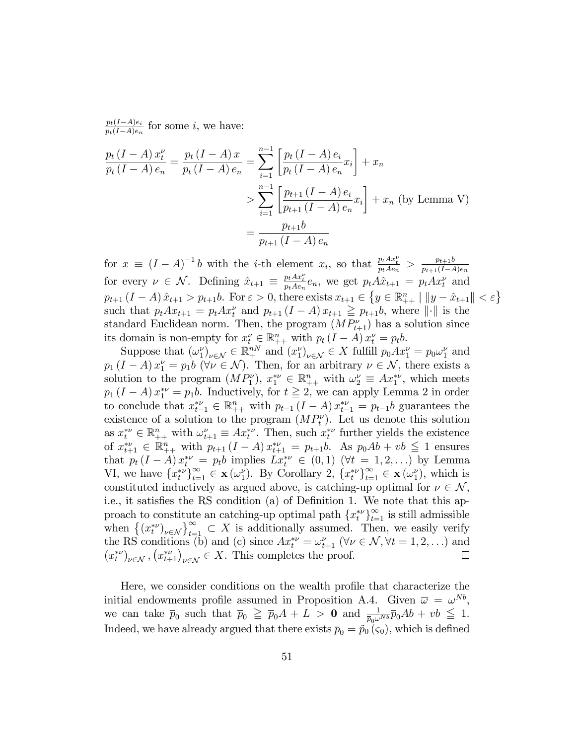$\frac{p_t(I-A)e_i}{p_t(I-A)e_n}$ for some $i$, we have:

$$
\begin{aligned}
\frac{p_t\,(I-A)\,x_t^\nu}{p_t\,(I-A)\,e_n} = \frac{p_t\,(I-A)\,x}{p_t\,(I-A)\,e_n} &= \sum_{i=1}^{n-1}\left[\frac{p_t\,(I-A)\,e_i}{p_t\,(I-A)\,e_n}x_i\right] + x_n \\
&> \sum_{i=1}^{n-1}\left[\frac{p_{t+1}\,(I-A)\,e_i}{p_{t+1}\,(I-A)\,e_n}x_i\right] + x_n \text{ (by Lemma V)} \\
&= \frac{p_{t+1}b}{p_{t+1}\,(I-A)\,e_n}
\end{aligned}
$$

for $x \equiv (I-A)^{-1}b$ with the $i$-th element $x_i$, so that $\frac{p_t A x_t^\nu}{p_t A e_n} > \frac{p_{t+1}b}{p_{t+1}(I-A)e_n}$ for every $\nu \in \mathcal{N}$. Defining $\hat{x}_{t+1} \equiv \frac{p_t A x_t^\nu}{p_t A e_n}e_n$, we get $p_t A\hat{x}_{t+1} = p_t A x_t^\nu$ and $p_{t+1}\,(I-A)\,\hat{x}_{t+1} > p_{t+1}b$. For $\varepsilon > 0$, there exists $x_{t+1} \in \left\{y \in \mathbb{R}_{++}^n \mid \|y - \hat{x}_{t+1}\| < \varepsilon\right\}$ such that $p_t A x_{t+1} = p_t A x_t^\nu$ and $p_{t+1}\,(I-A)\,x_{t+1} \geqq p_{t+1}b$, where $\|\cdot\|$ is the standard Euclidean norm. Then, the program $(MP_{t+1}^\nu)$ has a solution since its domain is non-empty for $x_t^\nu \in \mathbb{R}_{++}^n$ with $p_t\,(I-A)\,x_t^\nu = p_t b$.

Suppose that $(\omega_1^\nu)_{\nu\in\mathcal{N}} \in \mathbb{R}_+^{nN}$ and $(x_1^\nu)_{\nu\in\mathcal{N}} \in X$ fulfill $p_0 A x_1^\nu = p_0\omega_1^\nu$ and $p_1\,(I-A)\,x_1^\nu = p_1 b$ ($\forall\nu\in\mathcal{N}$). Then, for an arbitrary $\nu \in \mathcal{N}$, there exists a solution to the program $(MP_1^\nu)$, $x_1^{*\nu} \in \mathbb{R}_{++}^n$ with $\omega_2^\nu \equiv A x_1^{*\nu}$, which meets $p_1\,(I-A)\,x_1^{*\nu} = p_1 b$. Inductively, for $t \geqq 2$, we can apply Lemma 2 in order to conclude that $x_{t-1}^{*\nu} \in \mathbb{R}_{++}^n$ with $p_{t-1}\,(I-A)\,x_{t-1}^{*\nu} = p_{t-1}b$ guarantees the existence of a solution to the program $(MP_t^\nu)$. Let us denote this solution as $x_t^{*\nu} \in \mathbb{R}_{++}^n$ with $\omega_{t+1}^\nu \equiv A x_t^{*\nu}$. Then, such $x_t^{*\nu}$ further yields the existence of $x_{t+1}^{*\nu} \in \mathbb{R}_{++}^n$ with $p_{t+1}\,(I-A)\,x_{t+1}^{*\nu} = p_{t+1}b$. As $p_0 Ab + vb \leqq 1$ ensures that $p_t\,(I-A)\,x_t^{*\nu} = p_t b$ implies $Lx_t^{*\nu} \in (0,1)$ ($\forall t = 1,2,\ldots$) by Lemma VI, we have $\{x_t^{*\nu}\}_{t=1}^\infty \in \mathbf{x}\,(\omega_1^\nu)$. By Corollary 2, $\{x_t^{*\nu}\}_{t=1}^\infty \in \mathbf{x}\,(\omega_1^\nu)$, which is constituted inductively as argued above, is catching-up optimal for $\nu \in \mathcal{N}$, i.e., it satisfies the RS condition (a) of Definition 1. We note that this approach to constitute an catching-up optimal path $\{x_t^{*\nu}\}_{t=1}^\infty$ is still admissible when $\left\{(x_t^{*\nu})_{\nu\in\mathcal{N}}\right\}_{t=1}^\infty \subset X$ is additionally assumed. Then, we easily verify the RS conditions (b) and (c) since $A x_t^{*\nu} = \omega_{t+1}^\nu$ ($\forall\nu\in\mathcal{N}, \forall t = 1,2,\ldots$) and $(x_t^{*\nu})_{\nu\in\mathcal{N}}, \left(x_{t+1}^{*\nu}\right)_{\nu\in\mathcal{N}} \in X$. This completes the proof. $\square$

Here, we consider conditions on the wealth profile that characterize the initial endowments profile assumed in Proposition A.4. Given $\overline{\omega} = \omega^{Nb}$, we can take $\overline{p}_0$ such that $\overline{p}_0 \geqq \overline{p}_0 A + L > \mathbf{0}$ and $\frac{1}{\overline{p}_0\omega^{Nb}}\overline{p}_0 Ab + vb \leqq 1$. Indeed, we have already argued that there exists $\overline{p}_0 = \tilde{p}_0\,(\varsigma_0)$, which is defined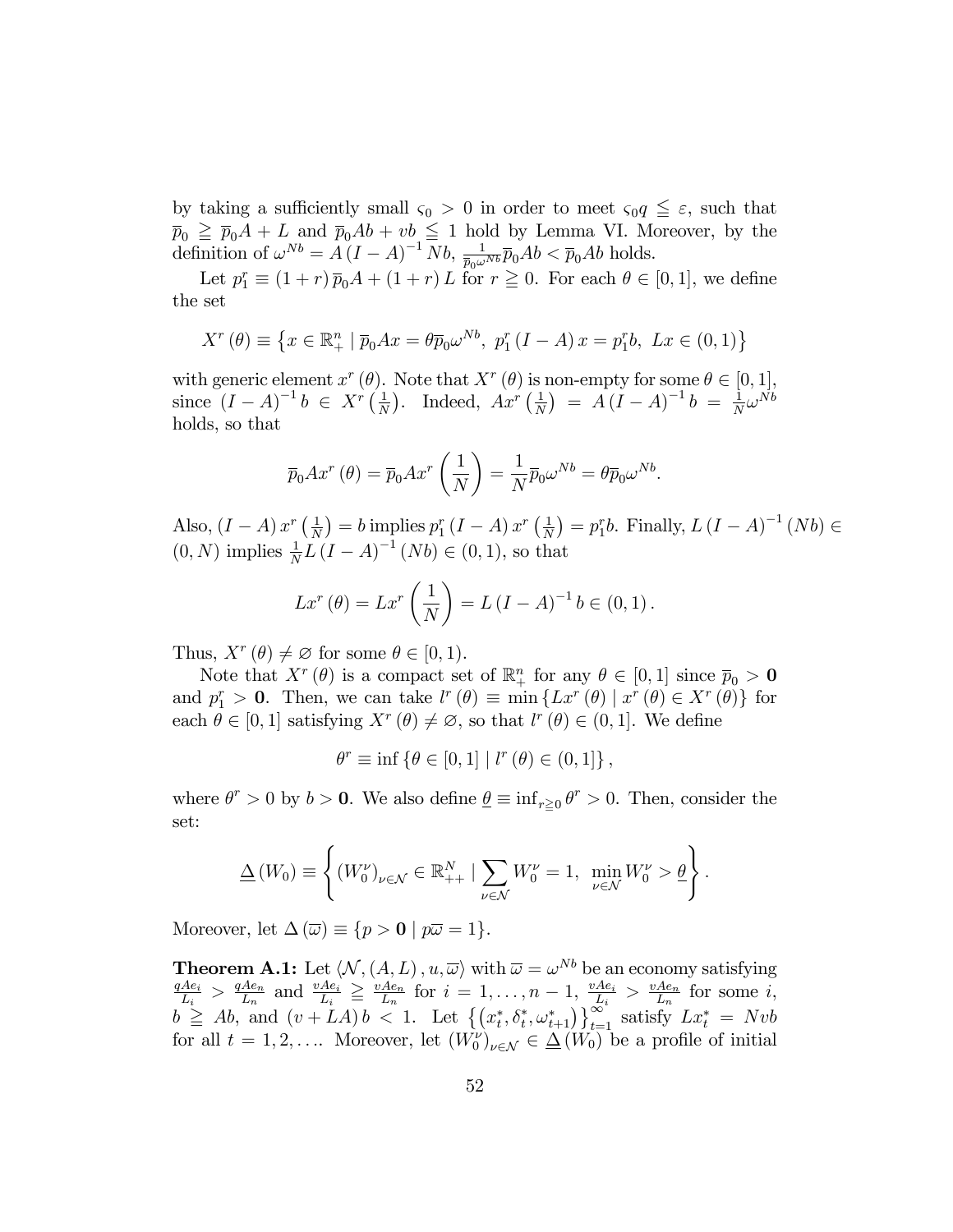by taking a sufficiently small $\varsigma_0 > 0$ in order to meet $\varsigma_0 q \leqq \varepsilon$, such that $\overline{p}_0 \geqq \overline{p}_0 A + L$ and $\overline{p}_0 Ab + vb \leqq 1$ hold by Lemma VI. Moreover, by the definition of $\omega^{Nb} = A(I-A)^{-1} Nb$, $\frac{1}{\overline{p}_0 \omega^{Nb}} \overline{p}_0 Ab < \overline{p}_0 Ab$ holds.

Let $p_1^r \equiv (1+r)\overline{p}_0 A + (1+r) L$ for $r \geqq 0$. For each $\theta \in [0,1]$, we define the set

$$X^r(\theta) \equiv \left\{ x \in \mathbb{R}_+^n \mid \overline{p}_0 Ax = \theta \overline{p}_0 \omega^{Nb},\ p_1^r (I-A)x = p_1^r b,\ Lx \in (0,1) \right\}$$

with generic element $x^r(\theta)$. Note that $X^r(\theta)$ is non-empty for some $\theta \in [0,1]$, since $(I-A)^{-1} b \in X^r\left(\frac{1}{N}\right)$. Indeed, $Ax^r\left(\frac{1}{N}\right) = A(I-A)^{-1} b = \frac{1}{N}\omega^{Nb}$ holds, so that

$$\overline{p}_0 Ax^r(\theta) = \overline{p}_0 Ax^r\left(\frac{1}{N}\right) = \frac{1}{N}\overline{p}_0 \omega^{Nb} = \theta \overline{p}_0 \omega^{Nb}.$$

Also, $(I-A)x^r\left(\frac{1}{N}\right) = b$ implies $p_1^r (I-A) x^r\left(\frac{1}{N}\right) = p_1^r b$. Finally, $L(I-A)^{-1}(Nb) \in (0,N)$ implies $\frac{1}{N} L (I-A)^{-1}(Nb) \in (0,1)$, so that

$$Lx^r(\theta) = Lx^r\left(\frac{1}{N}\right) = L(I-A)^{-1} b \in (0,1).$$

Thus, $X^r(\theta) \neq \varnothing$ for some $\theta \in [0,1)$.

Note that $X^r(\theta)$ is a compact set of $\mathbb{R}_+^n$ for any $\theta \in [0,1]$ since $\overline{p}_0 > \mathbf{0}$ and $p_1^r > \mathbf{0}$. Then, we can take $l^r(\theta) \equiv \min\left\{ Lx^r(\theta) \mid x^r(\theta) \in X^r(\theta) \right\}$ for each $\theta \in [0,1]$ satisfying $X^r(\theta) \neq \varnothing$, so that $l^r(\theta) \in (0,1]$. We define

$$\theta^r \equiv \inf\left\{ \theta \in [0,1] \mid l^r(\theta) \in (0,1] \right\},$$

where $\theta^r > 0$ by $b > \mathbf{0}$. We also define $\underline{\theta} \equiv \inf_{r \geqq 0} \theta^r > 0$. Then, consider the set:

$$\underline{\Delta}(W_0) \equiv \left\{ (W_0^\nu)_{\nu \in \mathcal{N}} \in \mathbb{R}_{++}^N \mid \sum_{\nu \in \mathcal{N}} W_0^\nu = 1,\ \min_{\nu \in \mathcal{N}} W_0^\nu > \underline{\theta} \right\}.$$

Moreover, let $\Delta(\overline{\omega}) \equiv \{ p > \mathbf{0} \mid p\overline{\omega} = 1 \}$.

**Theorem A.1:** Let $\langle \mathcal{N}, (A,L), u, \overline{\omega} \rangle$ with $\overline{\omega} = \omega^{Nb}$ be an economy satisfying $\frac{qAe_i}{L_i} > \frac{qAe_n}{L_n}$ and $\frac{vAe_i}{L_i} \geqq \frac{vAe_n}{L_n}$ for $i = 1, \ldots, n-1$, $\frac{vAe_i}{L_i} > \frac{vAe_n}{L_n}$ for some $i$, $b \geqq Ab$, and $(v + LA) b < 1$. Let $\left\{ \left( x_t^*, \delta_t^*, \omega_{t+1}^* \right) \right\}_{t=1}^{\infty}$ satisfy $Lx_t^* = Nvb$ for all $t = 1, 2, \ldots$. Moreover, let $(W_0^\nu)_{\nu \in \mathcal{N}} \in \underline{\Delta}(W_0)$ be a profile of initial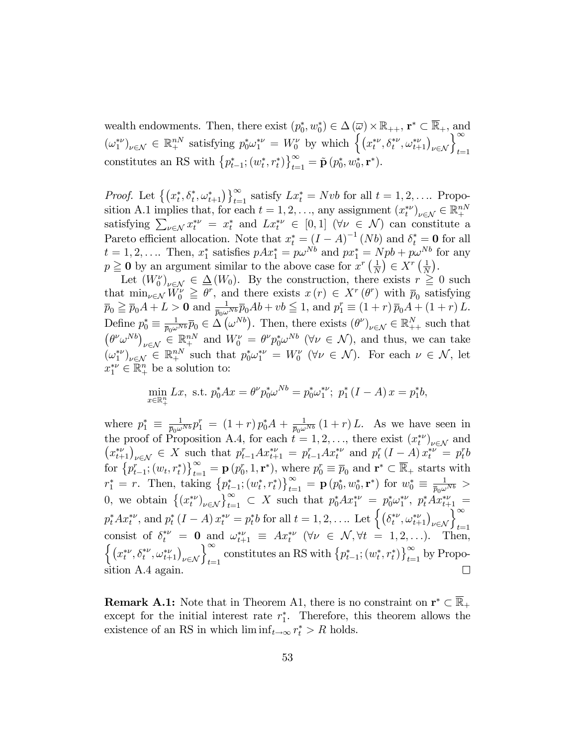wealth endowments. Then, there exist $(p_0^*, w_0^*) \in \Delta(\overline{\omega}) \times \mathbb{R}_{++}$, $\mathbf{r}^* \subset \overline{\mathbb{R}}_+$, and $(\omega_1^{*\nu})_{\nu \in \mathcal{N}} \in \mathbb{R}_+^{nN}$ satisfying $p_0^* \omega_1^{*\nu} = W_0^\nu$ by which $\left\{ \left( x_t^{*\nu}, \delta_t^{*\nu}, \omega_{t+1}^{*\nu} \right)_{\nu \in \mathcal{N}} \right\}_{t=1}^\infty$ constitutes an RS with $\left\{ p_{t-1}^*; (w_t^*, r_t^*) \right\}_{t=1}^\infty = \tilde{\mathbf{p}}(p_0^*, w_0^*, \mathbf{r}^*)$.

*Proof.* Let $\left\{ \left( x_t^*, \delta_t^*, \omega_{t+1}^* \right) \right\}_{t=1}^\infty$ satisfy $Lx_t^* = Nvb$ for all $t = 1, 2, \ldots$. Proposition A.1 implies that, for each $t = 1, 2, \ldots$, any assignment $(x_t^{*\nu})_{\nu \in \mathcal{N}} \in \mathbb{R}_+^{nN}$ satisfying $\sum_{\nu \in \mathcal{N}} x_t^{*\nu} = x_t^*$ and $Lx_t^{*\nu} \in [0, 1]$ $(\forall \nu \in \mathcal{N})$ can constitute a Pareto efficient allocation. Note that $x_t^* = (I - A)^{-1}(Nb)$ and $\delta_t^* = \mathbf{0}$ for all $t = 1, 2, \ldots$. Then, $x_1^*$ satisfies $pAx_1^* = p\omega^{Nb}$ and $px_1^* = Npb + p\omega^{Nb}$ for any $p \geqq \mathbf{0}$ by an argument similar to the above case for $x^r\left(\frac{1}{N}\right) \in X^r\left(\frac{1}{N}\right)$.

Let $(W_0^\nu)_{\nu \in \mathcal{N}} \in \underline{\Delta}(W_0)$. By the construction, there exists $r \geqq 0$ such that $\min_{\nu \in \mathcal{N}} W_0^\nu \geqq \theta^r$, and there exists $x(r) \in X^r(\theta^r)$ with $\overline{p}_0$ satisfying $\overline{p}_0 \geqq \overline{p}_0 A + L > \mathbf{0}$ and $\frac{1}{\overline{p}_0 \omega^{Nb}} \overline{p}_0 Ab + vb \leqq 1$, and $p_1^r \equiv (1 + r)\overline{p}_0 A + (1 + r)L$. Define $p_0^* \equiv \frac{1}{\overline{p}_0 \omega^{Nb}} \overline{p}_0 \in \Delta(\omega^{Nb})$. Then, there exists $(\theta^\nu)_{\nu \in \mathcal{N}} \in \mathbb{R}_{++}^N$ such that $\left(\theta^\nu \omega^{Nb}\right)_{\nu \in \mathcal{N}} \in \mathbb{R}_+^{nN}$ and $W_0^\nu = \theta^\nu p_0^* \omega^{Nb}$ $(\forall \nu \in \mathcal{N})$, and thus, we can take $(\omega_1^{*\nu})_{\nu \in \mathcal{N}} \in \mathbb{R}_+^{nN}$ such that $p_0^* \omega_1^{*\nu} = W_0^\nu$ $(\forall \nu \in \mathcal{N})$. For each $\nu \in \mathcal{N}$, let $x_1^{*\nu} \in \mathbb{R}_+^n$ be a solution to:

$$\min_{x \in \mathbb{R}_+^n} Lx, \text{ s.t. } p_0^* Ax = \theta^\nu p_0^* \omega^{Nb} = p_0^* \omega_1^{*\nu};\ p_1^*(I - A)x = p_1^* b,$$

where $p_1^* \equiv \frac{1}{\overline{p}_0 \omega^{Nb}} p_1^r = (1 + r) p_0^* A + \frac{1}{\overline{p}_0 \omega^{Nb}}(1 + r)L$. As we have seen in the proof of Proposition A.4, for each $t = 1, 2, \ldots$, there exist $(x_t^{*\nu})_{\nu \in \mathcal{N}}$ and $\left(x_{t+1}^{*\nu}\right)_{\nu \in \mathcal{N}} \in X$ such that $p_{t-1}^r A x_{t+1}^{*\nu} = p_{t-1}^r A x_t^{*\nu}$ and $p_t^r (I - A) x_t^{*\nu} = p_t^r b$ for $\left\{ p_{t-1}^r; (w_t, r_t^*) \right\}_{t=1}^\infty = \mathbf{p}(p_0^r, 1, \mathbf{r}^*)$, where $p_0^r \equiv \overline{p}_0$ and $\mathbf{r}^* \subset \overline{\mathbb{R}}_+$ starts with $r_1^* = r$. Then, taking $\left\{ p_{t-1}^*; (w_t^*, r_t^*) \right\}_{t=1}^\infty = \mathbf{p}(p_0^*, w_0^*, \mathbf{r}^*)$ for $w_0^* \equiv \frac{1}{\overline{p}_0 \omega^{Nb}} > 0$, we obtain $\left\{ (x_t^{*\nu})_{\nu \in \mathcal{N}} \right\}_{t=1}^\infty \subset X$ such that $p_0^* A x_1^{*\nu} = p_0^* \omega_1^{*\nu}$, $p_t^* A x_{t+1}^{*\nu} = p_t^* A x_t^{*\nu}$, and $p_t^*(I - A) x_t^{*\nu} = p_t^* b$ for all $t = 1, 2, \ldots$. Let $\left\{ \left( \delta_t^{*\nu}, \omega_{t+1}^{*\nu} \right)_{\nu \in \mathcal{N}} \right\}_{t=1}^\infty$ consist of $\delta_t^{*\nu} = \mathbf{0}$ and $\omega_{t+1}^{*\nu} \equiv A x_t^{*\nu}$ $(\forall \nu \in \mathcal{N}, \forall t = 1, 2, \ldots)$. Then, $\left\{ \left( x_t^{*\nu}, \delta_t^{*\nu}, \omega_{t+1}^{*\nu} \right)_{\nu \in \mathcal{N}} \right\}_{t=1}^\infty$ constitutes an RS with $\left\{ p_{t-1}^*; (w_t^*, r_t^*) \right\}_{t=1}^\infty$ by Proposition A.4 again. $\square$

**Remark A.1:** Note that in Theorem A1, there is no constraint on $\mathbf{r}^* \subset \overline{\mathbb{R}}_+$ except for the initial interest rate $r_1^*$. Therefore, this theorem allows the existence of an RS in which $\liminf_{t \to \infty} r_t^* > R$ holds.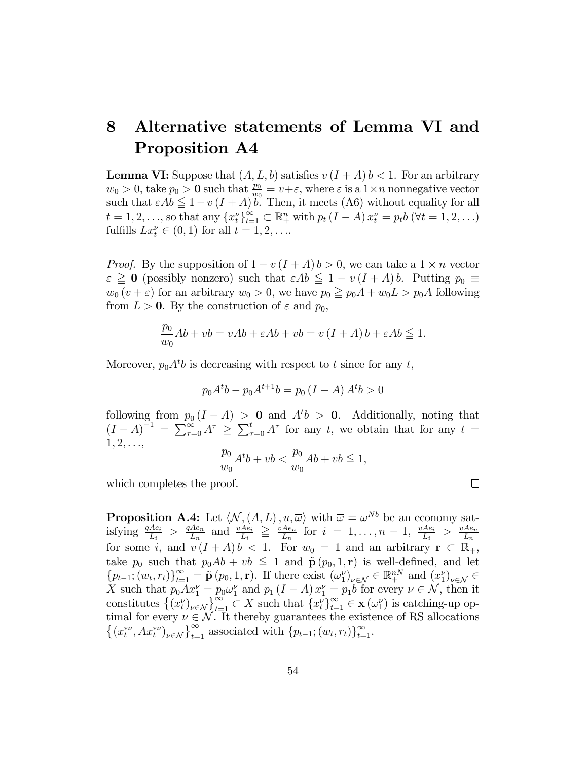# 8 Alternative statements of Lemma VI and Proposition A4

**Lemma VI:** Suppose that $(A, L, b)$ satisfies $v(I+A)b < 1$. For an arbitrary $w_0 > 0$, take $p_0 > \mathbf{0}$ such that $\frac{p_0}{w_0} = v + \varepsilon$, where $\varepsilon$ is a $1 \times n$ nonnegative vector such that $\varepsilon Ab \leqq 1 - v(I+A)b$. Then, it meets (A6) without equality for all $t = 1, 2, \ldots$, so that any $\{x_t^\nu\}_{t=1}^\infty \subset \mathbb{R}_+^n$ with $p_t(I-A)x_t^\nu = p_t b$ ($\forall t = 1, 2, \ldots$) fulfills $Lx_t^\nu \in (0, 1)$ for all $t = 1, 2, \ldots$.

*Proof.* By the supposition of $1 - v(I+A)b > 0$, we can take a $1 \times n$ vector $\varepsilon \geqq \mathbf{0}$ (possibly nonzero) such that $\varepsilon Ab \leqq 1 - v(I+A)b$. Putting $p_0 \equiv w_0(v + \varepsilon)$ for an arbitrary $w_0 > 0$, we have $p_0 \geqq p_0 A + w_0 L > p_0 A$ following from $L > \mathbf{0}$. By the construction of $\varepsilon$ and $p_0$,

$$\frac{p_0}{w_0}Ab + vb = vAb + \varepsilon Ab + vb = v(I+A)b + \varepsilon Ab \leqq 1.$$

Moreover, $p_0 A^t b$ is decreasing with respect to $t$ since for any $t$,

$$p_0 A^t b - p_0 A^{t+1} b = p_0(I-A)A^t b > 0$$

following from $p_0(I-A) > \mathbf{0}$ and $A^t b > \mathbf{0}$. Additionally, noting that $(I-A)^{-1} = \sum_{\tau=0}^\infty A^\tau \geq \sum_{\tau=0}^t A^\tau$ for any $t$, we obtain that for any $t = 1, 2, \ldots$,

$$\frac{p_0}{w_0}A^t b + vb < \frac{p_0}{w_0}Ab + vb \leqq 1,$$

which completes the proof. $\square$

**Proposition A.4:** Let $\langle \mathcal{N}, (A, L), u, \overline{\omega} \rangle$ with $\overline{\omega} = \omega^{Nb}$ be an economy satisfying $\frac{qAe_i}{L_i} > \frac{qAe_n}{L_n}$ and $\frac{vAe_i}{L_i} \geqq \frac{vAe_n}{L_n}$ for $i = 1, \ldots, n-1$, $\frac{vAe_i}{L_i} > \frac{vAe_n}{L_n}$ for some $i$, and $v(I+A)b < 1$. For $w_0 = 1$ and an arbitrary $\mathbf{r} \subset \overline{\mathbb{R}}_+$, take $p_0$ such that $p_0 Ab + vb \leqq 1$ and $\tilde{\mathbf{p}}(p_0, 1, \mathbf{r})$ is well-defined, and let $\{p_{t-1}; (w_t, r_t)\}_{t=1}^\infty = \tilde{\mathbf{p}}(p_0, 1, \mathbf{r})$. If there exist $(\omega_1^\nu)_{\nu \in \mathcal{N}} \in \mathbb{R}_+^{nN}$ and $(x_1^\nu)_{\nu \in \mathcal{N}} \in X$ such that $p_0 A x_1^\nu = p_0 \omega_1^\nu$ and $p_1(I-A)x_1^\nu = p_1 b$ for every $\nu \in \mathcal{N}$, then it constitutes $\left\{(x_t^\nu)_{\nu \in \mathcal{N}}\right\}_{t=1}^\infty \subset X$ such that $\{x_t^\nu\}_{t=1}^\infty \in \mathbf{x}(\omega_1^\nu)$ is catching-up optimal for every $\nu \in \mathcal{N}$. It thereby guarantees the existence of RS allocations $\left\{(x_t^{*\nu}, Ax_t^{*\nu})_{\nu \in \mathcal{N}}\right\}_{t=1}^\infty$ associated with $\{p_{t-1}; (w_t, r_t)\}_{t=1}^\infty$.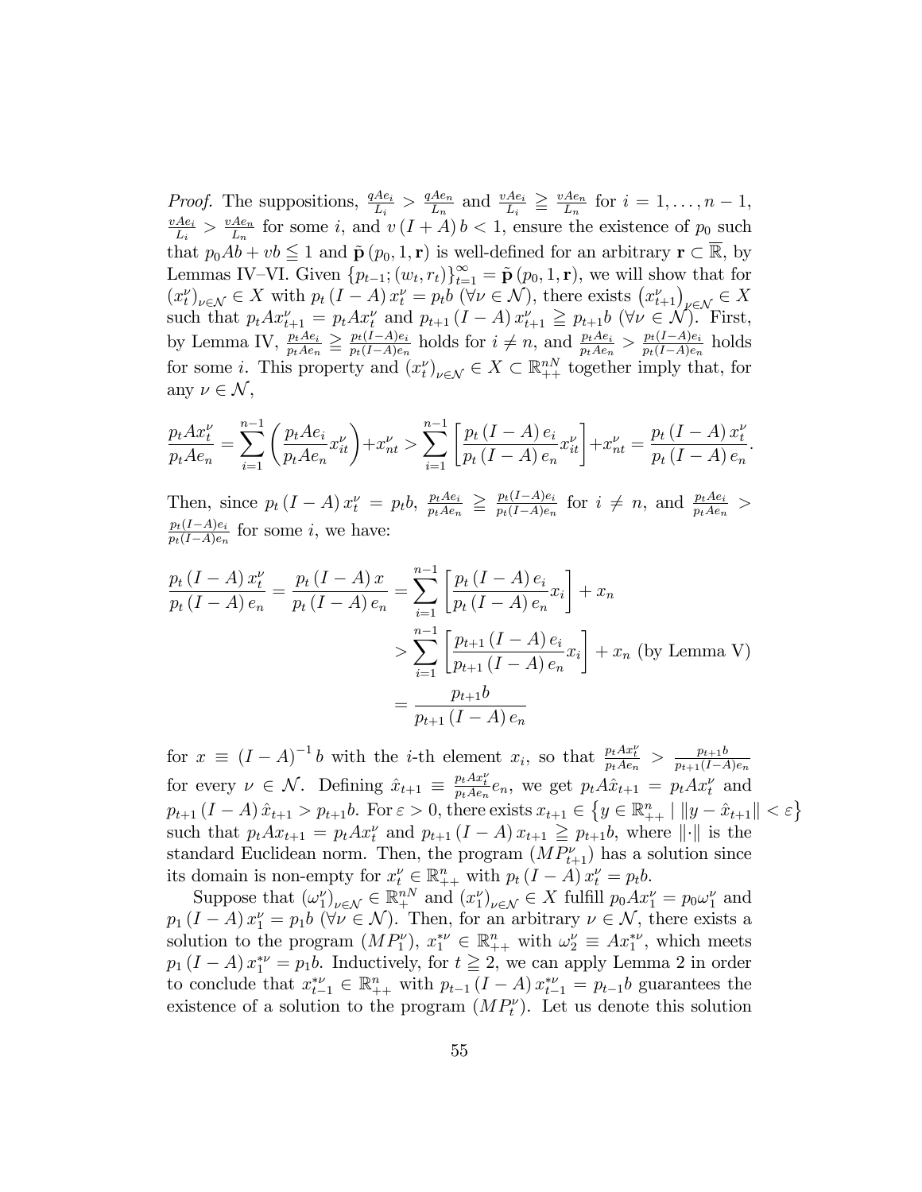*Proof.* The suppositions, $\frac{qAe_i}{L_i} > \frac{qAe_n}{L_n}$ and $\frac{vAe_i}{L_i} \geqq \frac{vAe_n}{L_n}$ for $i = 1, \ldots, n-1$, $\frac{vAe_i}{L_i} > \frac{vAe_n}{L_n}$ for some $i$, and $v(I + A)b < 1$, ensure the existence of $p_0$ such that $p_0 Ab + vb \leqq 1$ and $\tilde{\mathbf{p}}(p_0, 1, \mathbf{r})$ is well-defined for an arbitrary $\mathbf{r} \subset \overline{\mathbb{R}}$, by Lemmas IV–VI. Given $\{p_{t-1}; (w_t, r_t)\}_{t=1}^{\infty} = \tilde{\mathbf{p}}(p_0, 1, \mathbf{r})$, we will show that for $(x_t^\nu)_{\nu \in \mathcal{N}} \in X$ with $p_t(I - A)x_t^\nu = p_t b$ ($\forall \nu \in \mathcal{N}$), there exists $(x_{t+1}^\nu)_{\nu \in \mathcal{N}} \in X$ such that $p_t A x_{t+1}^\nu = p_t A x_t^\nu$ and $p_{t+1}(I - A)x_{t+1}^\nu \geqq p_{t+1}b$ ($\forall \nu \in \mathcal{N}$). First, by Lemma IV, $\frac{p_t Ae_i}{p_t Ae_n} \geqq \frac{p_t(I-A)e_i}{p_t(I-A)e_n}$ holds for $i \neq n$, and $\frac{p_t Ae_i}{p_t Ae_n} > \frac{p_t(I-A)e_i}{p_t(I-A)e_n}$ holds for some $i$. This property and $(x_t^\nu)_{\nu \in \mathcal{N}} \in X \subset \mathbb{R}_{++}^{nN}$ together imply that, for any $\nu \in \mathcal{N}$,

$$\frac{p_t A x_t^\nu}{p_t A e_n} = \sum_{i=1}^{n-1} \left( \frac{p_t A e_i}{p_t A e_n} x_{it}^\nu \right) + x_{nt}^\nu > \sum_{i=1}^{n-1} \left[ \frac{p_t (I - A) e_i}{p_t (I - A) e_n} x_{it}^\nu \right] + x_{nt}^\nu = \frac{p_t (I - A) x_t^\nu}{p_t (I - A) e_n}.$$

Then, since $p_t(I - A)x_t^\nu = p_t b$, $\frac{p_t Ae_i}{p_t Ae_n} \geqq \frac{p_t(I-A)e_i}{p_t(I-A)e_n}$ for $i \neq n$, and $\frac{p_t Ae_i}{p_t Ae_n} > \frac{p_t(I-A)e_i}{p_t(I-A)e_n}$ for some $i$, we have:

$$\begin{aligned}
\frac{p_t (I - A) x_t^\nu}{p_t (I - A) e_n} = \frac{p_t (I - A) x}{p_t (I - A) e_n} &= \sum_{i=1}^{n-1} \left[ \frac{p_t (I - A) e_i}{p_t (I - A) e_n} x_i \right] + x_n \\
&> \sum_{i=1}^{n-1} \left[ \frac{p_{t+1} (I - A) e_i}{p_{t+1} (I - A) e_n} x_i \right] + x_n \text{ (by Lemma V)} \\
&= \frac{p_{t+1} b}{p_{t+1} (I - A) e_n}
\end{aligned}$$

for $x \equiv (I - A)^{-1} b$ with the $i$-th element $x_i$, so that $\frac{p_t A x_t^\nu}{p_t A e_n} > \frac{p_{t+1} b}{p_{t+1}(I-A)e_n}$ for every $\nu \in \mathcal{N}$. Defining $\hat{x}_{t+1} \equiv \frac{p_t A x_t^\nu}{p_t A e_n} e_n$, we get $p_t A \hat{x}_{t+1} = p_t A x_t^\nu$ and $p_{t+1}(I - A)\hat{x}_{t+1} > p_{t+1} b$. For $\varepsilon > 0$, there exists $x_{t+1} \in \left\{ y \in \mathbb{R}_{++}^n \mid \|y - \hat{x}_{t+1}\| < \varepsilon \right\}$ such that $p_t A x_{t+1} = p_t A x_t^\nu$ and $p_{t+1}(I - A)x_{t+1} \geqq p_{t+1} b$, where $\|\cdot\|$ is the standard Euclidean norm. Then, the program $(MP_{t+1}^\nu)$ has a solution since its domain is non-empty for $x_t^\nu \in \mathbb{R}_{++}^n$ with $p_t(I - A)x_t^\nu = p_t b$.

Suppose that $(\omega_1^\nu)_{\nu \in \mathcal{N}} \in \mathbb{R}_+^{nN}$ and $(x_1^\nu)_{\nu \in \mathcal{N}} \in X$ fulfill $p_0 A x_1^\nu = p_0 \omega_1^\nu$ and $p_1(I - A)x_1^\nu = p_1 b$ ($\forall \nu \in \mathcal{N}$). Then, for an arbitrary $\nu \in \mathcal{N}$, there exists a solution to the program $(MP_1^\nu)$, $x_1^{*\nu} \in \mathbb{R}_{++}^n$ with $\omega_2^\nu \equiv A x_1^{*\nu}$, which meets $p_1(I - A)x_1^{*\nu} = p_1 b$. Inductively, for $t \geqq 2$, we can apply Lemma 2 in order to conclude that $x_{t-1}^{*\nu} \in \mathbb{R}_{++}^n$ with $p_{t-1}(I - A)x_{t-1}^{*\nu} = p_{t-1} b$ guarantees the existence of a solution to the program $(MP_t^\nu)$. Let us denote this solution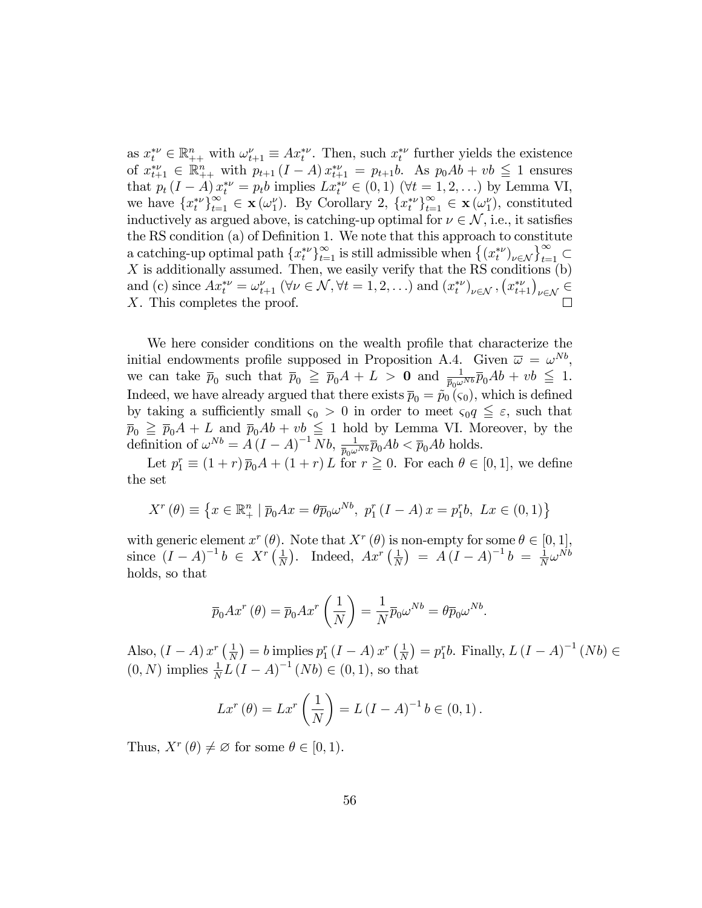as $x_t^{*\nu} \in \mathbb{R}^n_{++}$ with $\omega_{t+1}^{\nu} \equiv Ax_t^{*\nu}$. Then, such $x_t^{*\nu}$ further yields the existence of $x_{t+1}^{*\nu} \in \mathbb{R}^n_{++}$ with $p_{t+1}(I-A)x_{t+1}^{*\nu} = p_{t+1}b$. As $p_0 Ab + vb \leqq 1$ ensures that $p_t(I-A)x_t^{*\nu} = p_t b$ implies $Lx_t^{*\nu} \in (0,1)$ $(\forall t = 1,2,\ldots)$ by Lemma VI, we have $\{x_t^{*\nu}\}_{t=1}^{\infty} \in \mathbf{x}(\omega_1^{\nu})$. By Corollary 2, $\{x_t^{*\nu}\}_{t=1}^{\infty} \in \mathbf{x}(\omega_1^{\nu})$, constituted inductively as argued above, is catching-up optimal for $\nu \in \mathcal{N}$, i.e., it satisfies the RS condition (a) of Definition 1. We note that this approach to constitute a catching-up optimal path $\{x_t^{*\nu}\}_{t=1}^{\infty}$ is still admissible when $\left\{(x_t^{*\nu})_{\nu \in \mathcal{N}}\right\}_{t=1}^{\infty} \subset X$ is additionally assumed. Then, we easily verify that the RS conditions (b) and (c) since $Ax_t^{*\nu} = \omega_{t+1}^{\nu}$ $(\forall \nu \in \mathcal{N}, \forall t = 1,2,\ldots)$ and $(x_t^{*\nu})_{\nu \in \mathcal{N}}, (x_{t+1}^{*\nu})_{\nu \in \mathcal{N}} \in X$. This completes the proof. $\square$

We here consider conditions on the wealth profile that characterize the initial endowments profile supposed in Proposition A.4. Given $\overline{\omega} = \omega^{Nb}$, we can take $\overline{p}_0$ such that $\overline{p}_0 \geqq \overline{p}_0 A + L > \mathbf{0}$ and $\frac{1}{\overline{p}_0 \omega^{Nb}} \overline{p}_0 Ab + vb \leqq 1$. Indeed, we have already argued that there exists $\overline{p}_0 = \tilde{p}_0(\varsigma_0)$, which is defined by taking a sufficiently small $\varsigma_0 > 0$ in order to meet $\varsigma_0 q \leqq \varepsilon$, such that $\overline{p}_0 \geqq \overline{p}_0 A + L$ and $\overline{p}_0 Ab + vb \leqq 1$ hold by Lemma VI. Moreover, by the definition of $\omega^{Nb} = A(I-A)^{-1}Nb$, $\frac{1}{\overline{p}_0 \omega^{Nb}} \overline{p}_0 Ab < \overline{p}_0 Ab$ holds.

Let $p_1^r \equiv (1+r)\overline{p}_0 A + (1+r)L$ for $r \geqq 0$. For each $\theta \in [0,1]$, we define the set

$$X^r(\theta) \equiv \left\{x \in \mathbb{R}^n_+ \mid \overline{p}_0 Ax = \theta \overline{p}_0 \omega^{Nb},\ p_1^r(I-A)x = p_1^r b,\ Lx \in (0,1)\right\}$$

with generic element $x^r(\theta)$. Note that $X^r(\theta)$ is non-empty for some $\theta \in [0,1]$, since $(I-A)^{-1}b \in X^r\left(\frac{1}{N}\right)$. Indeed, $Ax^r\left(\frac{1}{N}\right) = A(I-A)^{-1}b = \frac{1}{N}\omega^{Nb}$ holds, so that

$$\overline{p}_0 Ax^r(\theta) = \overline{p}_0 Ax^r\left(\frac{1}{N}\right) = \frac{1}{N}\overline{p}_0 \omega^{Nb} = \theta \overline{p}_0 \omega^{Nb}.$$

Also, $(I-A)x^r\left(\frac{1}{N}\right) = b$ implies $p_1^r(I-A)x^r\left(\frac{1}{N}\right) = p_1^r b$. Finally, $L(I-A)^{-1}(Nb) \in (0,N)$ implies $\frac{1}{N}L(I-A)^{-1}(Nb) \in (0,1)$, so that

$$Lx^r(\theta) = Lx^r\left(\frac{1}{N}\right) = L(I-A)^{-1}b \in (0,1).$$

Thus, $X^r(\theta) \neq \varnothing$ for some $\theta \in [0,1)$.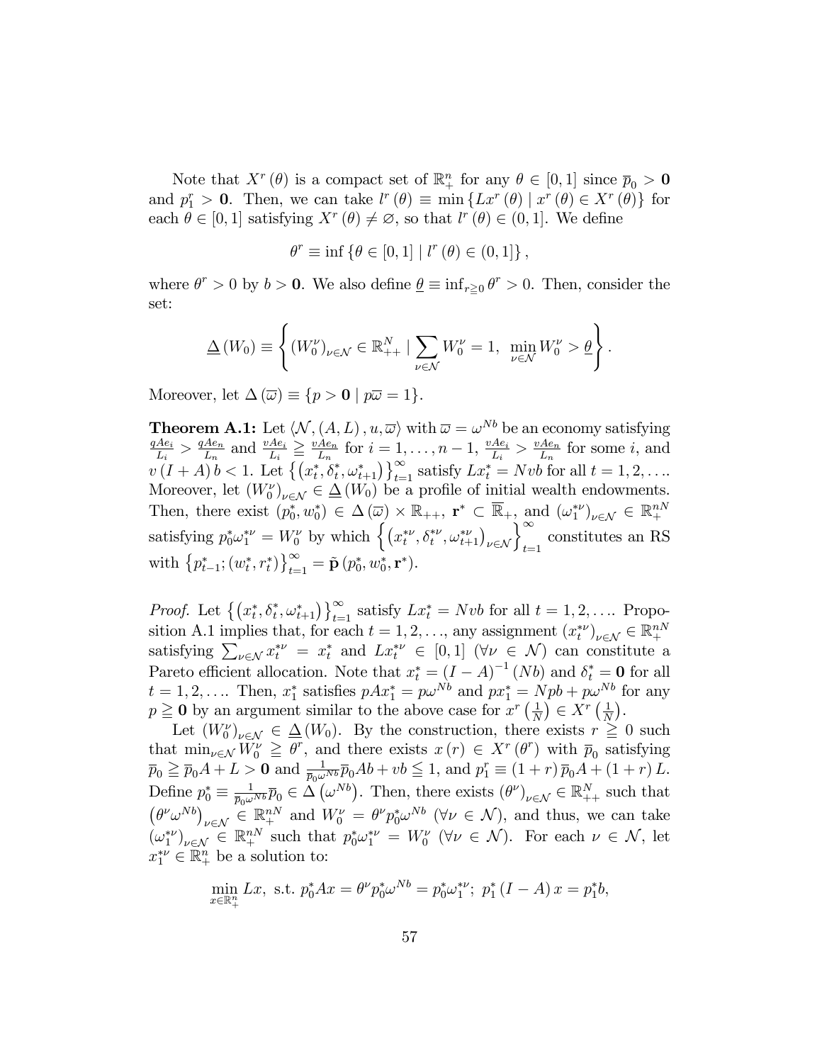Note that $X^r(\theta)$ is a compact set of $\mathbb{R}^n_+$ for any $\theta \in [0,1]$ since $\overline{p}_0 > \mathbf{0}$ and $p^r_1 > \mathbf{0}$. Then, we can take $l^r(\theta) \equiv \min\{Lx^r(\theta) \mid x^r(\theta) \in X^r(\theta)\}$ for each $\theta \in [0,1]$ satisfying $X^r(\theta) \neq \varnothing$, so that $l^r(\theta) \in (0,1]$. We define

$$\theta^r \equiv \inf\{\theta \in [0,1] \mid l^r(\theta) \in (0,1]\},$$

where $\theta^r > 0$ by $b > \mathbf{0}$. We also define $\underline{\theta} \equiv \inf_{r \geqq 0} \theta^r > 0$. Then, consider the set:

$$\underline{\Delta}(W_0) \equiv \left\{ (W^\nu_0)_{\nu \in \mathcal{N}} \in \mathbb{R}^N_{++} \mid \sum_{\nu \in \mathcal{N}} W^\nu_0 = 1,\ \min_{\nu \in \mathcal{N}} W^\nu_0 > \underline{\theta} \right\}.$$

Moreover, let $\Delta(\overline{\omega}) \equiv \{p > \mathbf{0} \mid p\overline{\omega} = 1\}$.

**Theorem A.1:** Let $\langle \mathcal{N}, (A,L), u, \overline{\omega} \rangle$ with $\overline{\omega} = \omega^{Nb}$ be an economy satisfying $\frac{qAe_i}{L_i} > \frac{qAe_n}{L_n}$ and $\frac{vAe_i}{L_i} \geqq \frac{vAe_n}{L_n}$ for $i = 1, \ldots, n-1$, $\frac{vAe_i}{L_i} > \frac{vAe_n}{L_n}$ for some $i$, and $v(I+A)b < 1$. Let $\left\{ \left(x^*_t, \delta^*_t, \omega^*_{t+1}\right) \right\}_{t=1}^\infty$ satisfy $Lx^*_t = Nvb$ for all $t = 1, 2, \ldots$. Moreover, let $(W^\nu_0)_{\nu \in \mathcal{N}} \in \underline{\Delta}(W_0)$ be a profile of initial wealth endowments. Then, there exist $(p^*_0, w^*_0) \in \Delta(\overline{\omega}) \times \mathbb{R}_{++}$, $\mathbf{r}^* \subset \overline{\mathbb{R}}_+$, and $(\omega^{*\nu}_1)_{\nu \in \mathcal{N}} \in \mathbb{R}^{nN}_+$ satisfying $p^*_0 \omega^{*\nu}_1 = W^\nu_0$ by which $\left\{ \left(x^{*\nu}_t, \delta^{*\nu}_t, \omega^{*\nu}_{t+1}\right)_{\nu \in \mathcal{N}} \right\}_{t=1}^\infty$ constitutes an RS with $\left\{ p^*_{t-1}; (w^*_t, r^*_t) \right\}_{t=1}^\infty = \tilde{\mathbf{p}}(p^*_0, w^*_0, \mathbf{r}^*)$.

*Proof.* Let $\left\{ \left(x^*_t, \delta^*_t, \omega^*_{t+1}\right) \right\}_{t=1}^\infty$ satisfy $Lx^*_t = Nvb$ for all $t = 1, 2, \ldots$. Proposition A.1 implies that, for each $t = 1, 2, \ldots$, any assignment $(x^{*\nu}_t)_{\nu \in \mathcal{N}} \in \mathbb{R}^{nN}_+$ satisfying $\sum_{\nu \in \mathcal{N}} x^{*\nu}_t = x^*_t$ and $Lx^{*\nu}_t \in [0,1]$ $(\forall \nu \in \mathcal{N})$ can constitute a Pareto efficient allocation. Note that $x^*_t = (I-A)^{-1}(Nb)$ and $\delta^*_t = \mathbf{0}$ for all $t = 1, 2, \ldots$. Then, $x^*_1$ satisfies $pAx^*_1 = p\omega^{Nb}$ and $px^*_1 = Npb + p\omega^{Nb}$ for any $p \geqq \mathbf{0}$ by an argument similar to the above case for $x^r\left(\frac{1}{N}\right) \in X^r\left(\frac{1}{N}\right)$.

Let $(W^\nu_0)_{\nu \in \mathcal{N}} \in \underline{\Delta}(W_0)$. By the construction, there exists $r \geqq 0$ such that $\min_{\nu \in \mathcal{N}} W^\nu_0 \geqq \theta^r$, and there exists $x(r) \in X^r(\theta^r)$ with $\overline{p}_0$ satisfying $\overline{p}_0 \geqq \overline{p}_0 A + L > \mathbf{0}$ and $\frac{1}{\overline{p}_0 \omega^{Nb}} \overline{p}_0 Ab + vb \leqq 1$, and $p^r_1 \equiv (1+r)\overline{p}_0 A + (1+r)L$. Define $p^*_0 \equiv \frac{1}{\overline{p}_0 \omega^{Nb}} \overline{p}_0 \in \Delta\left(\omega^{Nb}\right)$. Then, there exists $(\theta^\nu)_{\nu \in \mathcal{N}} \in \mathbb{R}^N_{++}$ such that $\left(\theta^\nu \omega^{Nb}\right)_{\nu \in \mathcal{N}} \in \mathbb{R}^{nN}_+$ and $W^\nu_0 = \theta^\nu p^*_0 \omega^{Nb}$ $(\forall \nu \in \mathcal{N})$, and thus, we can take $(\omega^{*\nu}_1)_{\nu \in \mathcal{N}} \in \mathbb{R}^{nN}_+$ such that $p^*_0 \omega^{*\nu}_1 = W^\nu_0$ $(\forall \nu \in \mathcal{N})$. For each $\nu \in \mathcal{N}$, let $x^{*\nu}_1 \in \mathbb{R}^n_+$ be a solution to:

$$\min_{x \in \mathbb{R}^n_+} Lx, \text{ s.t. } p^*_0 Ax = \theta^\nu p^*_0 \omega^{Nb} = p^*_0 \omega^{*\nu}_1;\ p^*_1 (I-A)x = p^*_1 b,$$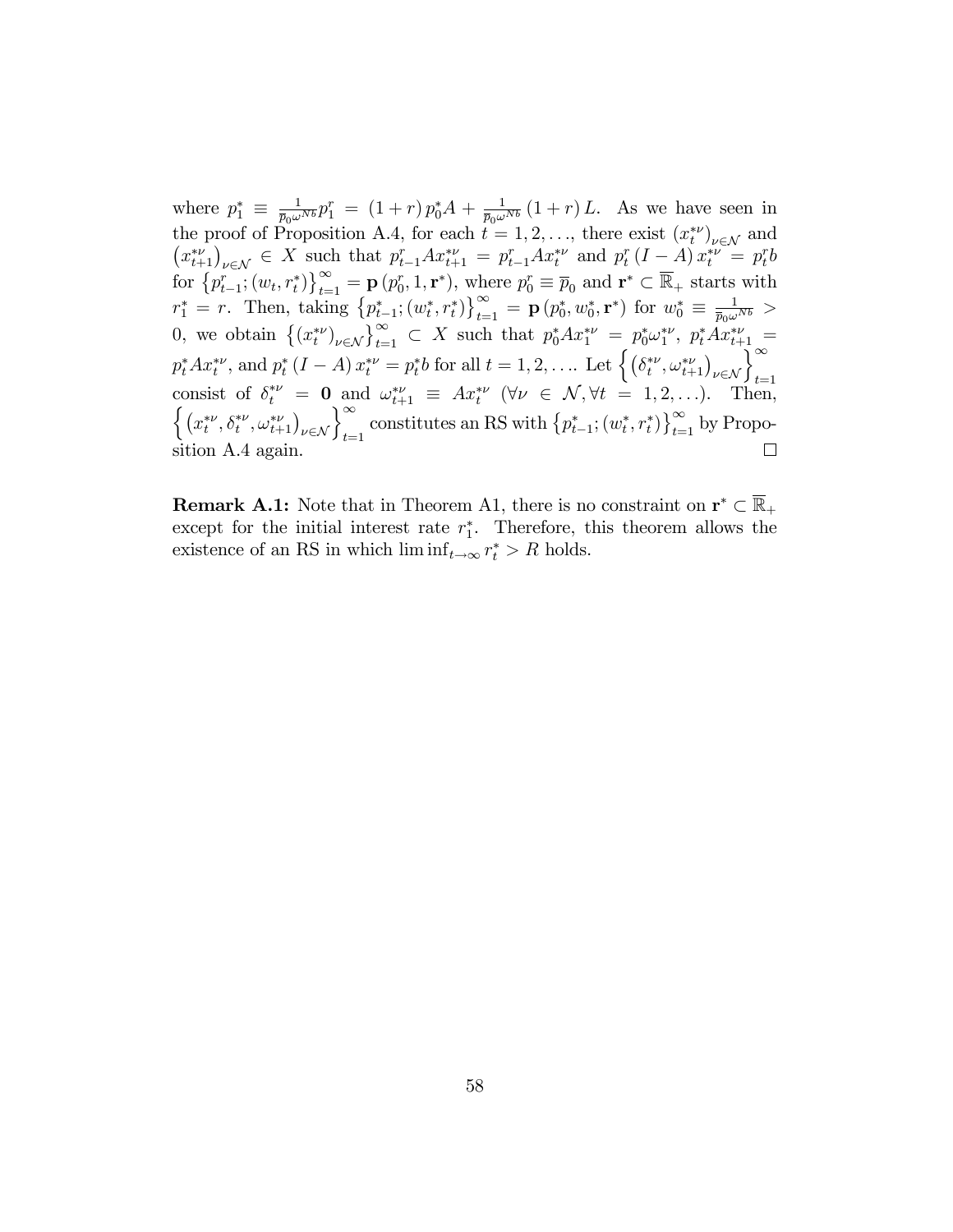where $p_1^* \equiv \frac{1}{\overline{p}_0 \omega^{N\flat}} p_1^r = (1+r) p_0^* A + \frac{1}{\overline{p}_0 \omega^{N\flat}} (1+r) L$. As we have seen in the proof of Proposition A.4, for each $t = 1, 2, \ldots$, there exist $(x_t^{*\nu})_{\nu \in \mathcal{N}}$ and $(x_{t+1}^{*\nu})_{\nu \in \mathcal{N}} \in X$ such that $p_{t-1}^r A x_{t+1}^{*\nu} = p_{t-1}^r A x_t^{*\nu}$ and $p_t^r (I - A) x_t^{*\nu} = p_t^r b$ for $\{p_{t-1}^r; (w_t, r_t^*)\}_{t=1}^{\infty} = \mathbf{p}(p_0^r, 1, \mathbf{r}^*)$, where $p_0^r \equiv \overline{p}_0$ and $\mathbf{r}^* \subset \overline{\mathbb{R}}_+$ starts with $r_1^* = r$. Then, taking $\{p_{t-1}^*; (w_t^*, r_t^*)\}_{t=1}^{\infty} = \mathbf{p}(p_0^*, w_0^*, \mathbf{r}^*)$ for $w_0^* \equiv \frac{1}{\overline{p}_0 \omega^{N\flat}} > 0$, we obtain $\{(x_t^{*\nu})_{\nu \in \mathcal{N}}\}_{t=1}^{\infty} \subset X$ such that $p_0^* A x_1^{*\nu} = p_0^* \omega_1^{*\nu}$, $p_t^* A x_{t+1}^{*\nu} = p_t^* A x_t^{*\nu}$, and $p_t^* (I - A) x_t^{*\nu} = p_t^* b$ for all $t = 1, 2, \ldots$. Let $\left\{ \left( \delta_t^{*\nu}, \omega_{t+1}^{*\nu} \right)_{\nu \in \mathcal{N}} \right\}_{t=1}^{\infty}$ consist of $\delta_t^{*\nu} = \mathbf{0}$ and $\omega_{t+1}^{*\nu} \equiv A x_t^{*\nu}$ $(\forall \nu \in \mathcal{N}, \forall t = 1, 2, \ldots)$. Then, $\left\{ \left( x_t^{*\nu}, \delta_t^{*\nu}, \omega_{t+1}^{*\nu} \right)_{\nu \in \mathcal{N}} \right\}_{t=1}^{\infty}$ constitutes an RS with $\{p_{t-1}^*; (w_t^*, r_t^*)\}_{t=1}^{\infty}$ by Proposition A.4 again. □

**Remark A.1:** Note that in Theorem A1, there is no constraint on $\mathbf{r}^* \subset \overline{\mathbb{R}}_+$ except for the initial interest rate $r_1^*$. Therefore, this theorem allows the existence of an RS in which $\liminf_{t \to \infty} r_t^* > R$ holds.